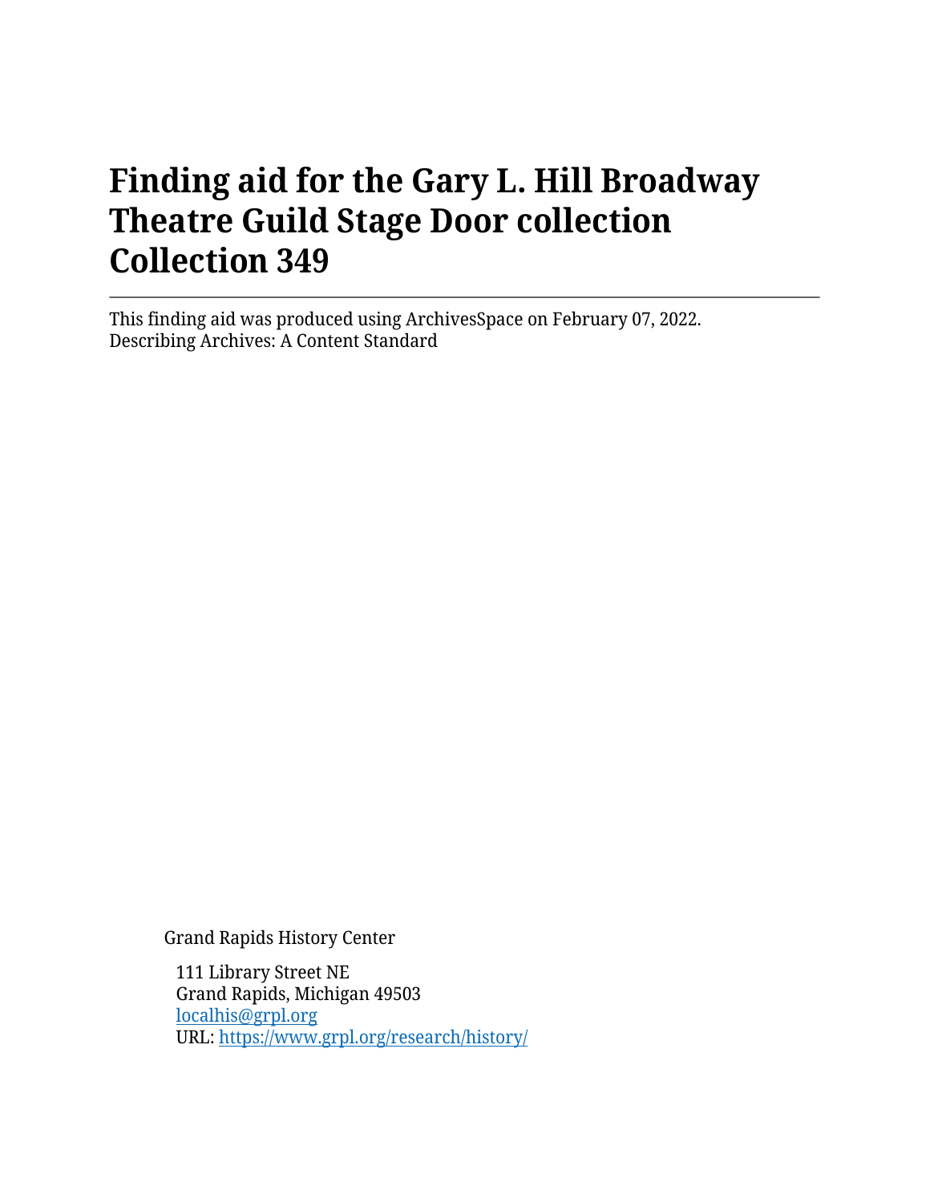# Finding aid for the Gary L. Hill Broadway Theatre Guild Stage Door collection Collection 349

---

This finding aid was produced using ArchivesSpace on February 07, 2022.
Describing Archives: A Content Standard

Grand Rapids History Center

111 Library Street NE
Grand Rapids, Michigan 49503
[localhis@grpl.org](mailto:localhis@grpl.org)
URL: [https://www.grpl.org/research/history/](https://www.grpl.org/research/history/)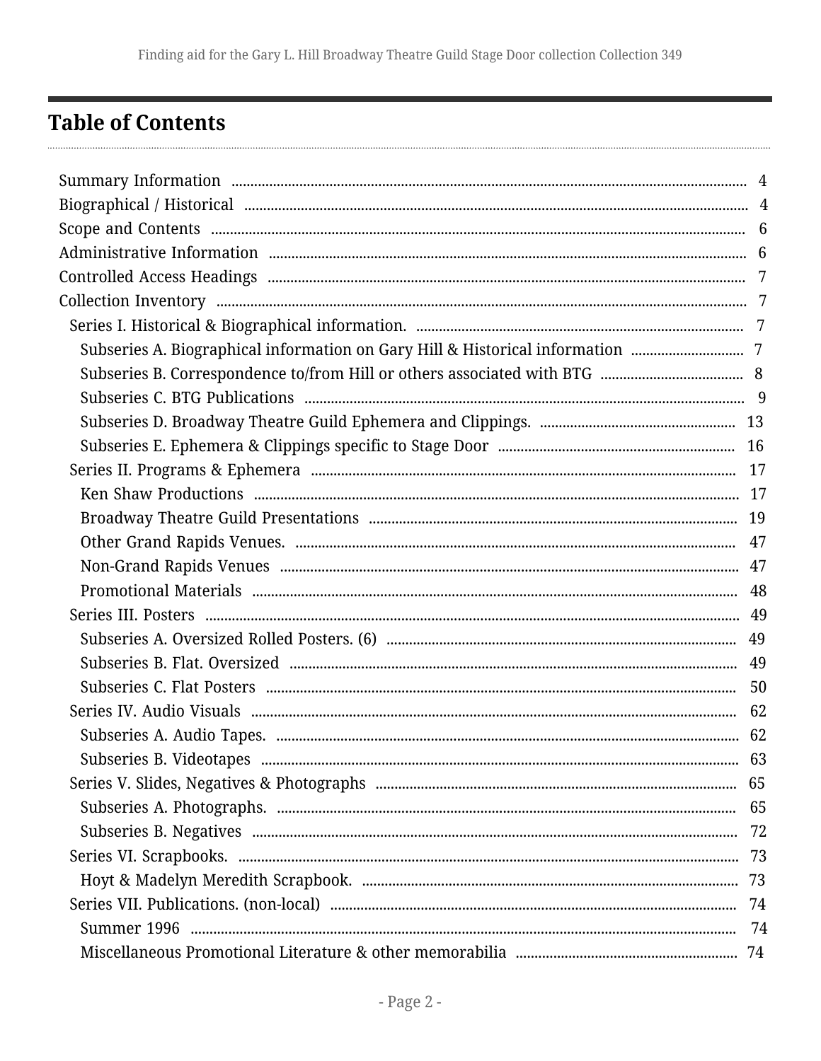## Table of Contents

- Summary Information ..... 4
- Biographical / Historical ..... 4
- Scope and Contents ..... 6
- Administrative Information ..... 6
- Controlled Access Headings ..... 7
- Collection Inventory ..... 7
  - Series I. Historical & Biographical information. ..... 7
    - Subseries A. Biographical information on Gary Hill & Historical information ..... 7
    - Subseries B. Correspondence to/from Hill or others associated with BTG ..... 8
    - Subseries C. BTG Publications ..... 9
    - Subseries D. Broadway Theatre Guild Ephemera and Clippings. ..... 13
    - Subseries E. Ephemera & Clippings specific to Stage Door ..... 16
  - Series II. Programs & Ephemera ..... 17
    - Ken Shaw Productions ..... 17
    - Broadway Theatre Guild Presentations ..... 19
    - Other Grand Rapids Venues. ..... 47
    - Non-Grand Rapids Venues ..... 47
    - Promotional Materials ..... 48
  - Series III. Posters ..... 49
    - Subseries A. Oversized Rolled Posters. (6) ..... 49
    - Subseries B. Flat. Oversized ..... 49
    - Subseries C. Flat Posters ..... 50
  - Series IV. Audio Visuals ..... 62
    - Subseries A. Audio Tapes. ..... 62
    - Subseries B. Videotapes ..... 63
  - Series V. Slides, Negatives & Photographs ..... 65
    - Subseries A. Photographs. ..... 65
    - Subseries B. Negatives ..... 72
  - Series VI. Scrapbooks. ..... 73
    - Hoyt & Madelyn Meredith Scrapbook. ..... 73
  - Series VII. Publications. (non-local) ..... 74
    - Summer 1996 ..... 74
    - Miscellaneous Promotional Literature & other memorabilia ..... 74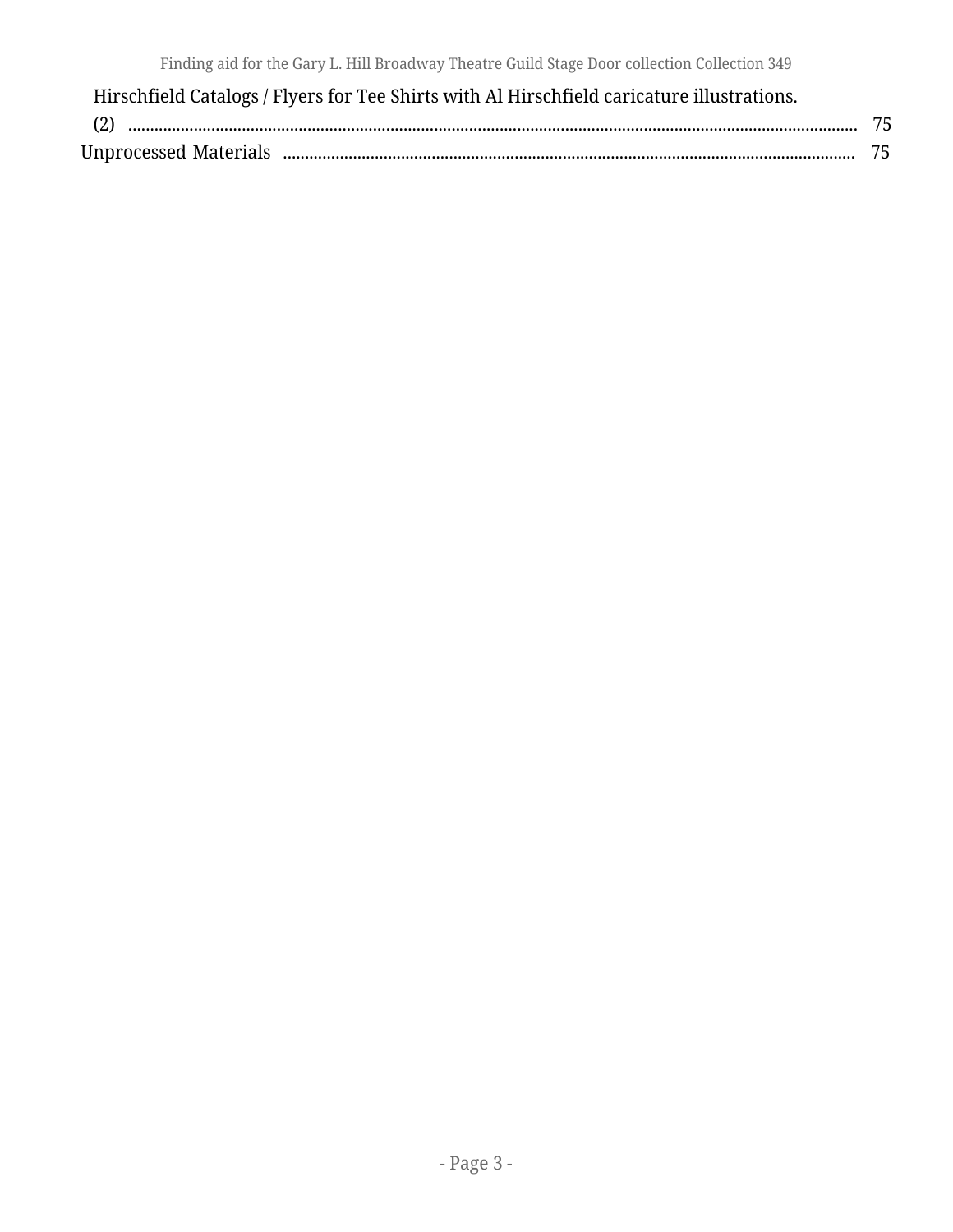Hirschfield Catalogs / Flyers for Tee Shirts with Al Hirschfield caricature illustrations. (2) ..... 75

Unprocessed Materials ..... 75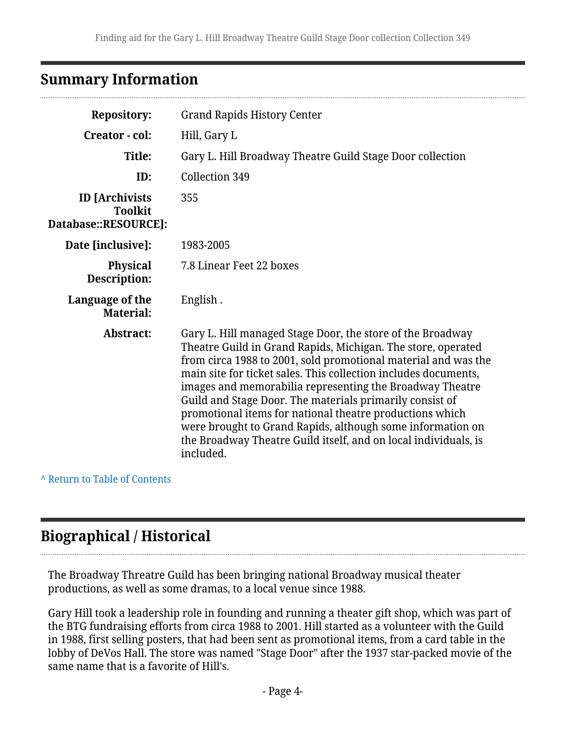## Summary Information

| | |
|---|---|
| **Repository:** | Grand Rapids History Center |
| **Creator - col:** | Hill, Gary L |
| **Title:** | Gary L. Hill Broadway Theatre Guild Stage Door collection |
| **ID:** | Collection 349 |
| **ID [Archivists Toolkit Database::RESOURCE]:** | 355 |
| **Date [inclusive]:** | 1983-2005 |
| **Physical Description:** | 7.8 Linear Feet 22 boxes |
| **Language of the Material:** | English . |
| **Abstract:** | Gary L. Hill managed Stage Door, the store of the Broadway Theatre Guild in Grand Rapids, Michigan. The store, operated from circa 1988 to 2001, sold promotional material and was the main site for ticket sales. This collection includes documents, images and memorabilia representing the Broadway Theatre Guild and Stage Door. The materials primarily consist of promotional items for national theatre productions which were brought to Grand Rapids, although some information on the Broadway Theatre Guild itself, and on local individuals, is included. |

^ Return to Table of Contents

## Biographical / Historical

The Broadway Threatre Guild has been bringing national Broadway musical theater productions, as well as some dramas, to a local venue since 1988.

Gary Hill took a leadership role in founding and running a theater gift shop, which was part of the BTG fundraising efforts from circa 1988 to 2001. Hill started as a volunteer with the Guild in 1988, first selling posters, that had been sent as promotional items, from a card table in the lobby of DeVos Hall. The store was named "Stage Door" after the 1937 star-packed movie of the same name that is a favorite of Hill's.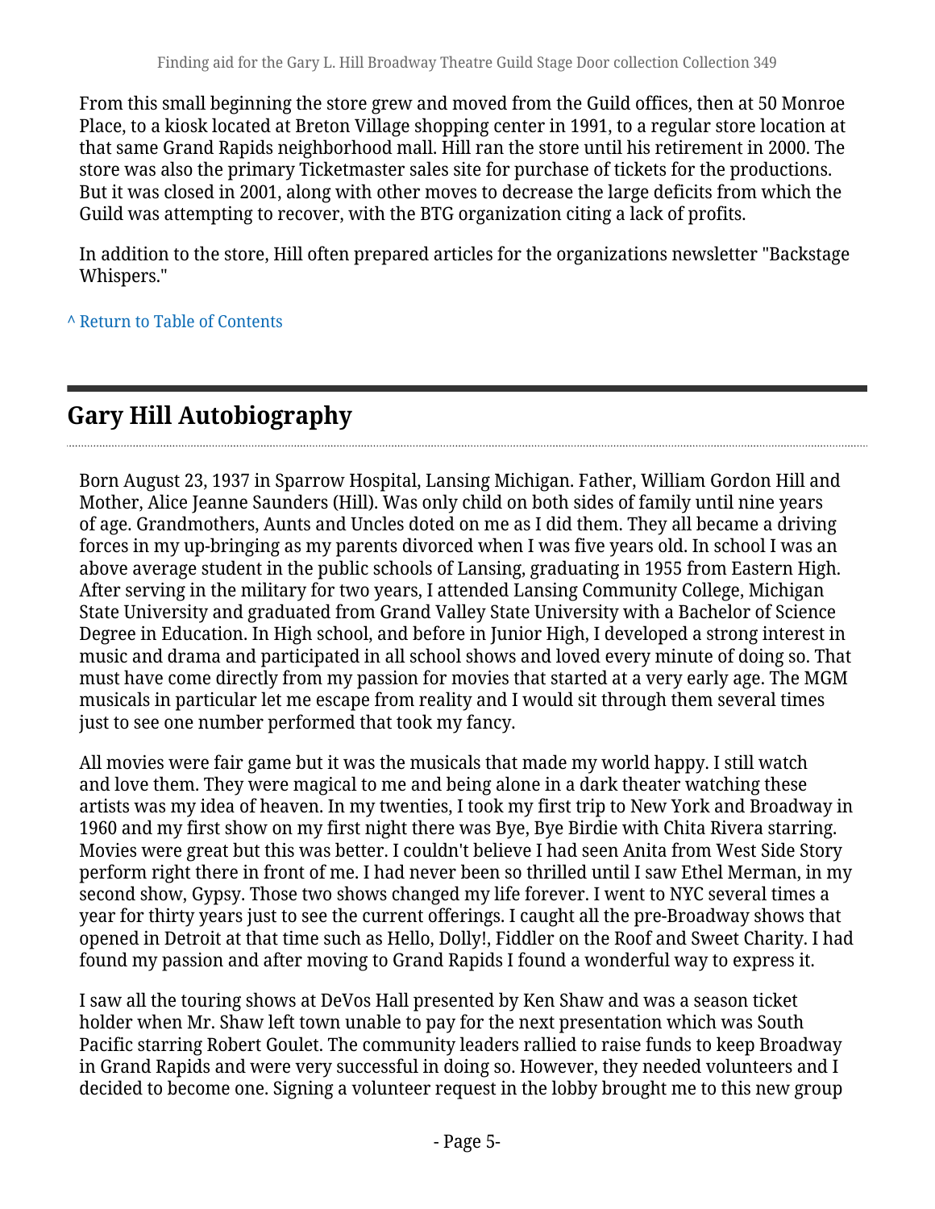From this small beginning the store grew and moved from the Guild offices, then at 50 Monroe Place, to a kiosk located at Breton Village shopping center in 1991, to a regular store location at that same Grand Rapids neighborhood mall. Hill ran the store until his retirement in 2000. The store was also the primary Ticketmaster sales site for purchase of tickets for the productions. But it was closed in 2001, along with other moves to decrease the large deficits from which the Guild was attempting to recover, with the BTG organization citing a lack of profits.

In addition to the store, Hill often prepared articles for the organizations newsletter "Backstage Whispers."

^ Return to Table of Contents

## Gary Hill Autobiography

Born August 23, 1937 in Sparrow Hospital, Lansing Michigan. Father, William Gordon Hill and Mother, Alice Jeanne Saunders (Hill). Was only child on both sides of family until nine years of age. Grandmothers, Aunts and Uncles doted on me as I did them. They all became a driving forces in my up-bringing as my parents divorced when I was five years old. In school I was an above average student in the public schools of Lansing, graduating in 1955 from Eastern High. After serving in the military for two years, I attended Lansing Community College, Michigan State University and graduated from Grand Valley State University with a Bachelor of Science Degree in Education. In High school, and before in Junior High, I developed a strong interest in music and drama and participated in all school shows and loved every minute of doing so. That must have come directly from my passion for movies that started at a very early age. The MGM musicals in particular let me escape from reality and I would sit through them several times just to see one number performed that took my fancy.

All movies were fair game but it was the musicals that made my world happy. I still watch and love them. They were magical to me and being alone in a dark theater watching these artists was my idea of heaven. In my twenties, I took my first trip to New York and Broadway in 1960 and my first show on my first night there was Bye, Bye Birdie with Chita Rivera starring. Movies were great but this was better. I couldn't believe I had seen Anita from West Side Story perform right there in front of me. I had never been so thrilled until I saw Ethel Merman, in my second show, Gypsy. Those two shows changed my life forever. I went to NYC several times a year for thirty years just to see the current offerings. I caught all the pre-Broadway shows that opened in Detroit at that time such as Hello, Dolly!, Fiddler on the Roof and Sweet Charity. I had found my passion and after moving to Grand Rapids I found a wonderful way to express it.

I saw all the touring shows at DeVos Hall presented by Ken Shaw and was a season ticket holder when Mr. Shaw left town unable to pay for the next presentation which was South Pacific starring Robert Goulet. The community leaders rallied to raise funds to keep Broadway in Grand Rapids and were very successful in doing so. However, they needed volunteers and I decided to become one. Signing a volunteer request in the lobby brought me to this new group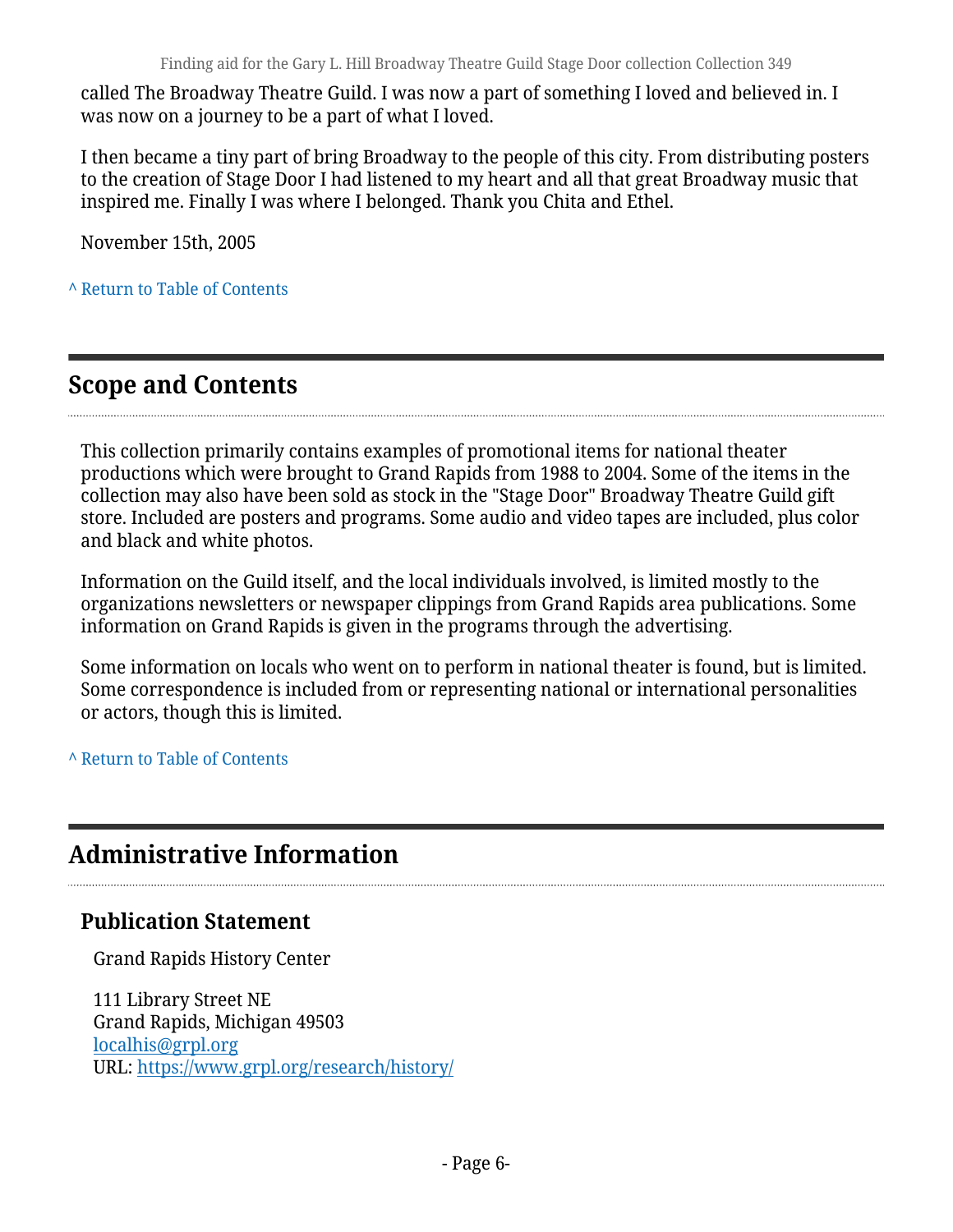called The Broadway Theatre Guild. I was now a part of something I loved and believed in. I was now on a journey to be a part of what I loved.

I then became a tiny part of bring Broadway to the people of this city. From distributing posters to the creation of Stage Door I had listened to my heart and all that great Broadway music that inspired me. Finally I was where I belonged. Thank you Chita and Ethel.

November 15th, 2005

^ Return to Table of Contents

## Scope and Contents

This collection primarily contains examples of promotional items for national theater productions which were brought to Grand Rapids from 1988 to 2004. Some of the items in the collection may also have been sold as stock in the "Stage Door" Broadway Theatre Guild gift store. Included are posters and programs. Some audio and video tapes are included, plus color and black and white photos.

Information on the Guild itself, and the local individuals involved, is limited mostly to the organizations newsletters or newspaper clippings from Grand Rapids area publications. Some information on Grand Rapids is given in the programs through the advertising.

Some information on locals who went on to perform in national theater is found, but is limited. Some correspondence is included from or representing national or international personalities or actors, though this is limited.

^ Return to Table of Contents

## Administrative Information

### Publication Statement

Grand Rapids History Center

111 Library Street NE
Grand Rapids, Michigan 49503
localhis@grpl.org
URL: https://www.grpl.org/research/history/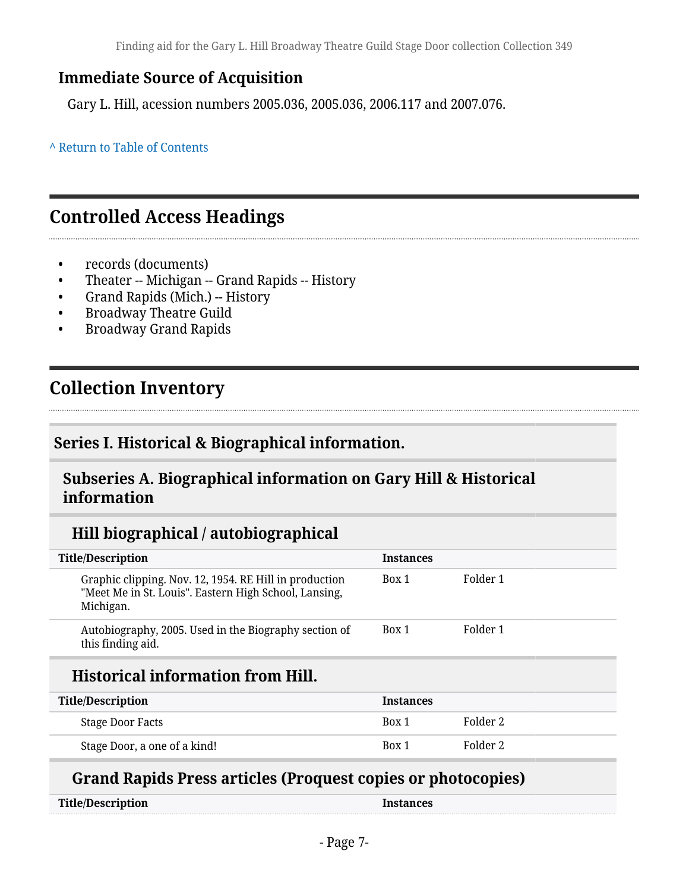## Immediate Source of Acquisition

Gary L. Hill, acession numbers 2005.036, 2005.036, 2006.117 and 2007.076.

^ Return to Table of Contents

## Controlled Access Headings

- records (documents)
- Theater -- Michigan -- Grand Rapids -- History
- Grand Rapids (Mich.) -- History
- Broadway Theatre Guild
- Broadway Grand Rapids

## Collection Inventory

### Series I. Historical & Biographical information.

#### Subseries A. Biographical information on Gary Hill & Historical information

##### Hill biographical / autobiographical

| Title/Description | Instances | |
|---|---|---|
| Graphic clipping. Nov. 12, 1954. RE Hill in production "Meet Me in St. Louis". Eastern High School, Lansing, Michigan. | Box 1 | Folder 1 |
| Autobiography, 2005. Used in the Biography section of this finding aid. | Box 1 | Folder 1 |

##### Historical information from Hill.

| Title/Description | Instances | |
|---|---|---|
| Stage Door Facts | Box 1 | Folder 2 |
| Stage Door, a one of a kind! | Box 1 | Folder 2 |

##### Grand Rapids Press articles (Proquest copies or photocopies)

| Title/Description | Instances |
|---|---|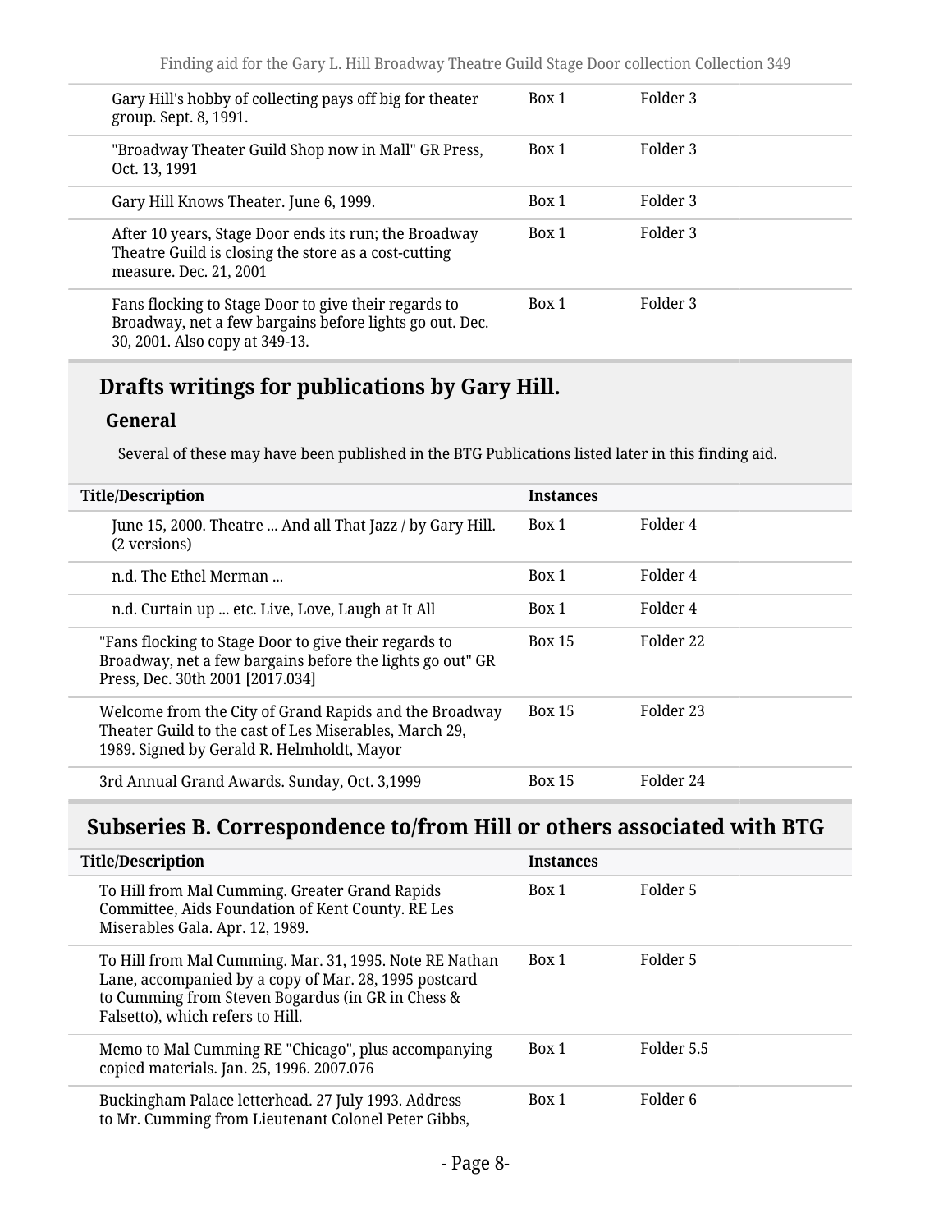| Title/Description | Instances | |
|---|---|---|
| Gary Hill's hobby of collecting pays off big for theater group. Sept. 8, 1991. | Box 1 | Folder 3 |
| "Broadway Theater Guild Shop now in Mall" GR Press, Oct. 13, 1991 | Box 1 | Folder 3 |
| Gary Hill Knows Theater. June 6, 1999. | Box 1 | Folder 3 |
| After 10 years, Stage Door ends its run; the Broadway Theatre Guild is closing the store as a cost-cutting measure. Dec. 21, 2001 | Box 1 | Folder 3 |
| Fans flocking to Stage Door to give their regards to Broadway, net a few bargains before lights go out. Dec. 30, 2001. Also copy at 349-13. | Box 1 | Folder 3 |

## Drafts writings for publications by Gary Hill.

### General

Several of these may have been published in the BTG Publications listed later in this finding aid.

| Title/Description | Instances | |
|---|---|---|
| June 15, 2000. Theatre ... And all That Jazz / by Gary Hill. (2 versions) | Box 1 | Folder 4 |
| n.d. The Ethel Merman ... | Box 1 | Folder 4 |
| n.d. Curtain up ... etc. Live, Love, Laugh at It All | Box 1 | Folder 4 |
| "Fans flocking to Stage Door to give their regards to Broadway, net a few bargains before the lights go out" GR Press, Dec. 30th 2001 [2017.034] | Box 15 | Folder 22 |
| Welcome from the City of Grand Rapids and the Broadway Theater Guild to the cast of Les Miserables, March 29, 1989. Signed by Gerald R. Helmholdt, Mayor | Box 15 | Folder 23 |
| 3rd Annual Grand Awards. Sunday, Oct. 3,1999 | Box 15 | Folder 24 |

## Subseries B. Correspondence to/from Hill or others associated with BTG

| Title/Description | Instances | |
|---|---|---|
| To Hill from Mal Cumming. Greater Grand Rapids Committee, Aids Foundation of Kent County. RE Les Miserables Gala. Apr. 12, 1989. | Box 1 | Folder 5 |
| To Hill from Mal Cumming. Mar. 31, 1995. Note RE Nathan Lane, accompanied by a copy of Mar. 28, 1995 postcard to Cumming from Steven Bogardus (in GR in Chess & Falsetto), which refers to Hill. | Box 1 | Folder 5 |
| Memo to Mal Cumming RE "Chicago", plus accompanying copied materials. Jan. 25, 1996. 2007.076 | Box 1 | Folder 5.5 |
| Buckingham Palace letterhead. 27 July 1993. Address to Mr. Cumming from Lieutenant Colonel Peter Gibbs, | Box 1 | Folder 6 |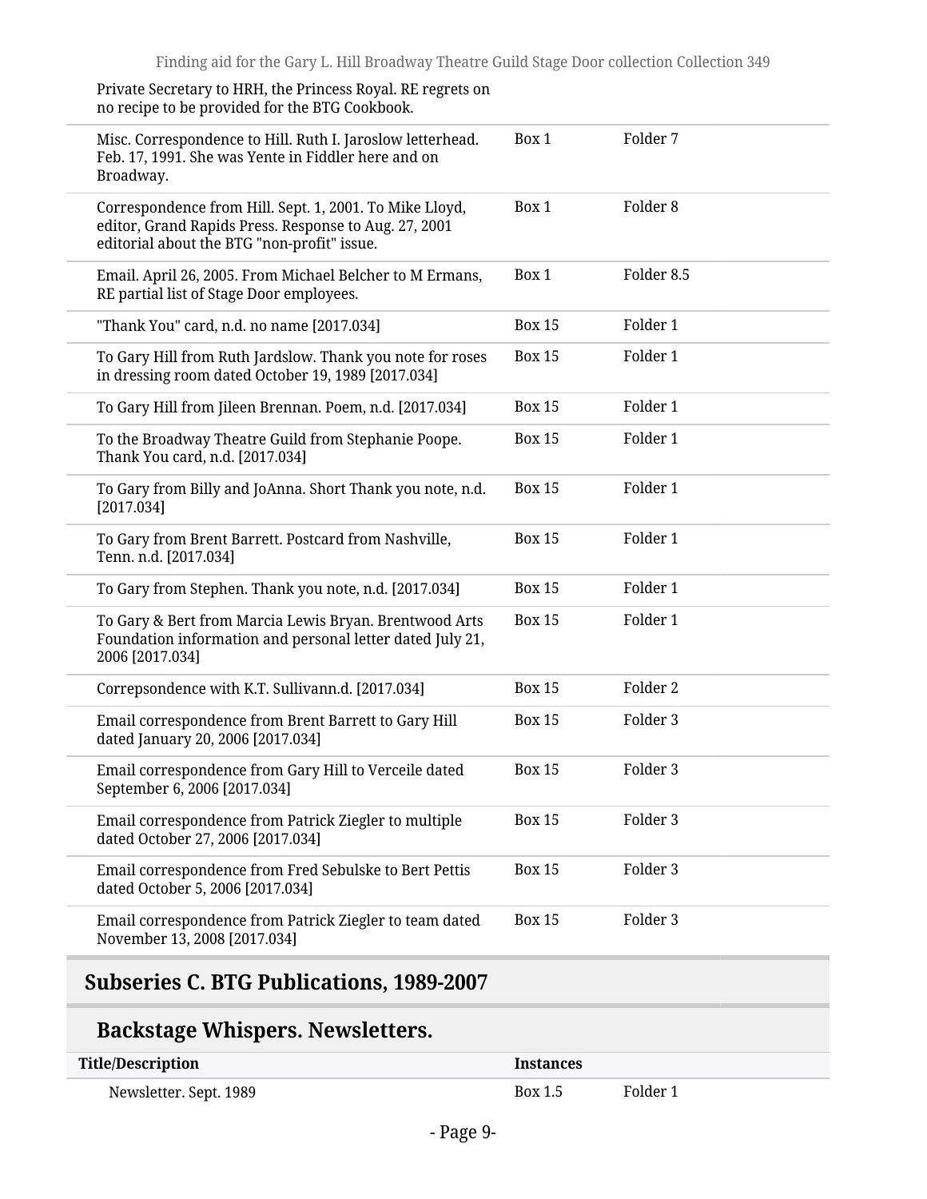Private Secretary to HRH, the Princess Royal. RE regrets on no recipe to be provided for the BTG Cookbook.

| | | |
|---|---|---|
| Misc. Correspondence to Hill. Ruth I. Jaroslow letterhead. Feb. 17, 1991. She was Yente in Fiddler here and on Broadway. | Box 1 | Folder 7 |
| Correspondence from Hill. Sept. 1, 2001. To Mike Lloyd, editor, Grand Rapids Press. Response to Aug. 27, 2001 editorial about the BTG "non-profit" issue. | Box 1 | Folder 8 |
| Email. April 26, 2005. From Michael Belcher to M Ermans, RE partial list of Stage Door employees. | Box 1 | Folder 8.5 |
| "Thank You" card, n.d. no name [2017.034] | Box 15 | Folder 1 |
| To Gary Hill from Ruth Jardslow. Thank you note for roses in dressing room dated October 19, 1989 [2017.034] | Box 15 | Folder 1 |
| To Gary Hill from Jileen Brennan. Poem, n.d. [2017.034] | Box 15 | Folder 1 |
| To the Broadway Theatre Guild from Stephanie Poope. Thank You card, n.d. [2017.034] | Box 15 | Folder 1 |
| To Gary from Billy and JoAnna. Short Thank you note, n.d. [2017.034] | Box 15 | Folder 1 |
| To Gary from Brent Barrett. Postcard from Nashville, Tenn. n.d. [2017.034] | Box 15 | Folder 1 |
| To Gary from Stephen. Thank you note, n.d. [2017.034] | Box 15 | Folder 1 |
| To Gary & Bert from Marcia Lewis Bryan. Brentwood Arts Foundation information and personal letter dated July 21, 2006 [2017.034] | Box 15 | Folder 1 |
| Correpsondence with K.T. Sullivann.d. [2017.034] | Box 15 | Folder 2 |
| Email correspondence from Brent Barrett to Gary Hill dated January 20, 2006 [2017.034] | Box 15 | Folder 3 |
| Email correspondence from Gary Hill to Verceile dated September 6, 2006 [2017.034] | Box 15 | Folder 3 |
| Email correspondence from Patrick Ziegler to multiple dated October 27, 2006 [2017.034] | Box 15 | Folder 3 |
| Email correspondence from Fred Sebulske to Bert Pettis dated October 5, 2006 [2017.034] | Box 15 | Folder 3 |
| Email correspondence from Patrick Ziegler to team dated November 13, 2008 [2017.034] | Box 15 | Folder 3 |

## Subseries C. BTG Publications, 1989-2007

## Backstage Whispers. Newsletters.

| Title/Description | Instances | |
|---|---|---|
| Newsletter. Sept. 1989 | Box 1.5 | Folder 1 |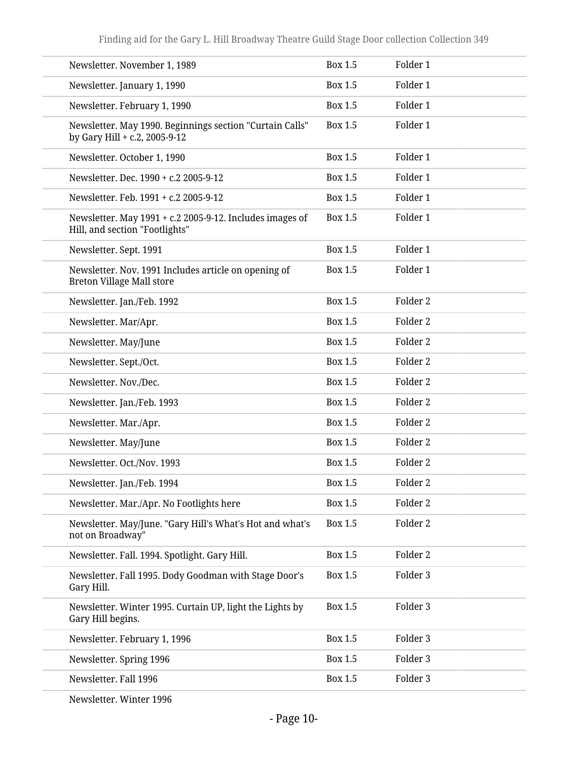| | | |
|---|---|---|
| Newsletter. November 1, 1989 | Box 1.5 | Folder 1 |
| Newsletter. January 1, 1990 | Box 1.5 | Folder 1 |
| Newsletter. February 1, 1990 | Box 1.5 | Folder 1 |
| Newsletter. May 1990. Beginnings section "Curtain Calls" by Gary Hill + c.2, 2005-9-12 | Box 1.5 | Folder 1 |
| Newsletter. October 1, 1990 | Box 1.5 | Folder 1 |
| Newsletter. Dec. 1990 + c.2 2005-9-12 | Box 1.5 | Folder 1 |
| Newsletter. Feb. 1991 + c.2 2005-9-12 | Box 1.5 | Folder 1 |
| Newsletter. May 1991 + c.2 2005-9-12. Includes images of Hill, and section "Footlights" | Box 1.5 | Folder 1 |
| Newsletter. Sept. 1991 | Box 1.5 | Folder 1 |
| Newsletter. Nov. 1991 Includes article on opening of Breton Village Mall store | Box 1.5 | Folder 1 |
| Newsletter. Jan./Feb. 1992 | Box 1.5 | Folder 2 |
| Newsletter. Mar/Apr. | Box 1.5 | Folder 2 |
| Newsletter. May/June | Box 1.5 | Folder 2 |
| Newsletter. Sept./Oct. | Box 1.5 | Folder 2 |
| Newsletter. Nov./Dec. | Box 1.5 | Folder 2 |
| Newsletter. Jan./Feb. 1993 | Box 1.5 | Folder 2 |
| Newsletter. Mar./Apr. | Box 1.5 | Folder 2 |
| Newsletter. May/June | Box 1.5 | Folder 2 |
| Newsletter. Oct./Nov. 1993 | Box 1.5 | Folder 2 |
| Newsletter. Jan./Feb. 1994 | Box 1.5 | Folder 2 |
| Newsletter. Mar./Apr. No Footlights here | Box 1.5 | Folder 2 |
| Newsletter. May/June. "Gary Hill's What's Hot and what's not on Broadway" | Box 1.5 | Folder 2 |
| Newsletter. Fall. 1994. Spotlight. Gary Hill. | Box 1.5 | Folder 2 |
| Newsletter. Fall 1995. Dody Goodman with Stage Door's Gary Hill. | Box 1.5 | Folder 3 |
| Newsletter. Winter 1995. Curtain UP, light the Lights by Gary Hill begins. | Box 1.5 | Folder 3 |
| Newsletter. February 1, 1996 | Box 1.5 | Folder 3 |
| Newsletter. Spring 1996 | Box 1.5 | Folder 3 |
| Newsletter. Fall 1996 | Box 1.5 | Folder 3 |
| Newsletter. Winter 1996 | | |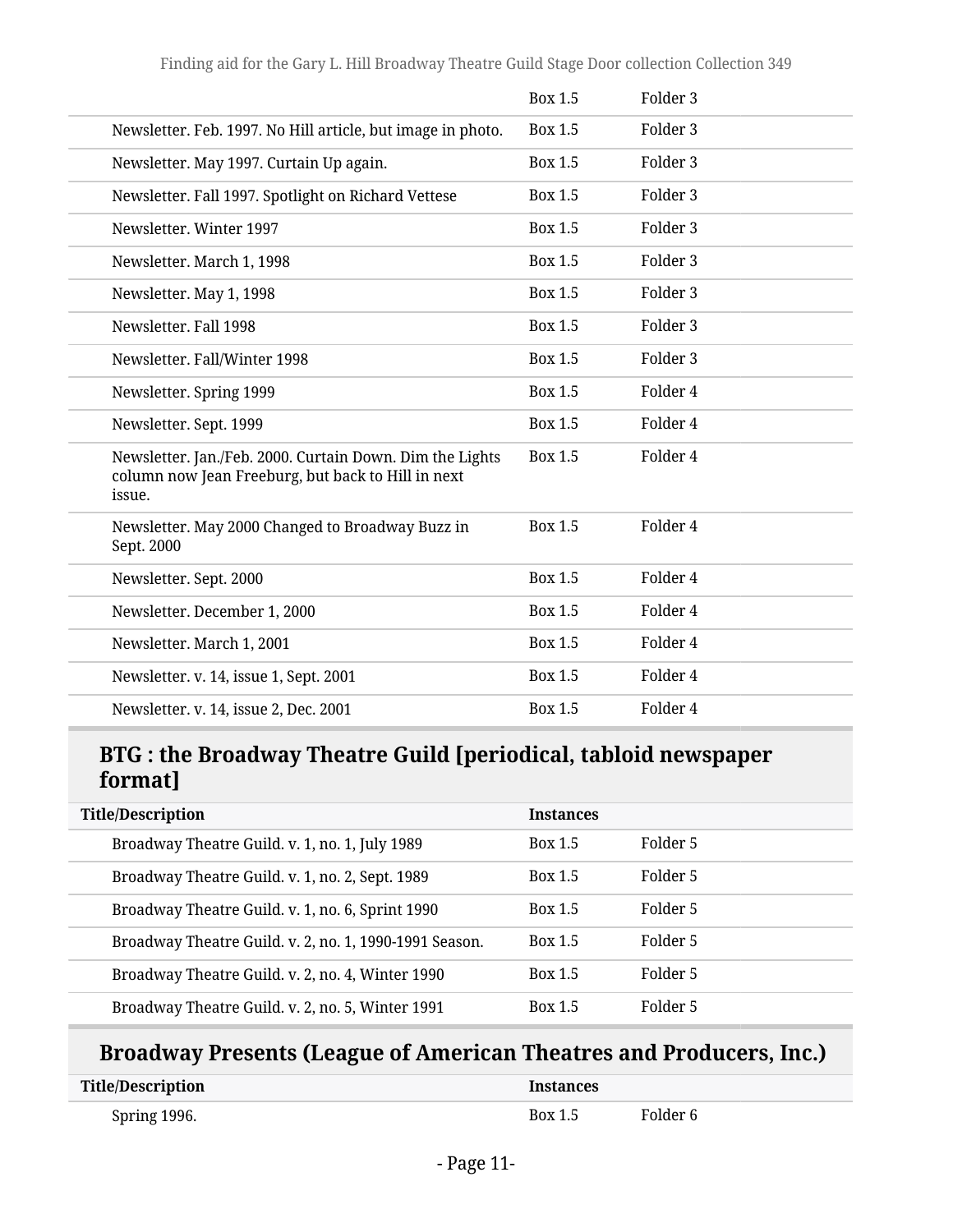| | | |
|---|---|---|
| | Box 1.5 | Folder 3 |
| Newsletter. Feb. 1997. No Hill article, but image in photo. | Box 1.5 | Folder 3 |
| Newsletter. May 1997. Curtain Up again. | Box 1.5 | Folder 3 |
| Newsletter. Fall 1997. Spotlight on Richard Vettese | Box 1.5 | Folder 3 |
| Newsletter. Winter 1997 | Box 1.5 | Folder 3 |
| Newsletter. March 1, 1998 | Box 1.5 | Folder 3 |
| Newsletter. May 1, 1998 | Box 1.5 | Folder 3 |
| Newsletter. Fall 1998 | Box 1.5 | Folder 3 |
| Newsletter. Fall/Winter 1998 | Box 1.5 | Folder 3 |
| Newsletter. Spring 1999 | Box 1.5 | Folder 4 |
| Newsletter. Sept. 1999 | Box 1.5 | Folder 4 |
| Newsletter. Jan./Feb. 2000. Curtain Down. Dim the Lights column now Jean Freeburg, but back to Hill in next issue. | Box 1.5 | Folder 4 |
| Newsletter. May 2000 Changed to Broadway Buzz in Sept. 2000 | Box 1.5 | Folder 4 |
| Newsletter. Sept. 2000 | Box 1.5 | Folder 4 |
| Newsletter. December 1, 2000 | Box 1.5 | Folder 4 |
| Newsletter. March 1, 2001 | Box 1.5 | Folder 4 |
| Newsletter. v. 14, issue 1, Sept. 2001 | Box 1.5 | Folder 4 |
| Newsletter. v. 14, issue 2, Dec. 2001 | Box 1.5 | Folder 4 |

## BTG : the Broadway Theatre Guild [periodical, tabloid newspaper format]

| Title/Description | Instances | |
|---|---|---|
| Broadway Theatre Guild. v. 1, no. 1, July 1989 | Box 1.5 | Folder 5 |
| Broadway Theatre Guild. v. 1, no. 2, Sept. 1989 | Box 1.5 | Folder 5 |
| Broadway Theatre Guild. v. 1, no. 6, Sprint 1990 | Box 1.5 | Folder 5 |
| Broadway Theatre Guild. v. 2, no. 1, 1990-1991 Season. | Box 1.5 | Folder 5 |
| Broadway Theatre Guild. v. 2, no. 4, Winter 1990 | Box 1.5 | Folder 5 |
| Broadway Theatre Guild. v. 2, no. 5, Winter 1991 | Box 1.5 | Folder 5 |

## Broadway Presents (League of American Theatres and Producers, Inc.)

| Title/Description | Instances | |
|---|---|---|
| Spring 1996. | Box 1.5 | Folder 6 |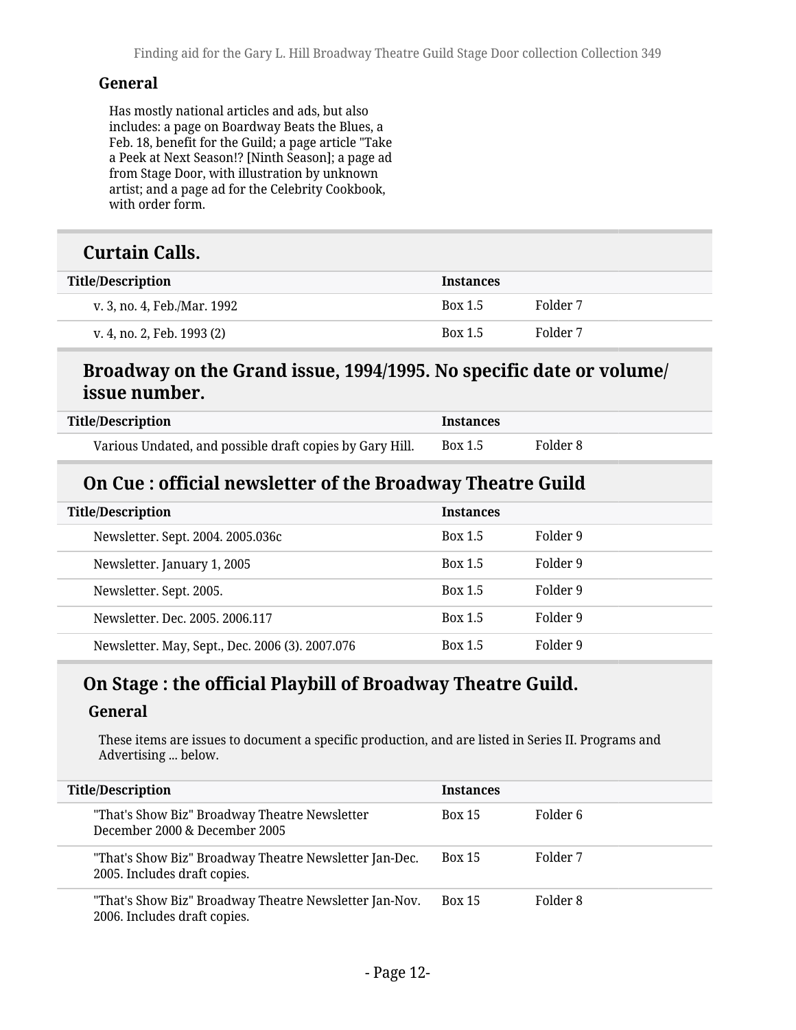#### General

Has mostly national articles and ads, but also includes: a page on Boardway Beats the Blues, a Feb. 18, benefit for the Guild; a page article "Take a Peek at Next Season!? [Ninth Season]; a page ad from Stage Door, with illustration by unknown artist; and a page ad for the Celebrity Cookbook, with order form.

### Curtain Calls.

| Title/Description | Instances | |
|---|---|---|
| v. 3, no. 4, Feb./Mar. 1992 | Box 1.5 | Folder 7 |
| v. 4, no. 2, Feb. 1993 (2) | Box 1.5 | Folder 7 |

### Broadway on the Grand issue, 1994/1995. No specific date or volume/ issue number.

| Title/Description | Instances | |
|---|---|---|
| Various Undated, and possible draft copies by Gary Hill. | Box 1.5 | Folder 8 |

### On Cue : official newsletter of the Broadway Theatre Guild

| Title/Description | Instances | |
|---|---|---|
| Newsletter. Sept. 2004. 2005.036c | Box 1.5 | Folder 9 |
| Newsletter. January 1, 2005 | Box 1.5 | Folder 9 |
| Newsletter. Sept. 2005. | Box 1.5 | Folder 9 |
| Newsletter. Dec. 2005. 2006.117 | Box 1.5 | Folder 9 |
| Newsletter. May, Sept., Dec. 2006 (3). 2007.076 | Box 1.5 | Folder 9 |

### On Stage : the official Playbill of Broadway Theatre Guild.

#### General

These items are issues to document a specific production, and are listed in Series II. Programs and Advertising ... below.

| Title/Description | Instances | |
|---|---|---|
| "That's Show Biz" Broadway Theatre Newsletter December 2000 & December 2005 | Box 15 | Folder 6 |
| "That's Show Biz" Broadway Theatre Newsletter Jan-Dec. 2005. Includes draft copies. | Box 15 | Folder 7 |
| "That's Show Biz" Broadway Theatre Newsletter Jan-Nov. 2006. Includes draft copies. | Box 15 | Folder 8 |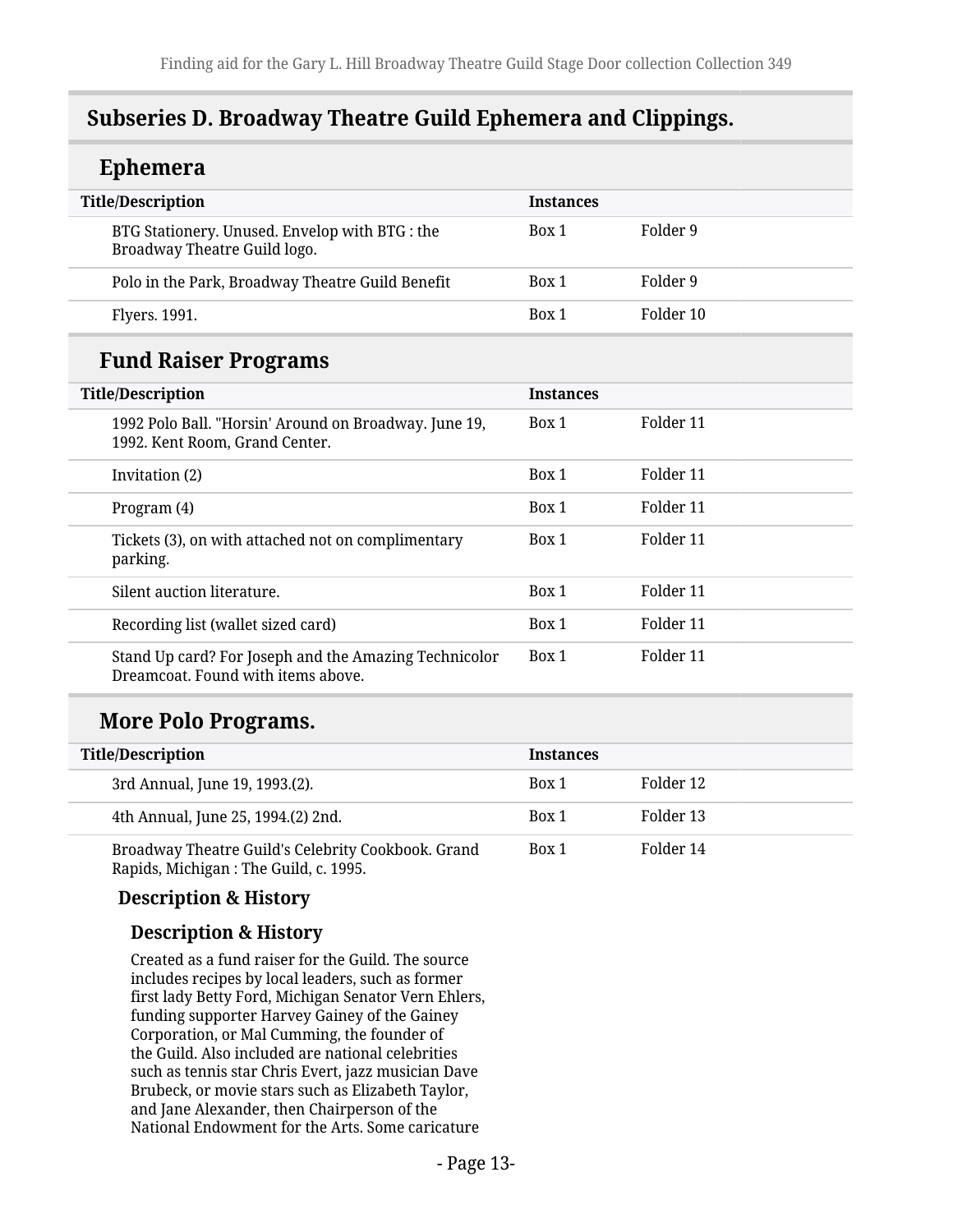## Subseries D. Broadway Theatre Guild Ephemera and Clippings.

### Ephemera

| Title/Description | Instances | |
| --- | --- | --- |
| BTG Stationery. Unused. Envelop with BTG : the Broadway Theatre Guild logo. | Box 1 | Folder 9 |
| Polo in the Park, Broadway Theatre Guild Benefit | Box 1 | Folder 9 |
| Flyers. 1991. | Box 1 | Folder 10 |

### Fund Raiser Programs

| Title/Description | Instances | |
| --- | --- | --- |
| 1992 Polo Ball. "Horsin' Around on Broadway. June 19, 1992. Kent Room, Grand Center. | Box 1 | Folder 11 |
| Invitation (2) | Box 1 | Folder 11 |
| Program (4) | Box 1 | Folder 11 |
| Tickets (3), on with attached not on complimentary parking. | Box 1 | Folder 11 |
| Silent auction literature. | Box 1 | Folder 11 |
| Recording list (wallet sized card) | Box 1 | Folder 11 |
| Stand Up card? For Joseph and the Amazing Technicolor Dreamcoat. Found with items above. | Box 1 | Folder 11 |

### More Polo Programs.

| Title/Description | Instances | |
| --- | --- | --- |
| 3rd Annual, June 19, 1993.(2). | Box 1 | Folder 12 |
| 4th Annual, June 25, 1994.(2) 2nd. | Box 1 | Folder 13 |
| Broadway Theatre Guild's Celebrity Cookbook. Grand Rapids, Michigan : The Guild, c. 1995. | Box 1 | Folder 14 |

**Description & History**

**Description & History**

Created as a fund raiser for the Guild. The source includes recipes by local leaders, such as former first lady Betty Ford, Michigan Senator Vern Ehlers, funding supporter Harvey Gainey of the Gainey Corporation, or Mal Cumming, the founder of the Guild. Also included are national celebrities such as tennis star Chris Evert, jazz musician Dave Brubeck, or movie stars such as Elizabeth Taylor, and Jane Alexander, then Chairperson of the National Endowment for the Arts. Some caricature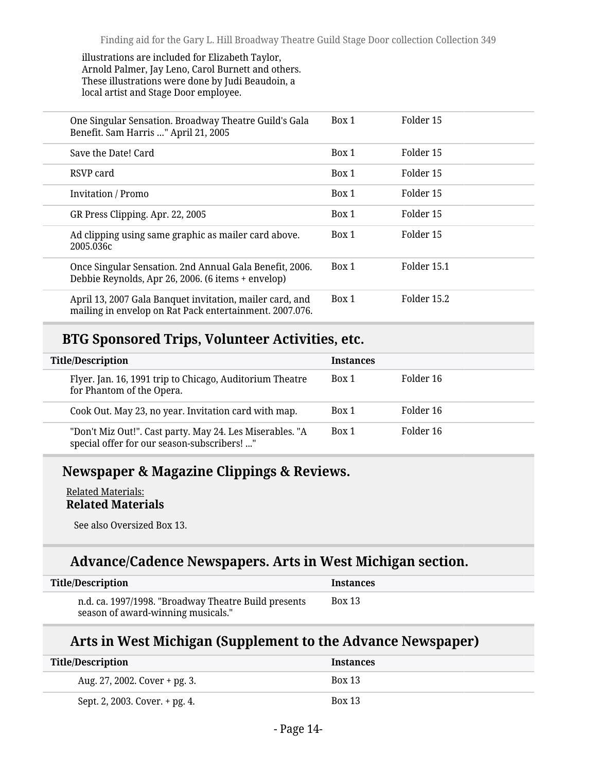illustrations are included for Elizabeth Taylor, Arnold Palmer, Jay Leno, Carol Burnett and others. These illustrations were done by Judi Beaudoin, a local artist and Stage Door employee.

| | | |
|---|---|---|
| One Singular Sensation. Broadway Theatre Guild's Gala Benefit. Sam Harris ..." April 21, 2005 | Box 1 | Folder 15 |
| Save the Date! Card | Box 1 | Folder 15 |
| RSVP card | Box 1 | Folder 15 |
| Invitation / Promo | Box 1 | Folder 15 |
| GR Press Clipping. Apr. 22, 2005 | Box 1 | Folder 15 |
| Ad clipping using same graphic as mailer card above. 2005.036c | Box 1 | Folder 15 |
| Once Singular Sensation. 2nd Annual Gala Benefit, 2006. Debbie Reynolds, Apr 26, 2006. (6 items + envelop) | Box 1 | Folder 15.1 |
| April 13, 2007 Gala Banquet invitation, mailer card, and mailing in envelop on Rat Pack entertainment. 2007.076. | Box 1 | Folder 15.2 |

## BTG Sponsored Trips, Volunteer Activities, etc.

| Title/Description | Instances | |
|---|---|---|
| Flyer. Jan. 16, 1991 trip to Chicago, Auditorium Theatre for Phantom of the Opera. | Box 1 | Folder 16 |
| Cook Out. May 23, no year. Invitation card with map. | Box 1 | Folder 16 |
| "Don't Miz Out!". Cast party. May 24. Les Miserables. "A special offer for our season-subscribers! ..." | Box 1 | Folder 16 |

## Newspaper & Magazine Clippings & Reviews.

Related Materials:

**Related Materials**

See also Oversized Box 13.

### Advance/Cadence Newspapers. Arts in West Michigan section.

| Title/Description | Instances |
|---|---|
| n.d. ca. 1997/1998. "Broadway Theatre Build presents season of award-winning musicals." | Box 13 |

### Arts in West Michigan (Supplement to the Advance Newspaper)

| Title/Description | Instances |
|---|---|
| Aug. 27, 2002. Cover + pg. 3. | Box 13 |
| Sept. 2, 2003. Cover. + pg. 4. | Box 13 |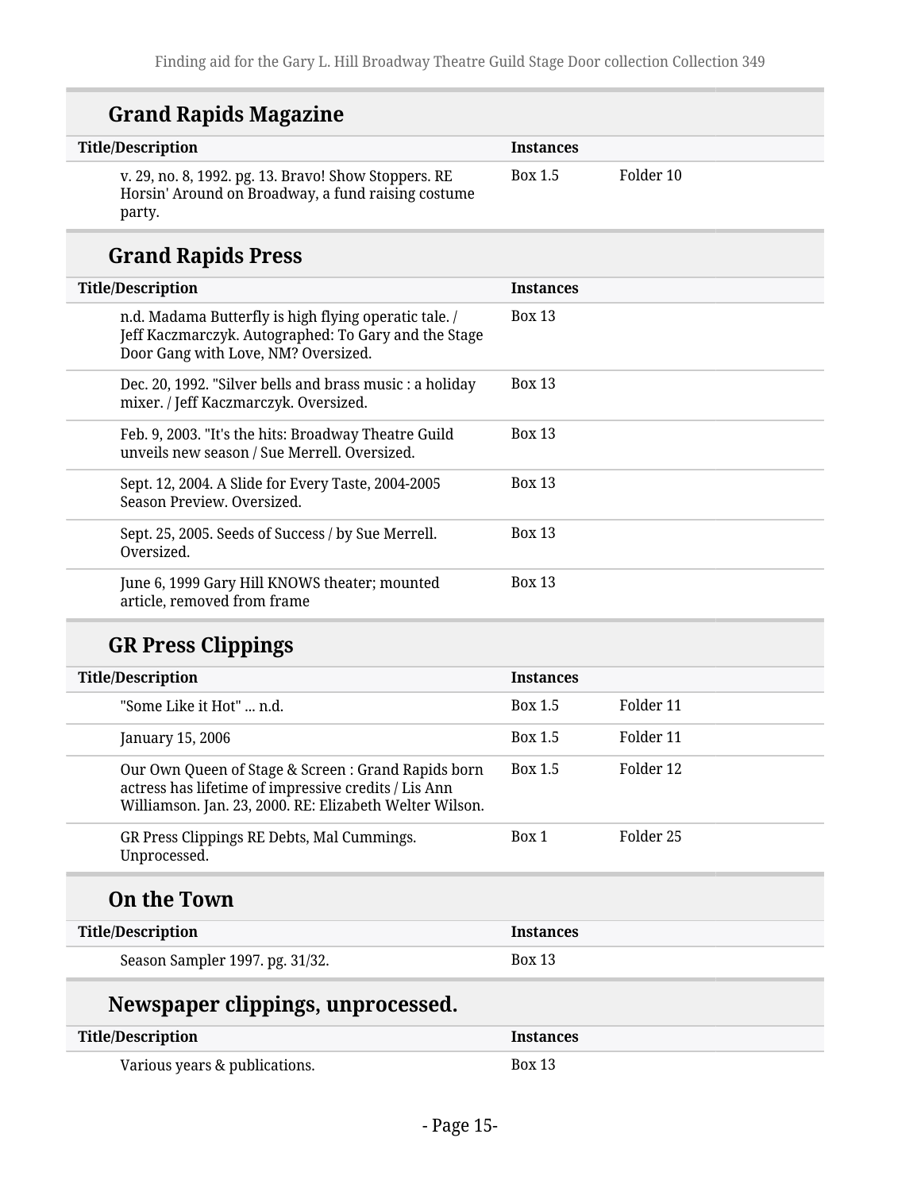## Grand Rapids Magazine

| Title/Description | Instances | |
|---|---|---|
| v. 29, no. 8, 1992. pg. 13. Bravo! Show Stoppers. RE Horsin' Around on Broadway, a fund raising costume party. | Box 1.5 | Folder 10 |

## Grand Rapids Press

| Title/Description | Instances |
|---|---|
| n.d. Madama Butterfly is high flying operatic tale. / Jeff Kaczmarczyk. Autographed: To Gary and the Stage Door Gang with Love, NM? Oversized. | Box 13 |
| Dec. 20, 1992. "Silver bells and brass music : a holiday mixer. / Jeff Kaczmarczyk. Oversized. | Box 13 |
| Feb. 9, 2003. "It's the hits: Broadway Theatre Guild unveils new season / Sue Merrell. Oversized. | Box 13 |
| Sept. 12, 2004. A Slide for Every Taste, 2004-2005 Season Preview. Oversized. | Box 13 |
| Sept. 25, 2005. Seeds of Success / by Sue Merrell. Oversized. | Box 13 |
| June 6, 1999 Gary Hill KNOWS theater; mounted article, removed from frame | Box 13 |

## GR Press Clippings

| Title/Description | Instances | |
|---|---|---|
| "Some Like it Hot" ... n.d. | Box 1.5 | Folder 11 |
| January 15, 2006 | Box 1.5 | Folder 11 |
| Our Own Queen of Stage & Screen : Grand Rapids born actress has lifetime of impressive credits / Lis Ann Williamson. Jan. 23, 2000. RE: Elizabeth Welter Wilson. | Box 1.5 | Folder 12 |
| GR Press Clippings RE Debts, Mal Cummings. Unprocessed. | Box 1 | Folder 25 |

## On the Town

| Title/Description | Instances |
|---|---|
| Season Sampler 1997. pg. 31/32. | Box 13 |

## Newspaper clippings, unprocessed.

| Title/Description | Instances |
|---|---|
| Various years & publications. | Box 13 |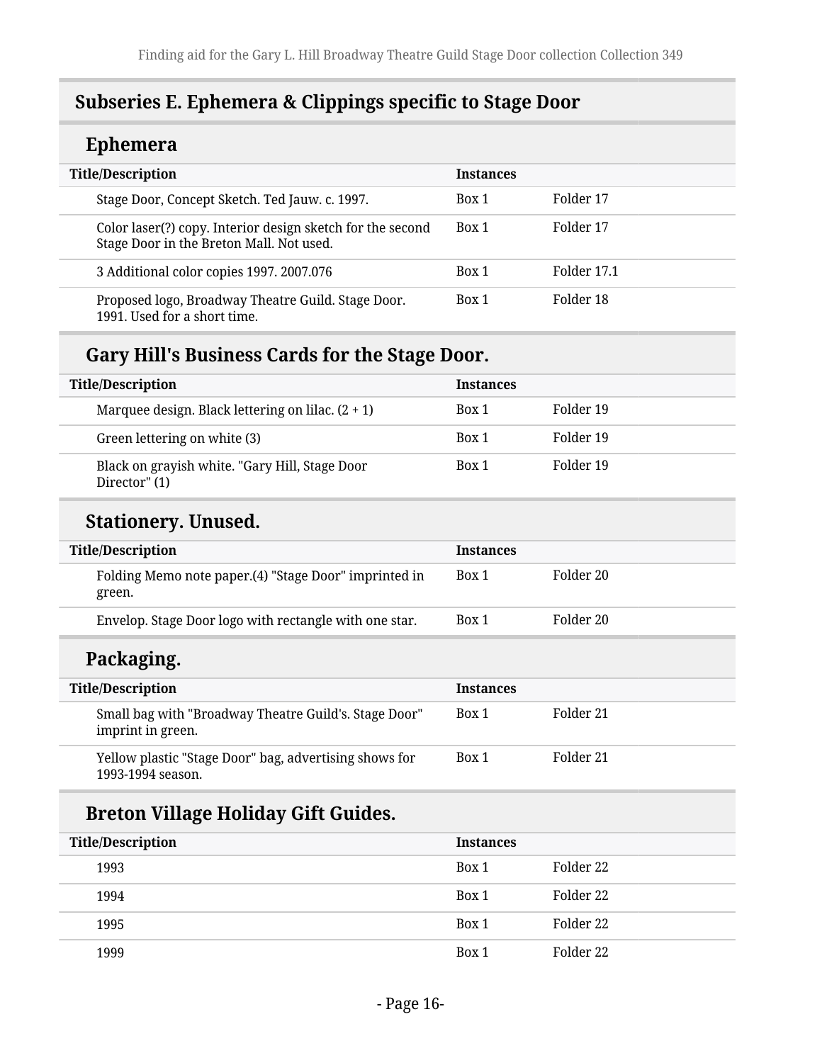## Subseries E. Ephemera & Clippings specific to Stage Door

### Ephemera

| Title/Description | Instances | |
|---|---|---|
| Stage Door, Concept Sketch. Ted Jauw. c. 1997. | Box 1 | Folder 17 |
| Color laser(?) copy. Interior design sketch for the second Stage Door in the Breton Mall. Not used. | Box 1 | Folder 17 |
| 3 Additional color copies 1997. 2007.076 | Box 1 | Folder 17.1 |
| Proposed logo, Broadway Theatre Guild. Stage Door. 1991. Used for a short time. | Box 1 | Folder 18 |

### Gary Hill's Business Cards for the Stage Door.

| Title/Description | Instances | |
|---|---|---|
| Marquee design. Black lettering on lilac. (2 + 1) | Box 1 | Folder 19 |
| Green lettering on white (3) | Box 1 | Folder 19 |
| Black on grayish white. "Gary Hill, Stage Door Director" (1) | Box 1 | Folder 19 |

### Stationery. Unused.

| Title/Description | Instances | |
|---|---|---|
| Folding Memo note paper.(4) "Stage Door" imprinted in green. | Box 1 | Folder 20 |
| Envelop. Stage Door logo with rectangle with one star. | Box 1 | Folder 20 |

### Packaging.

| Title/Description | Instances | |
|---|---|---|
| Small bag with "Broadway Theatre Guild's. Stage Door" imprint in green. | Box 1 | Folder 21 |
| Yellow plastic "Stage Door" bag, advertising shows for 1993-1994 season. | Box 1 | Folder 21 |

### Breton Village Holiday Gift Guides.

| Title/Description | Instances | |
|---|---|---|
| 1993 | Box 1 | Folder 22 |
| 1994 | Box 1 | Folder 22 |
| 1995 | Box 1 | Folder 22 |
| 1999 | Box 1 | Folder 22 |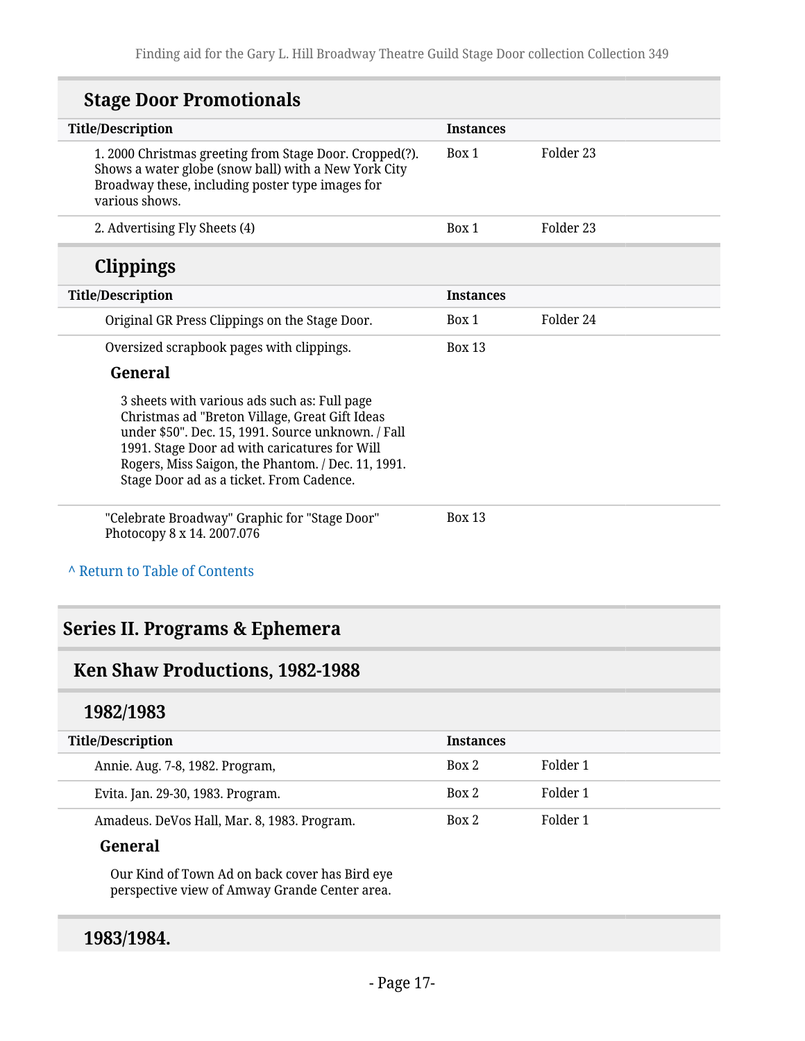## Stage Door Promotionals

| Title/Description | Instances | |
|---|---|---|
| 1. 2000 Christmas greeting from Stage Door. Cropped(?). Shows a water globe (snow ball) with a New York City Broadway these, including poster type images for various shows. | Box 1 | Folder 23 |
| 2. Advertising Fly Sheets (4) | Box 1 | Folder 23 |

## Clippings

| Title/Description | Instances | |
|---|---|---|
| Original GR Press Clippings on the Stage Door. | Box 1 | Folder 24 |
| Oversized scrapbook pages with clippings.<br><br>**General**<br><br>3 sheets with various ads such as: Full page Christmas ad "Breton Village, Great Gift Ideas under $50". Dec. 15, 1991. Source unknown. / Fall 1991. Stage Door ad with caricatures for Will Rogers, Miss Saigon, the Phantom. / Dec. 11, 1991. Stage Door ad as a ticket. From Cadence. | Box 13 | |
| "Celebrate Broadway" Graphic for "Stage Door" Photocopy 8 x 14. 2007.076 | Box 13 | |

^ Return to Table of Contents

# Series II. Programs & Ephemera

## Ken Shaw Productions, 1982-1988

### 1982/1983

| Title/Description | Instances | |
|---|---|---|
| Annie. Aug. 7-8, 1982. Program, | Box 2 | Folder 1 |
| Evita. Jan. 29-30, 1983. Program. | Box 2 | Folder 1 |
| Amadeus. DeVos Hall, Mar. 8, 1983. Program.<br><br>**General**<br><br>Our Kind of Town Ad on back cover has Bird eye perspective view of Amway Grande Center area. | Box 2 | Folder 1 |

### 1983/1984.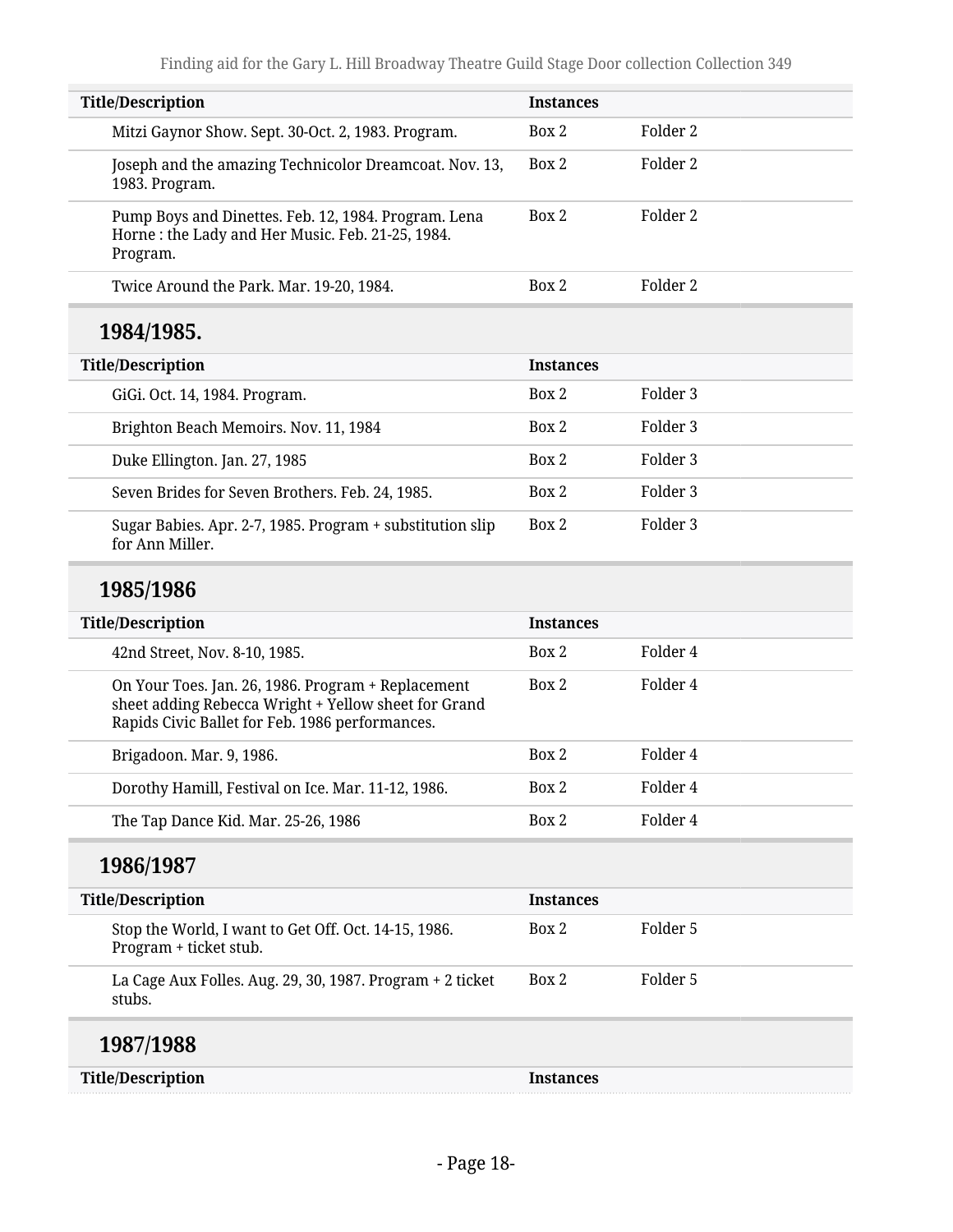| Title/Description | Instances | |
|---|---|---|
| Mitzi Gaynor Show. Sept. 30-Oct. 2, 1983. Program. | Box 2 | Folder 2 |
| Joseph and the amazing Technicolor Dreamcoat. Nov. 13, 1983. Program. | Box 2 | Folder 2 |
| Pump Boys and Dinettes. Feb. 12, 1984. Program. Lena Horne : the Lady and Her Music. Feb. 21-25, 1984. Program. | Box 2 | Folder 2 |
| Twice Around the Park. Mar. 19-20, 1984. | Box 2 | Folder 2 |

### 1984/1985.

| Title/Description | Instances | |
|---|---|---|
| GiGi. Oct. 14, 1984. Program. | Box 2 | Folder 3 |
| Brighton Beach Memoirs. Nov. 11, 1984 | Box 2 | Folder 3 |
| Duke Ellington. Jan. 27, 1985 | Box 2 | Folder 3 |
| Seven Brides for Seven Brothers. Feb. 24, 1985. | Box 2 | Folder 3 |
| Sugar Babies. Apr. 2-7, 1985. Program + substitution slip for Ann Miller. | Box 2 | Folder 3 |

### 1985/1986

| Title/Description | Instances | |
|---|---|---|
| 42nd Street, Nov. 8-10, 1985. | Box 2 | Folder 4 |
| On Your Toes. Jan. 26, 1986. Program + Replacement sheet adding Rebecca Wright + Yellow sheet for Grand Rapids Civic Ballet for Feb. 1986 performances. | Box 2 | Folder 4 |
| Brigadoon. Mar. 9, 1986. | Box 2 | Folder 4 |
| Dorothy Hamill, Festival on Ice. Mar. 11-12, 1986. | Box 2 | Folder 4 |
| The Tap Dance Kid. Mar. 25-26, 1986 | Box 2 | Folder 4 |

### 1986/1987

| Title/Description | Instances | |
|---|---|---|
| Stop the World, I want to Get Off. Oct. 14-15, 1986. Program + ticket stub. | Box 2 | Folder 5 |
| La Cage Aux Folles. Aug. 29, 30, 1987. Program + 2 ticket stubs. | Box 2 | Folder 5 |

### 1987/1988

| Title/Description | Instances |
|---|---|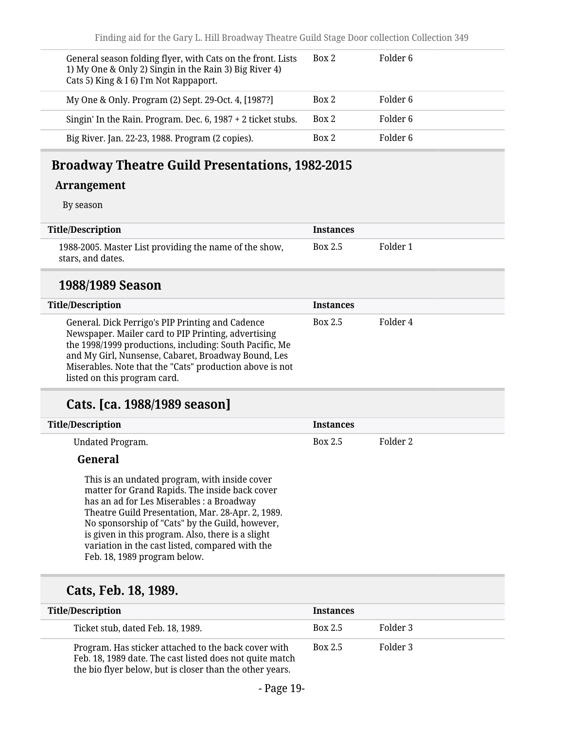| Title/Description | Instances | |
|---|---|---|
| General season folding flyer, with Cats on the front. Lists 1) My One & Only 2) Singin in the Rain 3) Big River 4) Cats 5) King & I 6) I'm Not Rappaport. | Box 2 | Folder 6 |
| My One & Only. Program (2) Sept. 29-Oct. 4, [1987?] | Box 2 | Folder 6 |
| Singin' In the Rain. Program. Dec. 6, 1987 + 2 ticket stubs. | Box 2 | Folder 6 |
| Big River. Jan. 22-23, 1988. Program (2 copies). | Box 2 | Folder 6 |

## Broadway Theatre Guild Presentations, 1982-2015

### Arrangement

By season

| Title/Description | Instances | |
|---|---|---|
| 1988-2005. Master List providing the name of the show, stars, and dates. | Box 2.5 | Folder 1 |

### 1988/1989 Season

| Title/Description | Instances | |
|---|---|---|
| General. Dick Perrigo's PIP Printing and Cadence Newspaper. Mailer card to PIP Printing, advertising the 1998/1999 productions, including: South Pacific, Me and My Girl, Nunsense, Cabaret, Broadway Bound, Les Miserables. Note that the "Cats" production above is not listed on this program card. | Box 2.5 | Folder 4 |

#### Cats. [ca. 1988/1989 season]

| Title/Description | Instances | |
|---|---|---|
| Undated Program. | Box 2.5 | Folder 2 |

**General**

This is an undated program, with inside cover matter for Grand Rapids. The inside back cover has an ad for Les Miserables : a Broadway Theatre Guild Presentation, Mar. 28-Apr. 2, 1989. No sponsorship of "Cats" by the Guild, however, is given in this program. Also, there is a slight variation in the cast listed, compared with the Feb. 18, 1989 program below.

#### Cats, Feb. 18, 1989.

| Title/Description | Instances | |
|---|---|---|
| Ticket stub, dated Feb. 18, 1989. | Box 2.5 | Folder 3 |
| Program. Has sticker attached to the back cover with Feb. 18, 1989 date. The cast listed does not quite match the bio flyer below, but is closer than the other years. | Box 2.5 | Folder 3 |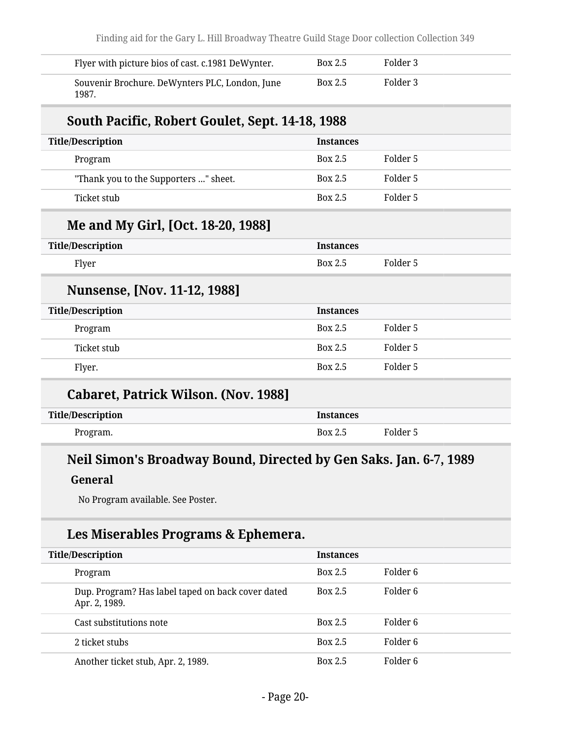| | | |
|---|---|---|
| Flyer with picture bios of cast. c.1981 DeWynter. | Box 2.5 | Folder 3 |
| Souvenir Brochure. DeWynters PLC, London, June 1987. | Box 2.5 | Folder 3 |

## South Pacific, Robert Goulet, Sept. 14-18, 1988

| Title/Description | Instances | |
|---|---|---|
| Program | Box 2.5 | Folder 5 |
| "Thank you to the Supporters ..." sheet. | Box 2.5 | Folder 5 |
| Ticket stub | Box 2.5 | Folder 5 |

## Me and My Girl, [Oct. 18-20, 1988]

| Title/Description | Instances | |
|---|---|---|
| Flyer | Box 2.5 | Folder 5 |

## Nunsense, [Nov. 11-12, 1988]

| Title/Description | Instances | |
|---|---|---|
| Program | Box 2.5 | Folder 5 |
| Ticket stub | Box 2.5 | Folder 5 |
| Flyer. | Box 2.5 | Folder 5 |

## Cabaret, Patrick Wilson. (Nov. 1988]

| Title/Description | Instances | |
|---|---|---|
| Program. | Box 2.5 | Folder 5 |

## Neil Simon's Broadway Bound, Directed by Gen Saks. Jan. 6-7, 1989

### General

No Program available. See Poster.

## Les Miserables Programs & Ephemera.

| Title/Description | Instances | |
|---|---|---|
| Program | Box 2.5 | Folder 6 |
| Dup. Program? Has label taped on back cover dated Apr. 2, 1989. | Box 2.5 | Folder 6 |
| Cast substitutions note | Box 2.5 | Folder 6 |
| 2 ticket stubs | Box 2.5 | Folder 6 |
| Another ticket stub, Apr. 2, 1989. | Box 2.5 | Folder 6 |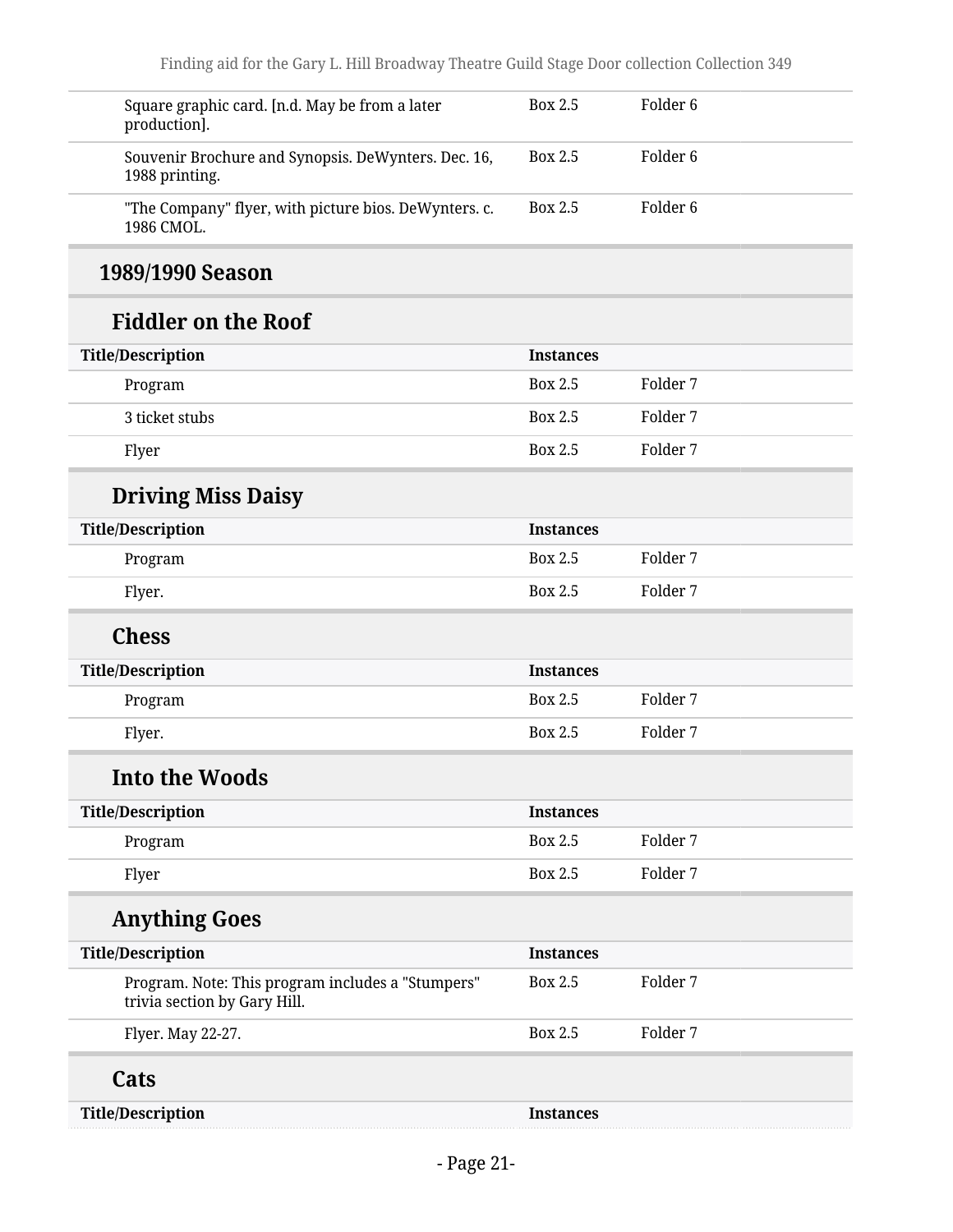| | | |
|---|---|---|
| Square graphic card. [n.d. May be from a later production]. | Box 2.5 | Folder 6 |
| Souvenir Brochure and Synopsis. DeWynters. Dec. 16, 1988 printing. | Box 2.5 | Folder 6 |
| "The Company" flyer, with picture bios. DeWynters. c. 1986 CMOL. | Box 2.5 | Folder 6 |

## 1989/1990 Season

### Fiddler on the Roof

| Title/Description | Instances | |
|---|---|---|
| Program | Box 2.5 | Folder 7 |
| 3 ticket stubs | Box 2.5 | Folder 7 |
| Flyer | Box 2.5 | Folder 7 |

### Driving Miss Daisy

| Title/Description | Instances | |
|---|---|---|
| Program | Box 2.5 | Folder 7 |
| Flyer. | Box 2.5 | Folder 7 |

### Chess

| Title/Description | Instances | |
|---|---|---|
| Program | Box 2.5 | Folder 7 |
| Flyer. | Box 2.5 | Folder 7 |

### Into the Woods

| Title/Description | Instances | |
|---|---|---|
| Program | Box 2.5 | Folder 7 |
| Flyer | Box 2.5 | Folder 7 |

### Anything Goes

| Title/Description | Instances | |
|---|---|---|
| Program. Note: This program includes a "Stumpers" trivia section by Gary Hill. | Box 2.5 | Folder 7 |
| Flyer. May 22-27. | Box 2.5 | Folder 7 |

### Cats

| Title/Description | Instances | |
|---|---|---|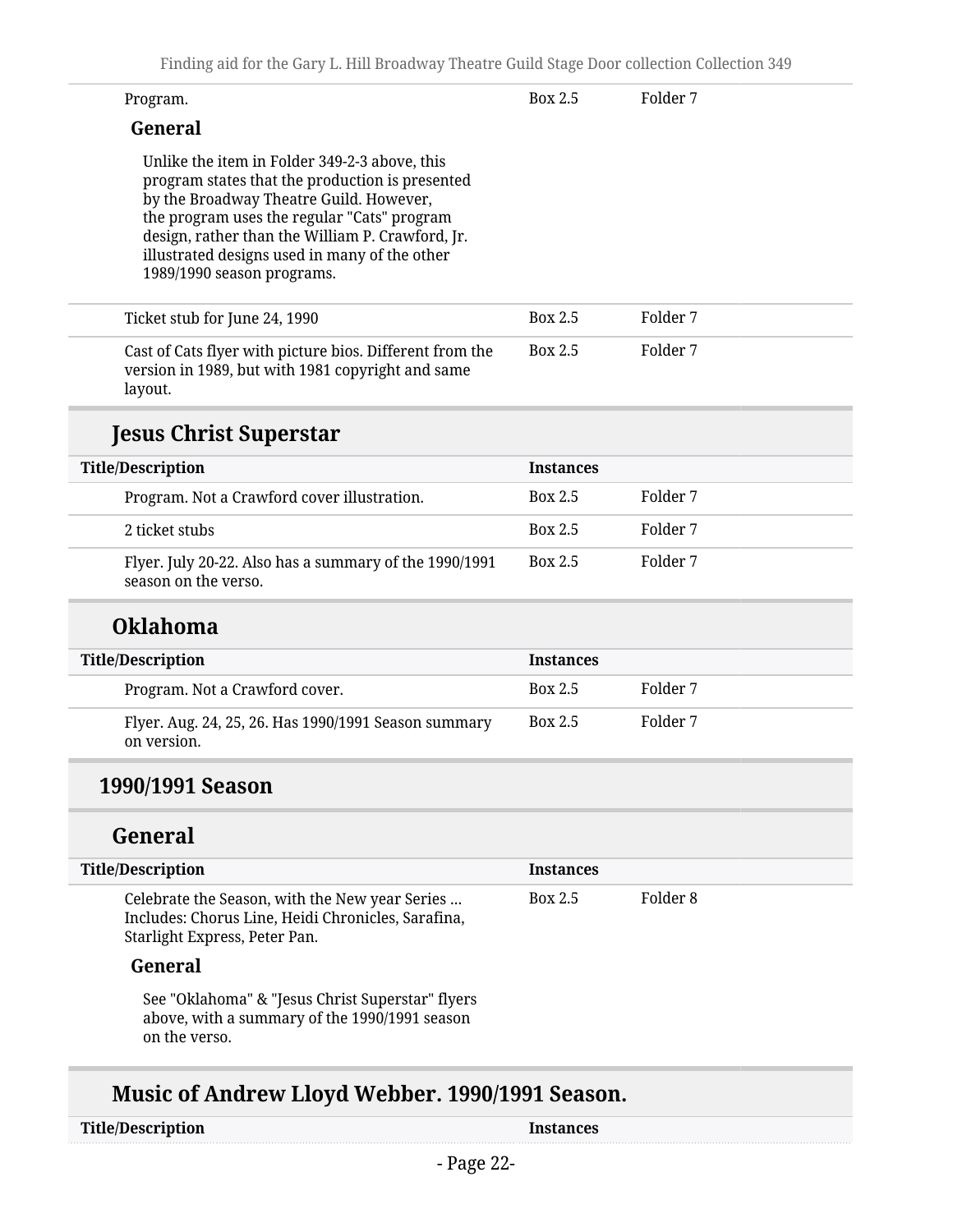| Title/Description | Instances | |
|---|---|---|
| Program. | Box 2.5 | Folder 7 |

**General**

Unlike the item in Folder 349-2-3 above, this program states that the production is presented by the Broadway Theatre Guild. However, the program uses the regular "Cats" program design, rather than the William P. Crawford, Jr. illustrated designs used in many of the other 1989/1990 season programs.

| Title/Description | Instances | |
|---|---|---|
| Ticket stub for June 24, 1990 | Box 2.5 | Folder 7 |
| Cast of Cats flyer with picture bios. Different from the version in 1989, but with 1981 copyright and same layout. | Box 2.5 | Folder 7 |

### Jesus Christ Superstar

| Title/Description | Instances | |
|---|---|---|
| Program. Not a Crawford cover illustration. | Box 2.5 | Folder 7 |
| 2 ticket stubs | Box 2.5 | Folder 7 |
| Flyer. July 20-22. Also has a summary of the 1990/1991 season on the verso. | Box 2.5 | Folder 7 |

### Oklahoma

| Title/Description | Instances | |
|---|---|---|
| Program. Not a Crawford cover. | Box 2.5 | Folder 7 |
| Flyer. Aug. 24, 25, 26. Has 1990/1991 Season summary on version. | Box 2.5 | Folder 7 |

## 1990/1991 Season

### General

| Title/Description | Instances | |
|---|---|---|
| Celebrate the Season, with the New year Series ... Includes: Chorus Line, Heidi Chronicles, Sarafina, Starlight Express, Peter Pan. | Box 2.5 | Folder 8 |

**General**

See "Oklahoma" & "Jesus Christ Superstar" flyers above, with a summary of the 1990/1991 season on the verso.

### Music of Andrew Lloyd Webber. 1990/1991 Season.

| Title/Description | Instances |
|---|---|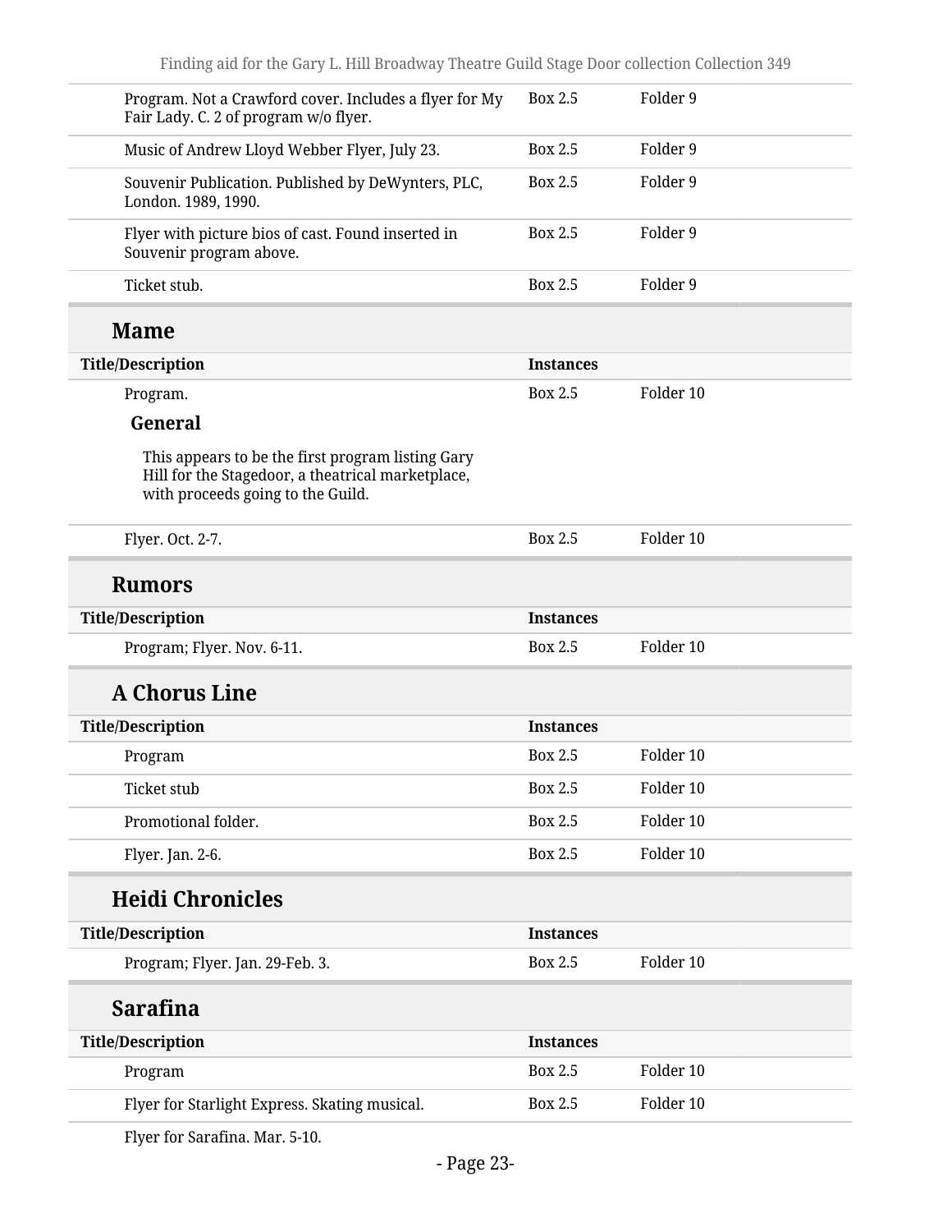| Title/Description | Instances | |
|---|---|---|
| Program. Not a Crawford cover. Includes a flyer for My Fair Lady. C. 2 of program w/o flyer. | Box 2.5 | Folder 9 |
| Music of Andrew Lloyd Webber Flyer, July 23. | Box 2.5 | Folder 9 |
| Souvenir Publication. Published by DeWynters, PLC, London. 1989, 1990. | Box 2.5 | Folder 9 |
| Flyer with picture bios of cast. Found inserted in Souvenir program above. | Box 2.5 | Folder 9 |
| Ticket stub. | Box 2.5 | Folder 9 |

## Mame

| Title/Description | Instances | |
|---|---|---|
| Program. | Box 2.5 | Folder 10 |

**General**

This appears to be the first program listing Gary Hill for the Stagedoor, a theatrical marketplace, with proceeds going to the Guild.

| Title/Description | Instances | |
|---|---|---|
| Flyer. Oct. 2-7. | Box 2.5 | Folder 10 |

## Rumors

| Title/Description | Instances | |
|---|---|---|
| Program; Flyer. Nov. 6-11. | Box 2.5 | Folder 10 |

## A Chorus Line

| Title/Description | Instances | |
|---|---|---|
| Program | Box 2.5 | Folder 10 |
| Ticket stub | Box 2.5 | Folder 10 |
| Promotional folder. | Box 2.5 | Folder 10 |
| Flyer. Jan. 2-6. | Box 2.5 | Folder 10 |

## Heidi Chronicles

| Title/Description | Instances | |
|---|---|---|
| Program; Flyer. Jan. 29-Feb. 3. | Box 2.5 | Folder 10 |

## Sarafina

| Title/Description | Instances | |
|---|---|---|
| Program | Box 2.5 | Folder 10 |
| Flyer for Starlight Express. Skating musical. | Box 2.5 | Folder 10 |
| Flyer for Sarafina. Mar. 5-10. | | |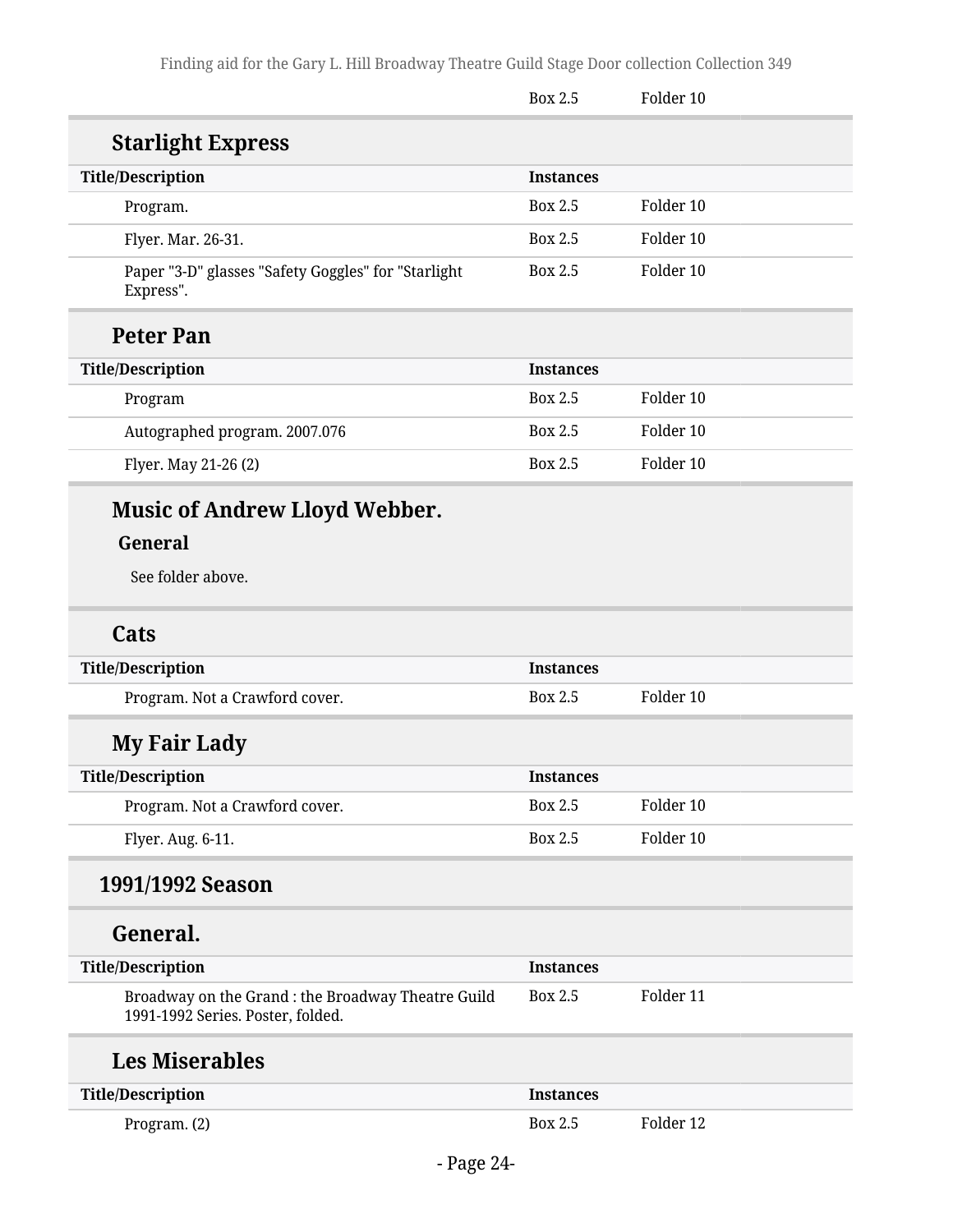| | Box 2.5 | Folder 10 |
|---|---|---|

### Starlight Express

| Title/Description | Instances | |
|---|---|---|
| Program. | Box 2.5 | Folder 10 |
| Flyer. Mar. 26-31. | Box 2.5 | Folder 10 |
| Paper "3-D" glasses "Safety Goggles" for "Starlight Express". | Box 2.5 | Folder 10 |

### Peter Pan

| Title/Description | Instances | |
|---|---|---|
| Program | Box 2.5 | Folder 10 |
| Autographed program. 2007.076 | Box 2.5 | Folder 10 |
| Flyer. May 21-26 (2) | Box 2.5 | Folder 10 |

### Music of Andrew Lloyd Webber.

#### General

See folder above.

### Cats

| Title/Description | Instances | |
|---|---|---|
| Program. Not a Crawford cover. | Box 2.5 | Folder 10 |

### My Fair Lady

| Title/Description | Instances | |
|---|---|---|
| Program. Not a Crawford cover. | Box 2.5 | Folder 10 |
| Flyer. Aug. 6-11. | Box 2.5 | Folder 10 |

## 1991/1992 Season

### General.

| Title/Description | Instances | |
|---|---|---|
| Broadway on the Grand : the Broadway Theatre Guild 1991-1992 Series. Poster, folded. | Box 2.5 | Folder 11 |

### Les Miserables

| Title/Description | Instances | |
|---|---|---|
| Program. (2) | Box 2.5 | Folder 12 |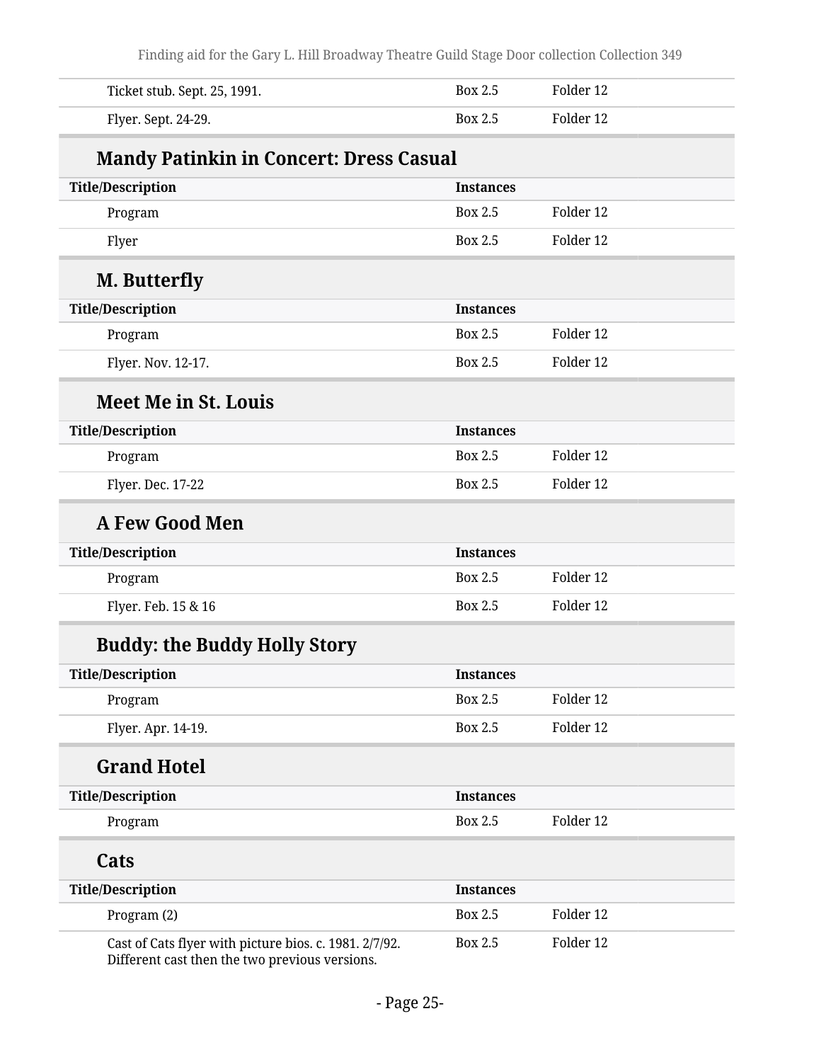| Title/Description | Instances | |
|---|---|---|
| Ticket stub. Sept. 25, 1991. | Box 2.5 | Folder 12 |
| Flyer. Sept. 24-29. | Box 2.5 | Folder 12 |

### Mandy Patinkin in Concert: Dress Casual

| Title/Description | Instances | |
|---|---|---|
| Program | Box 2.5 | Folder 12 |
| Flyer | Box 2.5 | Folder 12 |

### M. Butterfly

| Title/Description | Instances | |
|---|---|---|
| Program | Box 2.5 | Folder 12 |
| Flyer. Nov. 12-17. | Box 2.5 | Folder 12 |

### Meet Me in St. Louis

| Title/Description | Instances | |
|---|---|---|
| Program | Box 2.5 | Folder 12 |
| Flyer. Dec. 17-22 | Box 2.5 | Folder 12 |

### A Few Good Men

| Title/Description | Instances | |
|---|---|---|
| Program | Box 2.5 | Folder 12 |
| Flyer. Feb. 15 & 16 | Box 2.5 | Folder 12 |

### Buddy: the Buddy Holly Story

| Title/Description | Instances | |
|---|---|---|
| Program | Box 2.5 | Folder 12 |
| Flyer. Apr. 14-19. | Box 2.5 | Folder 12 |

### Grand Hotel

| Title/Description | Instances | |
|---|---|---|
| Program | Box 2.5 | Folder 12 |

### Cats

| Title/Description | Instances | |
|---|---|---|
| Program (2) | Box 2.5 | Folder 12 |
| Cast of Cats flyer with picture bios. c. 1981. 2/7/92. Different cast then the two previous versions. | Box 2.5 | Folder 12 |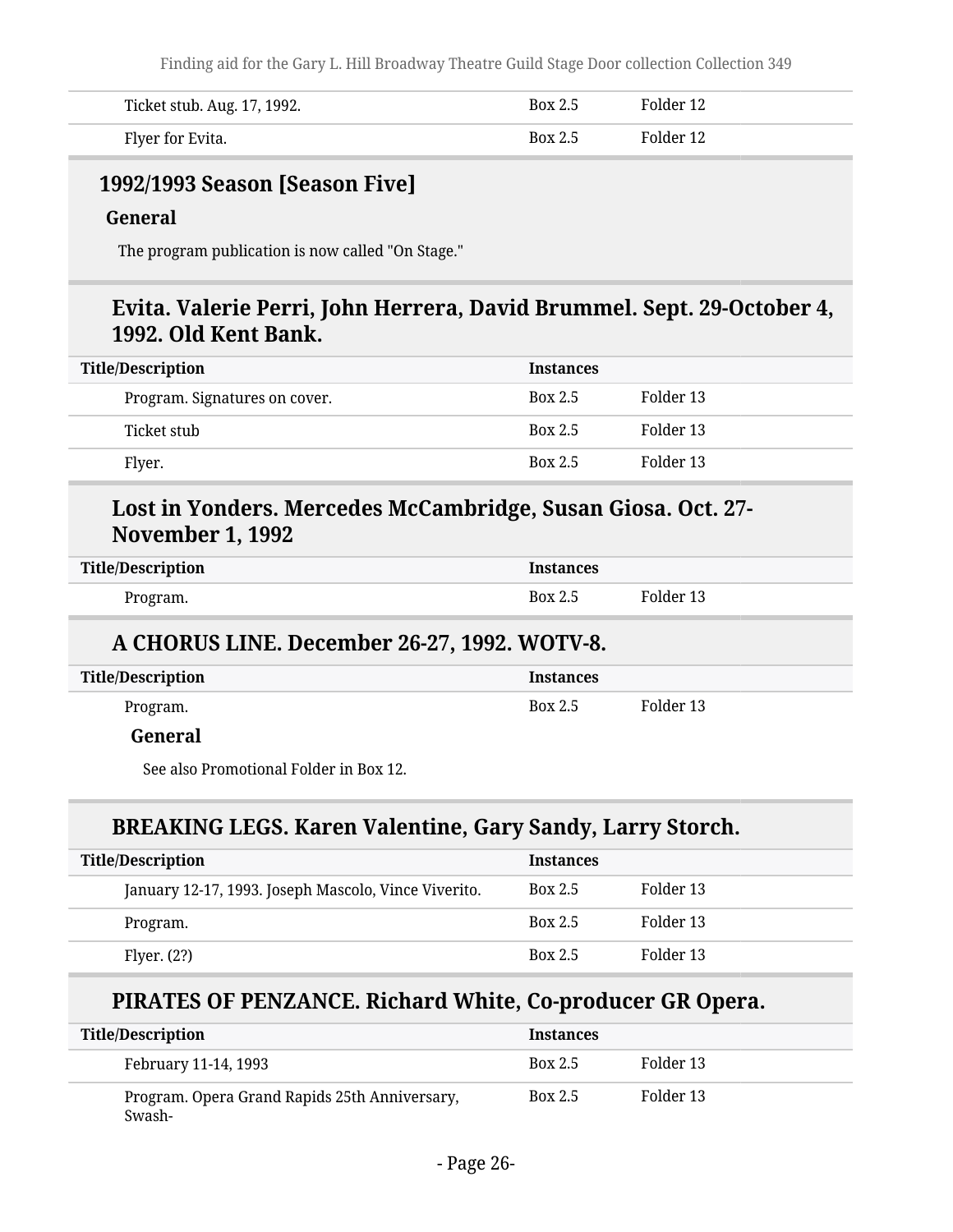| | | |
|---|---|---|
| Ticket stub. Aug. 17, 1992. | Box 2.5 | Folder 12 |
| Flyer for Evita. | Box 2.5 | Folder 12 |

## 1992/1993 Season [Season Five]

### General

The program publication is now called "On Stage."

### Evita. Valerie Perri, John Herrera, David Brummel. Sept. 29-October 4, 1992. Old Kent Bank.

| Title/Description | Instances | |
|---|---|---|
| Program. Signatures on cover. | Box 2.5 | Folder 13 |
| Ticket stub | Box 2.5 | Folder 13 |
| Flyer. | Box 2.5 | Folder 13 |

### Lost in Yonders. Mercedes McCambridge, Susan Giosa. Oct. 27-November 1, 1992

| Title/Description | Instances | |
|---|---|---|
| Program. | Box 2.5 | Folder 13 |

### A CHORUS LINE. December 26-27, 1992. WOTV-8.

| Title/Description | Instances | |
|---|---|---|
| Program. | Box 2.5 | Folder 13 |

#### General

See also Promotional Folder in Box 12.

### BREAKING LEGS. Karen Valentine, Gary Sandy, Larry Storch.

| Title/Description | Instances | |
|---|---|---|
| January 12-17, 1993. Joseph Mascolo, Vince Viverito. | Box 2.5 | Folder 13 |
| Program. | Box 2.5 | Folder 13 |
| Flyer. (2?) | Box 2.5 | Folder 13 |

### PIRATES OF PENZANCE. Richard White, Co-producer GR Opera.

| Title/Description | Instances | |
|---|---|---|
| February 11-14, 1993 | Box 2.5 | Folder 13 |
| Program. Opera Grand Rapids 25th Anniversary, Swash- | Box 2.5 | Folder 13 |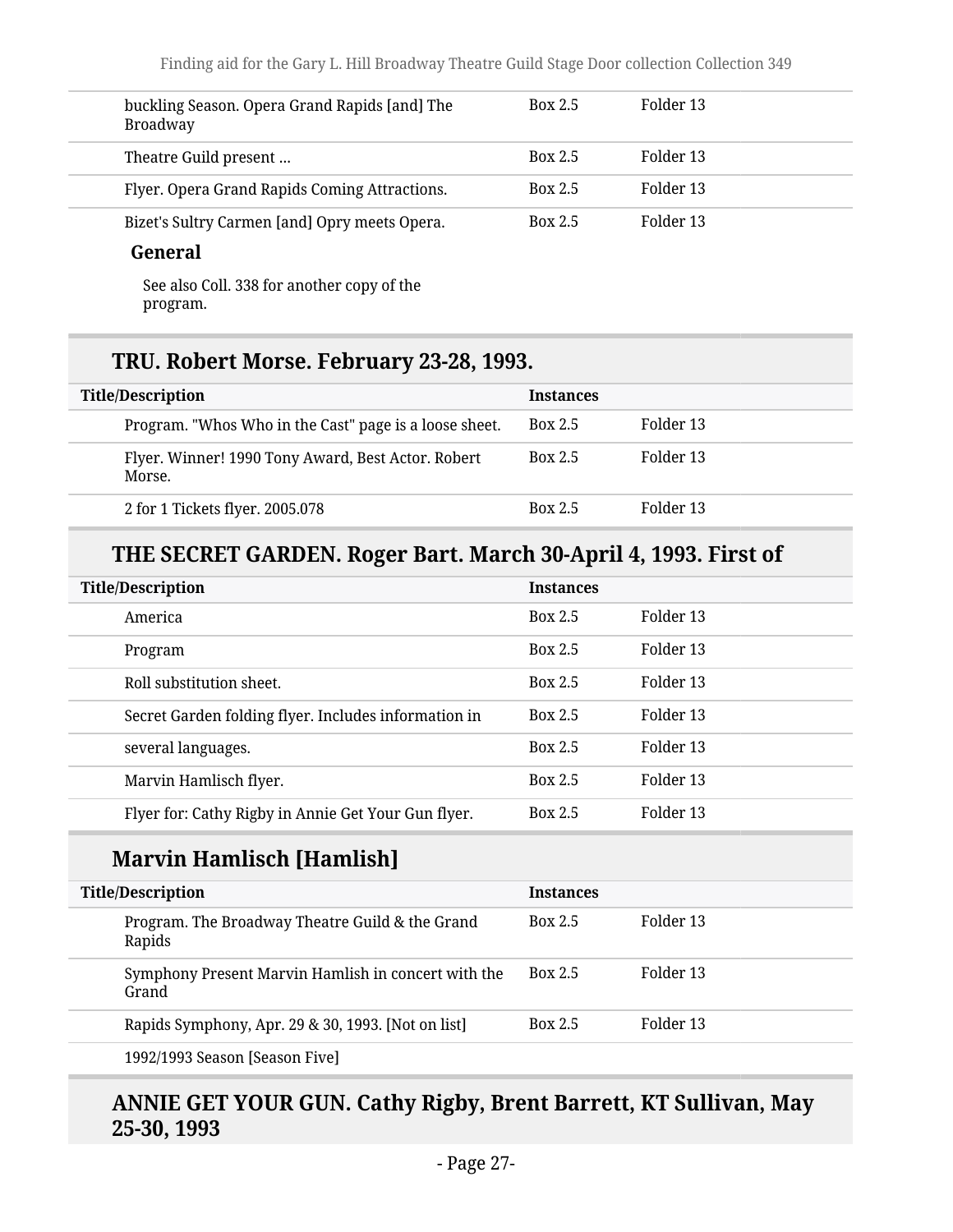| | | |
|---|---|---|
| buckling Season. Opera Grand Rapids [and] The Broadway | Box 2.5 | Folder 13 |
| Theatre Guild present ... | Box 2.5 | Folder 13 |
| Flyer. Opera Grand Rapids Coming Attractions. | Box 2.5 | Folder 13 |
| Bizet's Sultry Carmen [and] Opry meets Opera. | Box 2.5 | Folder 13 |

**General**

See also Coll. 338 for another copy of the program.

## TRU. Robert Morse. February 23-28, 1993.

| Title/Description | Instances | |
|---|---|---|
| Program. "Whos Who in the Cast" page is a loose sheet. | Box 2.5 | Folder 13 |
| Flyer. Winner! 1990 Tony Award, Best Actor. Robert Morse. | Box 2.5 | Folder 13 |
| 2 for 1 Tickets flyer. 2005.078 | Box 2.5 | Folder 13 |

## THE SECRET GARDEN. Roger Bart. March 30-April 4, 1993. First of

| Title/Description | Instances | |
|---|---|---|
| America | Box 2.5 | Folder 13 |
| Program | Box 2.5 | Folder 13 |
| Roll substitution sheet. | Box 2.5 | Folder 13 |
| Secret Garden folding flyer. Includes information in | Box 2.5 | Folder 13 |
| several languages. | Box 2.5 | Folder 13 |
| Marvin Hamlisch flyer. | Box 2.5 | Folder 13 |
| Flyer for: Cathy Rigby in Annie Get Your Gun flyer. | Box 2.5 | Folder 13 |

## Marvin Hamlisch [Hamlish]

| Title/Description | Instances | |
|---|---|---|
| Program. The Broadway Theatre Guild & the Grand Rapids | Box 2.5 | Folder 13 |
| Symphony Present Marvin Hamlish in concert with the Grand | Box 2.5 | Folder 13 |
| Rapids Symphony, Apr. 29 & 30, 1993. [Not on list] | Box 2.5 | Folder 13 |
| 1992/1993 Season [Season Five] | | |

## ANNIE GET YOUR GUN. Cathy Rigby, Brent Barrett, KT Sullivan, May 25-30, 1993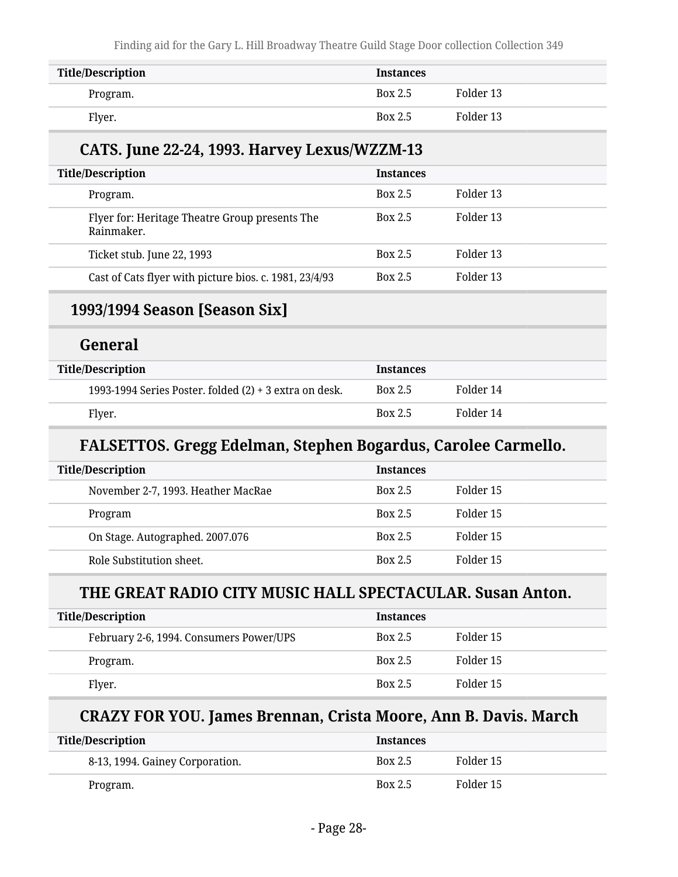| Title/Description | Instances | |
|---|---|---|
| Program. | Box 2.5 | Folder 13 |
| Flyer. | Box 2.5 | Folder 13 |

### CATS. June 22-24, 1993. Harvey Lexus/WZZM-13

| Title/Description | Instances | |
|---|---|---|
| Program. | Box 2.5 | Folder 13 |
| Flyer for: Heritage Theatre Group presents The Rainmaker. | Box 2.5 | Folder 13 |
| Ticket stub. June 22, 1993 | Box 2.5 | Folder 13 |
| Cast of Cats flyer with picture bios. c. 1981, 23/4/93 | Box 2.5 | Folder 13 |

## 1993/1994 Season [Season Six]

### General

| Title/Description | Instances | |
|---|---|---|
| 1993-1994 Series Poster. folded (2) + 3 extra on desk. | Box 2.5 | Folder 14 |
| Flyer. | Box 2.5 | Folder 14 |

### FALSETTOS. Gregg Edelman, Stephen Bogardus, Carolee Carmello.

| Title/Description | Instances | |
|---|---|---|
| November 2-7, 1993. Heather MacRae | Box 2.5 | Folder 15 |
| Program | Box 2.5 | Folder 15 |
| On Stage. Autographed. 2007.076 | Box 2.5 | Folder 15 |
| Role Substitution sheet. | Box 2.5 | Folder 15 |

### THE GREAT RADIO CITY MUSIC HALL SPECTACULAR. Susan Anton.

| Title/Description | Instances | |
|---|---|---|
| February 2-6, 1994. Consumers Power/UPS | Box 2.5 | Folder 15 |
| Program. | Box 2.5 | Folder 15 |
| Flyer. | Box 2.5 | Folder 15 |

### CRAZY FOR YOU. James Brennan, Crista Moore, Ann B. Davis. March

| Title/Description | Instances | |
|---|---|---|
| 8-13, 1994. Gainey Corporation. | Box 2.5 | Folder 15 |
| Program. | Box 2.5 | Folder 15 |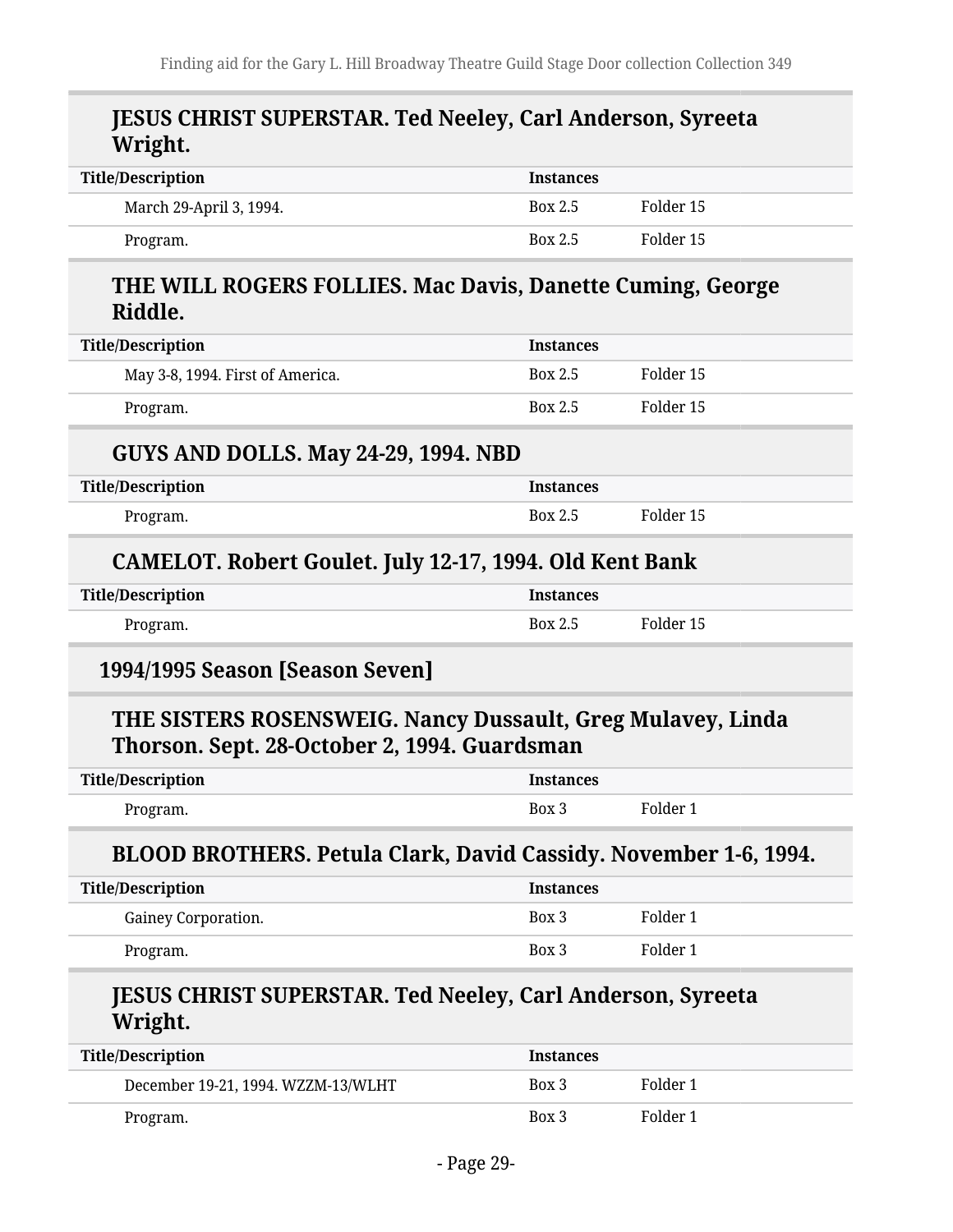### JESUS CHRIST SUPERSTAR. Ted Neeley, Carl Anderson, Syreeta Wright.

| Title/Description | Instances | |
| --- | --- | --- |
| March 29-April 3, 1994. | Box 2.5 | Folder 15 |
| Program. | Box 2.5 | Folder 15 |

### THE WILL ROGERS FOLLIES. Mac Davis, Danette Cuming, George Riddle.

| Title/Description | Instances | |
| --- | --- | --- |
| May 3-8, 1994. First of America. | Box 2.5 | Folder 15 |
| Program. | Box 2.5 | Folder 15 |

### GUYS AND DOLLS. May 24-29, 1994. NBD

| Title/Description | Instances | |
| --- | --- | --- |
| Program. | Box 2.5 | Folder 15 |

### CAMELOT. Robert Goulet. July 12-17, 1994. Old Kent Bank

| Title/Description | Instances | |
| --- | --- | --- |
| Program. | Box 2.5 | Folder 15 |

## 1994/1995 Season [Season Seven]

### THE SISTERS ROSENSWEIG. Nancy Dussault, Greg Mulavey, Linda Thorson. Sept. 28-October 2, 1994. Guardsman

| Title/Description | Instances | |
| --- | --- | --- |
| Program. | Box 3 | Folder 1 |

### BLOOD BROTHERS. Petula Clark, David Cassidy. November 1-6, 1994.

| Title/Description | Instances | |
| --- | --- | --- |
| Gainey Corporation. | Box 3 | Folder 1 |
| Program. | Box 3 | Folder 1 |

### JESUS CHRIST SUPERSTAR. Ted Neeley, Carl Anderson, Syreeta Wright.

| Title/Description | Instances | |
| --- | --- | --- |
| December 19-21, 1994. WZZM-13/WLHT | Box 3 | Folder 1 |
| Program. | Box 3 | Folder 1 |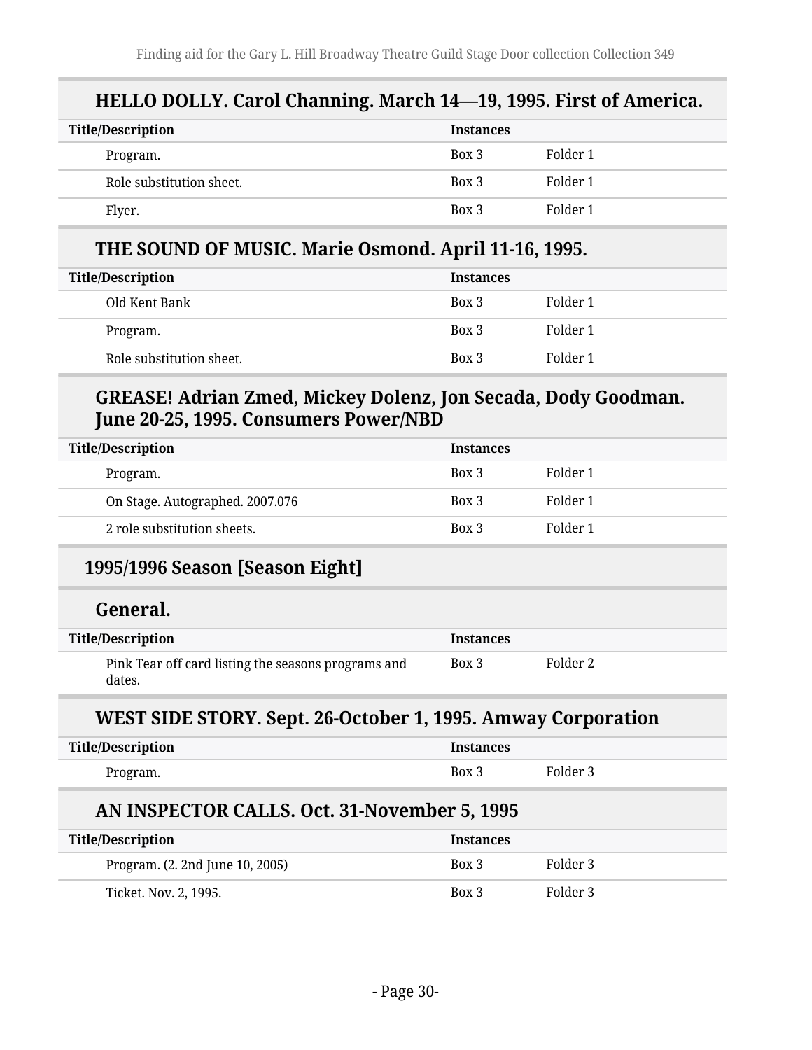### HELLO DOLLY. Carol Channing. March 14—19, 1995. First of America.

| Title/Description | Instances | |
|---|---|---|
| Program. | Box 3 | Folder 1 |
| Role substitution sheet. | Box 3 | Folder 1 |
| Flyer. | Box 3 | Folder 1 |

### THE SOUND OF MUSIC. Marie Osmond. April 11-16, 1995.

| Title/Description | Instances | |
|---|---|---|
| Old Kent Bank | Box 3 | Folder 1 |
| Program. | Box 3 | Folder 1 |
| Role substitution sheet. | Box 3 | Folder 1 |

### GREASE! Adrian Zmed, Mickey Dolenz, Jon Secada, Dody Goodman. June 20-25, 1995. Consumers Power/NBD

| Title/Description | Instances | |
|---|---|---|
| Program. | Box 3 | Folder 1 |
| On Stage. Autographed. 2007.076 | Box 3 | Folder 1 |
| 2 role substitution sheets. | Box 3 | Folder 1 |

## 1995/1996 Season [Season Eight]

### General.

| Title/Description | Instances | |
|---|---|---|
| Pink Tear off card listing the seasons programs and dates. | Box 3 | Folder 2 |

### WEST SIDE STORY. Sept. 26-October 1, 1995. Amway Corporation

| Title/Description | Instances | |
|---|---|---|
| Program. | Box 3 | Folder 3 |

### AN INSPECTOR CALLS. Oct. 31-November 5, 1995

| Title/Description | Instances | |
|---|---|---|
| Program. (2. 2nd June 10, 2005) | Box 3 | Folder 3 |
| Ticket. Nov. 2, 1995. | Box 3 | Folder 3 |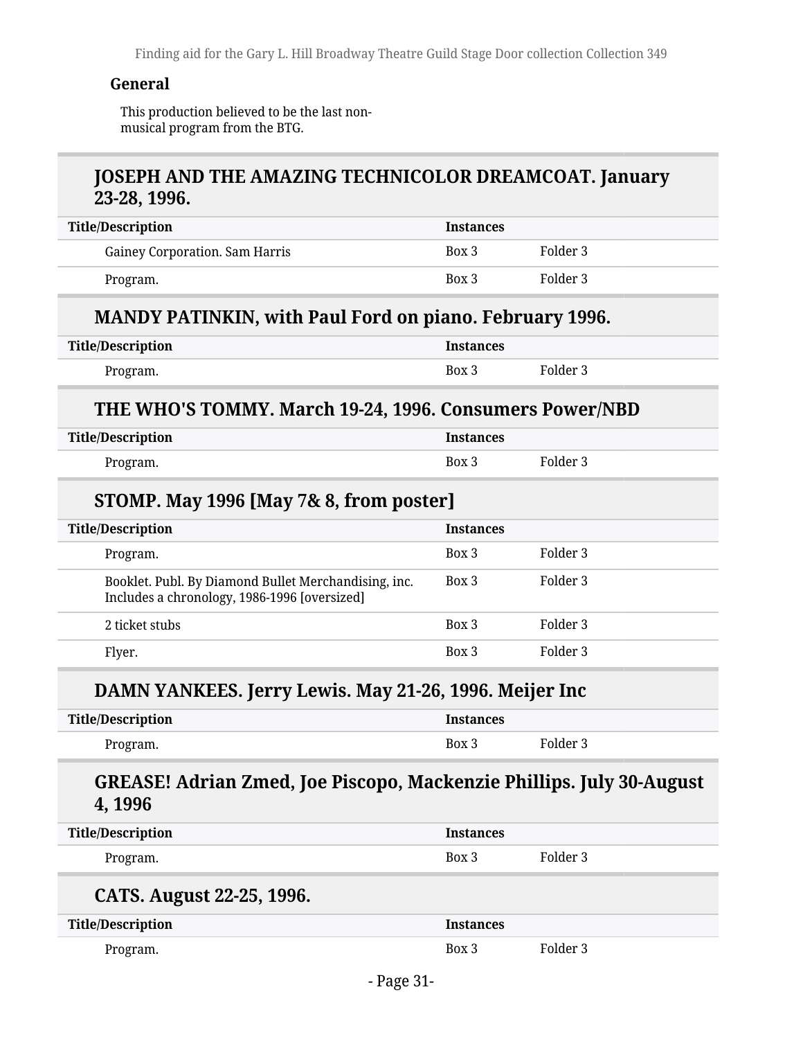#### General

This production believed to be the last non-musical program from the BTG.

### JOSEPH AND THE AMAZING TECHNICOLOR DREAMCOAT. January 23-28, 1996.

| Title/Description | Instances | |
|---|---|---|
| Gainey Corporation. Sam Harris | Box 3 | Folder 3 |
| Program. | Box 3 | Folder 3 |

### MANDY PATINKIN, with Paul Ford on piano. February 1996.

| Title/Description | Instances | |
|---|---|---|
| Program. | Box 3 | Folder 3 |

### THE WHO'S TOMMY. March 19-24, 1996. Consumers Power/NBD

| Title/Description | Instances | |
|---|---|---|
| Program. | Box 3 | Folder 3 |

### STOMP. May 1996 [May 7& 8, from poster]

| Title/Description | Instances | |
|---|---|---|
| Program. | Box 3 | Folder 3 |
| Booklet. Publ. By Diamond Bullet Merchandising, inc. Includes a chronology, 1986-1996 [oversized] | Box 3 | Folder 3 |
| 2 ticket stubs | Box 3 | Folder 3 |
| Flyer. | Box 3 | Folder 3 |

### DAMN YANKEES. Jerry Lewis. May 21-26, 1996. Meijer Inc

| Title/Description | Instances | |
|---|---|---|
| Program. | Box 3 | Folder 3 |

### GREASE! Adrian Zmed, Joe Piscopo, Mackenzie Phillips. July 30-August 4, 1996

| Title/Description | Instances | |
|---|---|---|
| Program. | Box 3 | Folder 3 |

### CATS. August 22-25, 1996.

| Title/Description | Instances | |
|---|---|---|
| Program. | Box 3 | Folder 3 |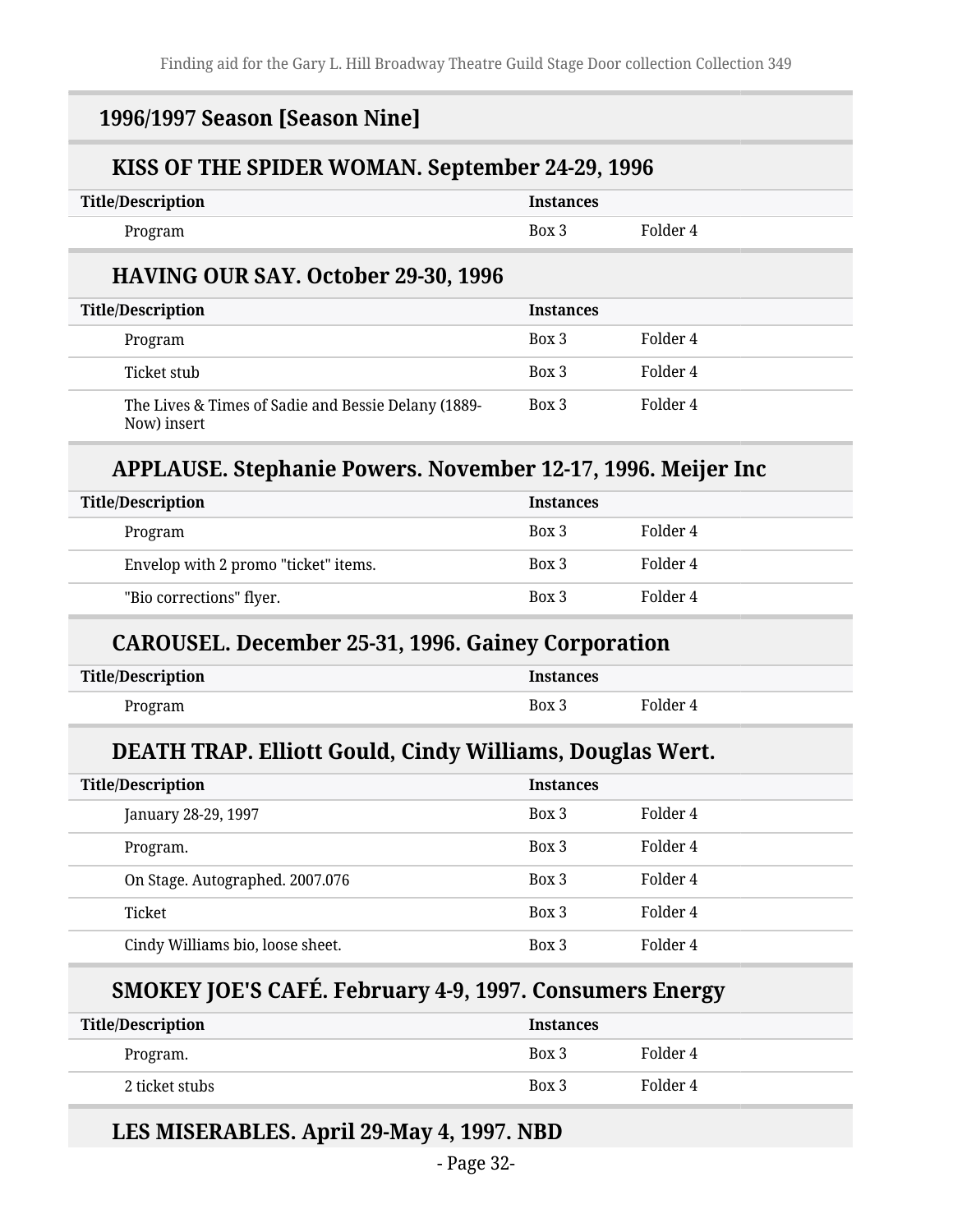## 1996/1997 Season [Season Nine]

### KISS OF THE SPIDER WOMAN. September 24-29, 1996

| Title/Description | Instances | |
|---|---|---|
| Program | Box 3 | Folder 4 |

### HAVING OUR SAY. October 29-30, 1996

| Title/Description | Instances | |
|---|---|---|
| Program | Box 3 | Folder 4 |
| Ticket stub | Box 3 | Folder 4 |
| The Lives & Times of Sadie and Bessie Delany (1889-Now) insert | Box 3 | Folder 4 |

### APPLAUSE. Stephanie Powers. November 12-17, 1996. Meijer Inc

| Title/Description | Instances | |
|---|---|---|
| Program | Box 3 | Folder 4 |
| Envelop with 2 promo "ticket" items. | Box 3 | Folder 4 |
| "Bio corrections" flyer. | Box 3 | Folder 4 |

### CAROUSEL. December 25-31, 1996. Gainey Corporation

| Title/Description | Instances | |
|---|---|---|
| Program | Box 3 | Folder 4 |

### DEATH TRAP. Elliott Gould, Cindy Williams, Douglas Wert.

| Title/Description | Instances | |
|---|---|---|
| January 28-29, 1997 | Box 3 | Folder 4 |
| Program. | Box 3 | Folder 4 |
| On Stage. Autographed. 2007.076 | Box 3 | Folder 4 |
| Ticket | Box 3 | Folder 4 |
| Cindy Williams bio, loose sheet. | Box 3 | Folder 4 |

### SMOKEY JOE'S CAFÉ. February 4-9, 1997. Consumers Energy

| Title/Description | Instances | |
|---|---|---|
| Program. | Box 3 | Folder 4 |
| 2 ticket stubs | Box 3 | Folder 4 |

### LES MISERABLES. April 29-May 4, 1997. NBD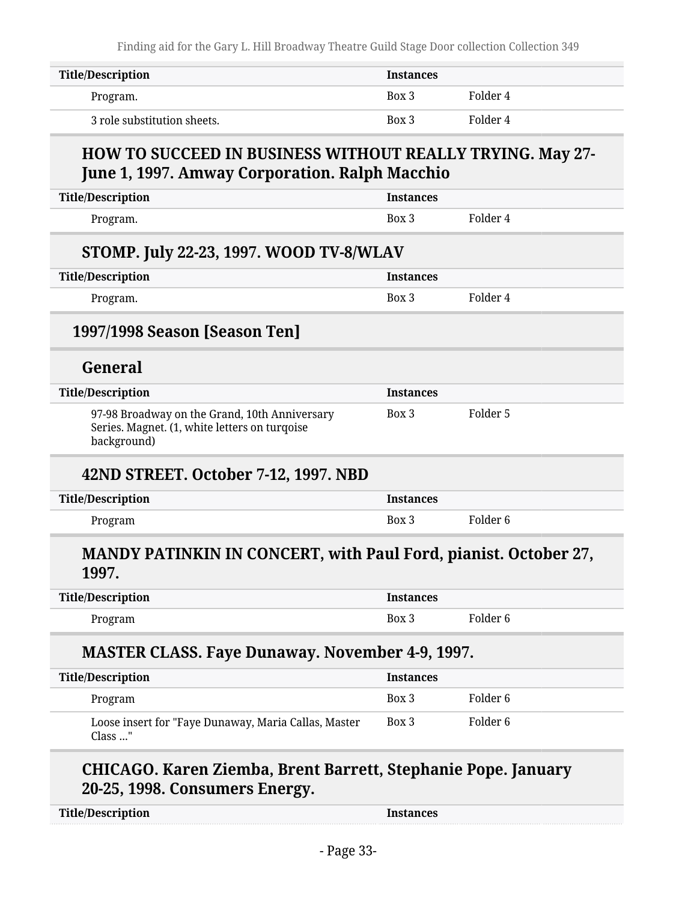| Title/Description | Instances | |
|---|---|---|
| Program. | Box 3 | Folder 4 |
| 3 role substitution sheets. | Box 3 | Folder 4 |

### HOW TO SUCCEED IN BUSINESS WITHOUT REALLY TRYING. May 27-June 1, 1997. Amway Corporation. Ralph Macchio

| Title/Description | Instances | |
|---|---|---|
| Program. | Box 3 | Folder 4 |

### STOMP. July 22-23, 1997. WOOD TV-8/WLAV

| Title/Description | Instances | |
|---|---|---|
| Program. | Box 3 | Folder 4 |

## 1997/1998 Season [Season Ten]

### General

| Title/Description | Instances | |
|---|---|---|
| 97-98 Broadway on the Grand, 10th Anniversary Series. Magnet. (1, white letters on turqoise background) | Box 3 | Folder 5 |

### 42ND STREET. October 7-12, 1997. NBD

| Title/Description | Instances | |
|---|---|---|
| Program | Box 3 | Folder 6 |

### MANDY PATINKIN IN CONCERT, with Paul Ford, pianist. October 27, 1997.

| Title/Description | Instances | |
|---|---|---|
| Program | Box 3 | Folder 6 |

### MASTER CLASS. Faye Dunaway. November 4-9, 1997.

| Title/Description | Instances | |
|---|---|---|
| Program | Box 3 | Folder 6 |
| Loose insert for "Faye Dunaway, Maria Callas, Master Class ..." | Box 3 | Folder 6 |

### CHICAGO. Karen Ziemba, Brent Barrett, Stephanie Pope. January 20-25, 1998. Consumers Energy.

| Title/Description | Instances |
|---|---|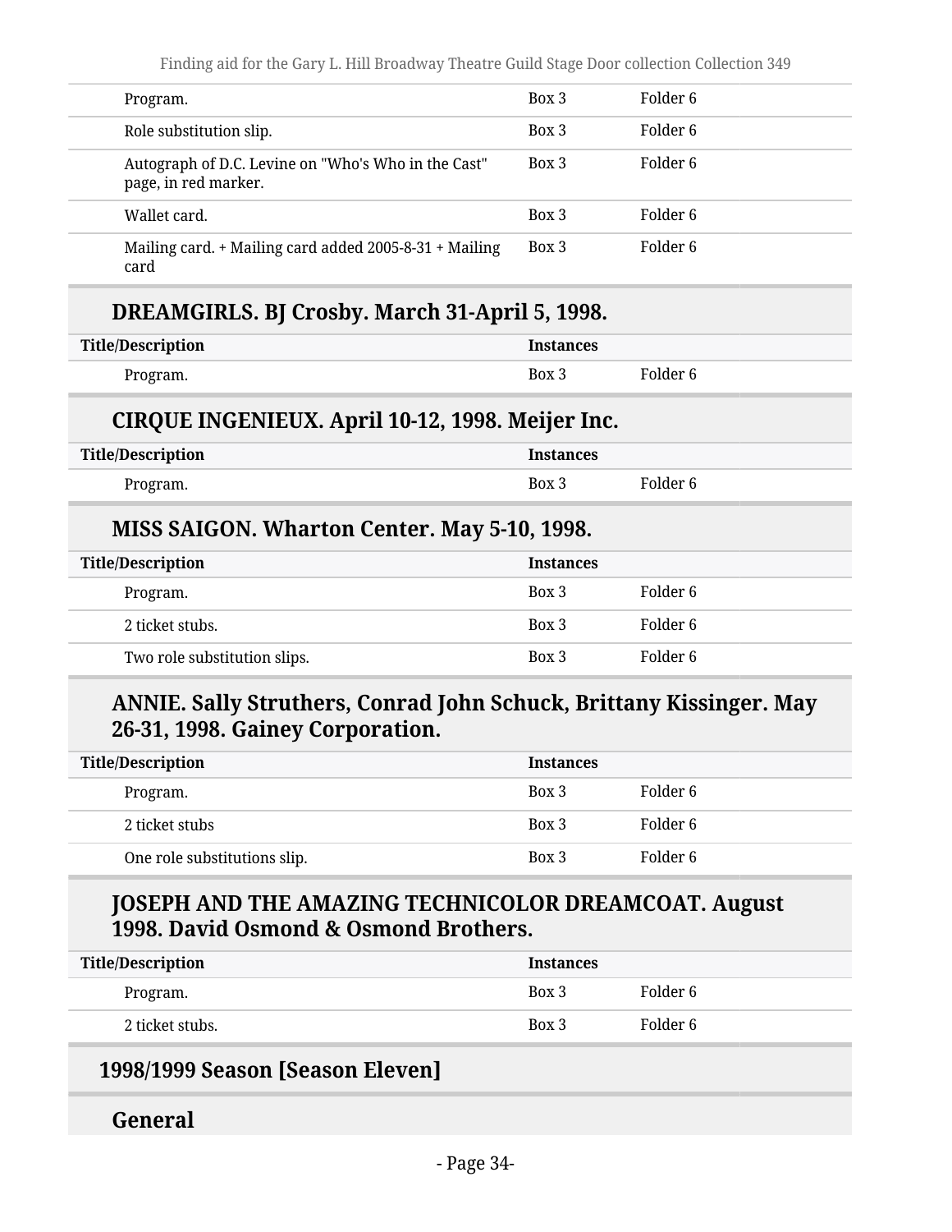| Title/Description | Instances | |
|---|---|---|
| Program. | Box 3 | Folder 6 |
| Role substitution slip. | Box 3 | Folder 6 |
| Autograph of D.C. Levine on "Who's Who in the Cast" page, in red marker. | Box 3 | Folder 6 |
| Wallet card. | Box 3 | Folder 6 |
| Mailing card. + Mailing card added 2005-8-31 + Mailing card | Box 3 | Folder 6 |

### DREAMGIRLS. BJ Crosby. March 31-April 5, 1998.

| Title/Description | Instances | |
|---|---|---|
| Program. | Box 3 | Folder 6 |

### CIRQUE INGENIEUX. April 10-12, 1998. Meijer Inc.

| Title/Description | Instances | |
|---|---|---|
| Program. | Box 3 | Folder 6 |

### MISS SAIGON. Wharton Center. May 5-10, 1998.

| Title/Description | Instances | |
|---|---|---|
| Program. | Box 3 | Folder 6 |
| 2 ticket stubs. | Box 3 | Folder 6 |
| Two role substitution slips. | Box 3 | Folder 6 |

### ANNIE. Sally Struthers, Conrad John Schuck, Brittany Kissinger. May 26-31, 1998. Gainey Corporation.

| Title/Description | Instances | |
|---|---|---|
| Program. | Box 3 | Folder 6 |
| 2 ticket stubs | Box 3 | Folder 6 |
| One role substitutions slip. | Box 3 | Folder 6 |

### JOSEPH AND THE AMAZING TECHNICOLOR DREAMCOAT. August 1998. David Osmond & Osmond Brothers.

| Title/Description | Instances | |
|---|---|---|
| Program. | Box 3 | Folder 6 |
| 2 ticket stubs. | Box 3 | Folder 6 |

## 1998/1999 Season [Season Eleven]

### General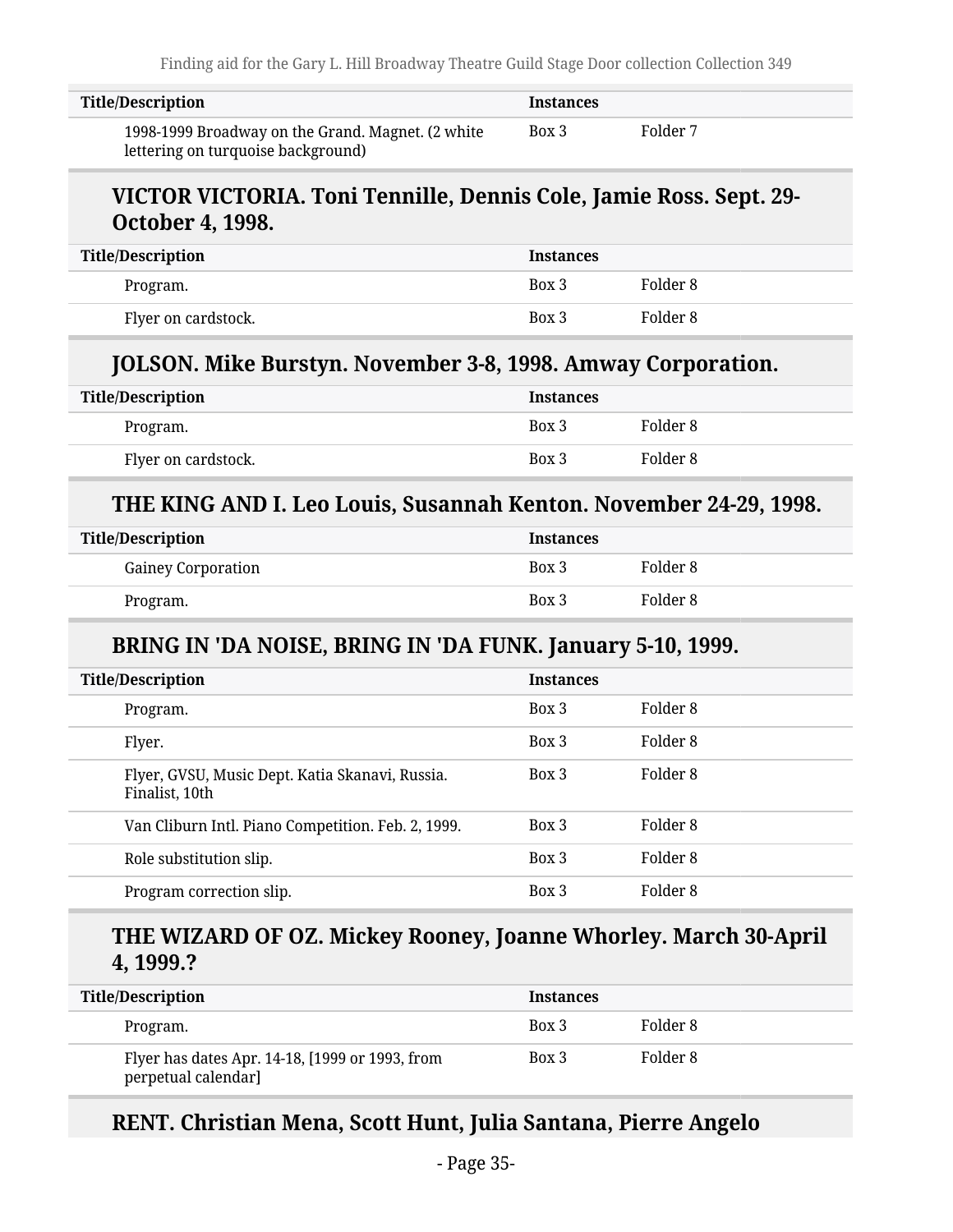| Title/Description | Instances | |
|---|---|---|
| 1998-1999 Broadway on the Grand. Magnet. (2 white lettering on turquoise background) | Box 3 | Folder 7 |

### VICTOR VICTORIA. Toni Tennille, Dennis Cole, Jamie Ross. Sept. 29-October 4, 1998.

| Title/Description | Instances | |
|---|---|---|
| Program. | Box 3 | Folder 8 |
| Flyer on cardstock. | Box 3 | Folder 8 |

### JOLSON. Mike Burstyn. November 3-8, 1998. Amway Corporation.

| Title/Description | Instances | |
|---|---|---|
| Program. | Box 3 | Folder 8 |
| Flyer on cardstock. | Box 3 | Folder 8 |

### THE KING AND I. Leo Louis, Susannah Kenton. November 24-29, 1998.

| Title/Description | Instances | |
|---|---|---|
| Gainey Corporation | Box 3 | Folder 8 |
| Program. | Box 3 | Folder 8 |

### BRING IN 'DA NOISE, BRING IN 'DA FUNK. January 5-10, 1999.

| Title/Description | Instances | |
|---|---|---|
| Program. | Box 3 | Folder 8 |
| Flyer. | Box 3 | Folder 8 |
| Flyer, GVSU, Music Dept. Katia Skanavi, Russia. Finalist, 10th | Box 3 | Folder 8 |
| Van Cliburn Intl. Piano Competition. Feb. 2, 1999. | Box 3 | Folder 8 |
| Role substitution slip. | Box 3 | Folder 8 |
| Program correction slip. | Box 3 | Folder 8 |

### THE WIZARD OF OZ. Mickey Rooney, Joanne Whorley. March 30-April 4, 1999.?

| Title/Description | Instances | |
|---|---|---|
| Program. | Box 3 | Folder 8 |
| Flyer has dates Apr. 14-18, [1999 or 1993, from perpetual calendar] | Box 3 | Folder 8 |

### RENT. Christian Mena, Scott Hunt, Julia Santana, Pierre Angelo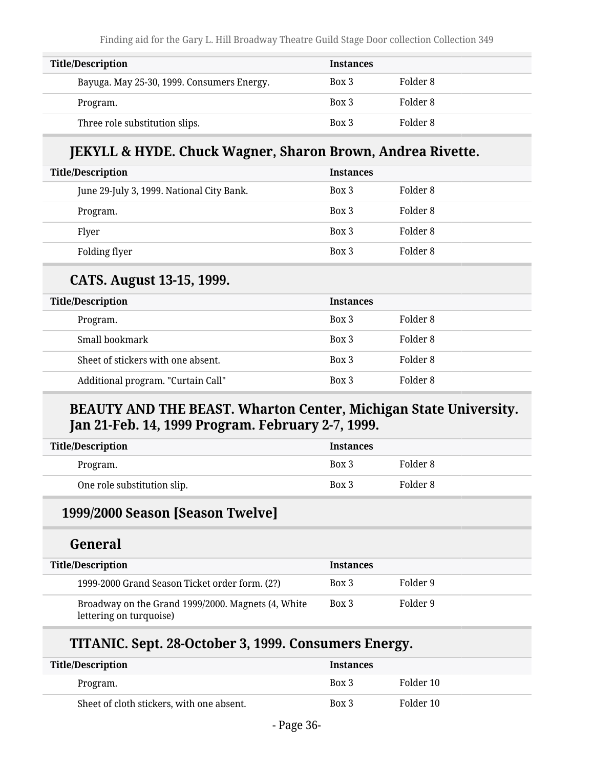| Title/Description | Instances | |
|---|---|---|
| Bayuga. May 25-30, 1999. Consumers Energy. | Box 3 | Folder 8 |
| Program. | Box 3 | Folder 8 |
| Three role substitution slips. | Box 3 | Folder 8 |

### JEKYLL & HYDE. Chuck Wagner, Sharon Brown, Andrea Rivette.

| Title/Description | Instances | |
|---|---|---|
| June 29-July 3, 1999. National City Bank. | Box 3 | Folder 8 |
| Program. | Box 3 | Folder 8 |
| Flyer | Box 3 | Folder 8 |
| Folding flyer | Box 3 | Folder 8 |

### CATS. August 13-15, 1999.

| Title/Description | Instances | |
|---|---|---|
| Program. | Box 3 | Folder 8 |
| Small bookmark | Box 3 | Folder 8 |
| Sheet of stickers with one absent. | Box 3 | Folder 8 |
| Additional program. "Curtain Call" | Box 3 | Folder 8 |

### BEAUTY AND THE BEAST. Wharton Center, Michigan State University. Jan 21-Feb. 14, 1999 Program. February 2-7, 1999.

| Title/Description | Instances | |
|---|---|---|
| Program. | Box 3 | Folder 8 |
| One role substitution slip. | Box 3 | Folder 8 |

## 1999/2000 Season [Season Twelve]

### General

| Title/Description | Instances | |
|---|---|---|
| 1999-2000 Grand Season Ticket order form. (2?) | Box 3 | Folder 9 |
| Broadway on the Grand 1999/2000. Magnets (4, White lettering on turquoise) | Box 3 | Folder 9 |

### TITANIC. Sept. 28-October 3, 1999. Consumers Energy.

| Title/Description | Instances | |
|---|---|---|
| Program. | Box 3 | Folder 10 |
| Sheet of cloth stickers, with one absent. | Box 3 | Folder 10 |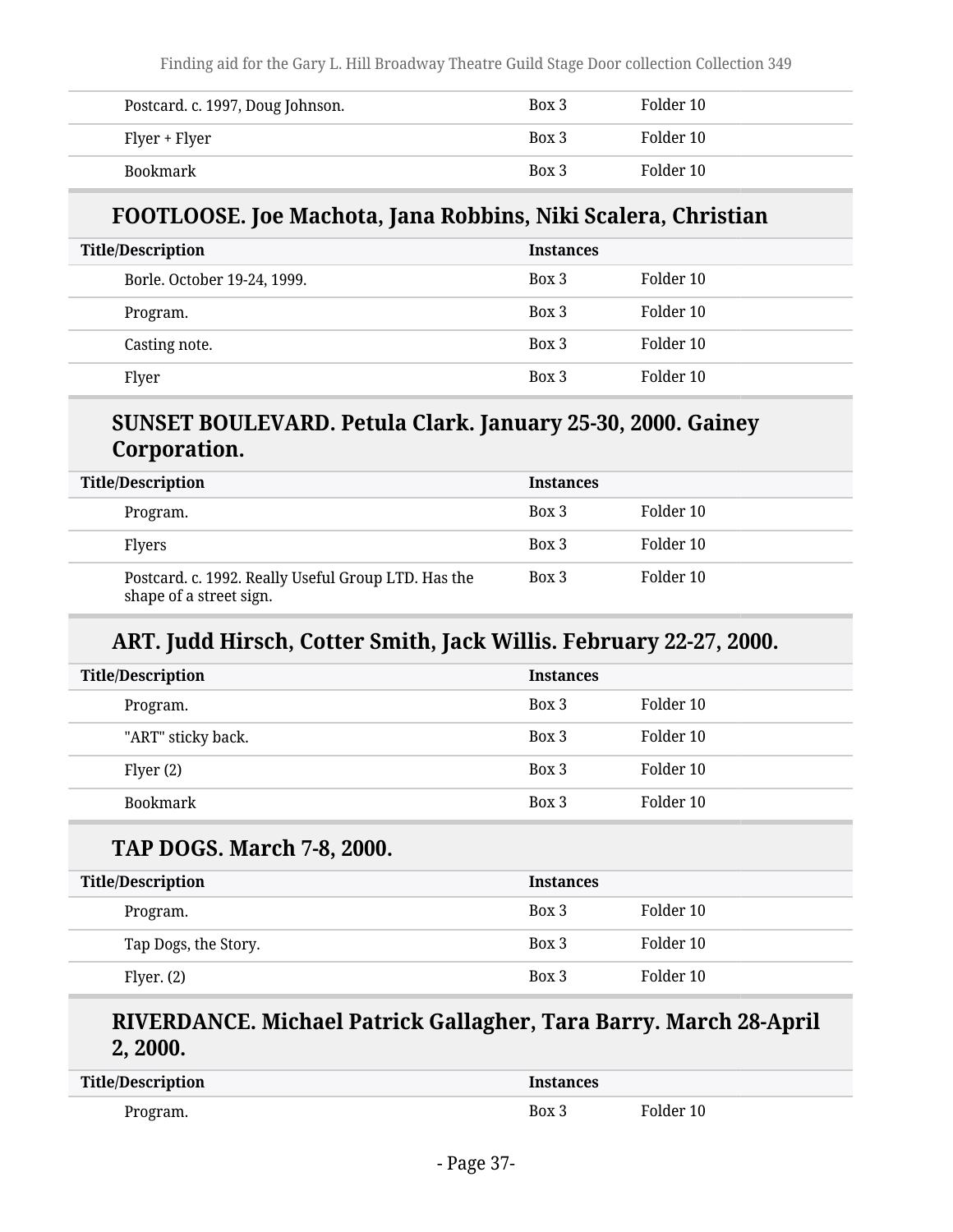| Title/Description | Instances | |
|---|---|---|
| Postcard. c. 1997, Doug Johnson. | Box 3 | Folder 10 |
| Flyer + Flyer | Box 3 | Folder 10 |
| Bookmark | Box 3 | Folder 10 |

### FOOTLOOSE. Joe Machota, Jana Robbins, Niki Scalera, Christian

| Title/Description | Instances | |
|---|---|---|
| Borle. October 19-24, 1999. | Box 3 | Folder 10 |
| Program. | Box 3 | Folder 10 |
| Casting note. | Box 3 | Folder 10 |
| Flyer | Box 3 | Folder 10 |

### SUNSET BOULEVARD. Petula Clark. January 25-30, 2000. Gainey Corporation.

| Title/Description | Instances | |
|---|---|---|
| Program. | Box 3 | Folder 10 |
| Flyers | Box 3 | Folder 10 |
| Postcard. c. 1992. Really Useful Group LTD. Has the shape of a street sign. | Box 3 | Folder 10 |

### ART. Judd Hirsch, Cotter Smith, Jack Willis. February 22-27, 2000.

| Title/Description | Instances | |
|---|---|---|
| Program. | Box 3 | Folder 10 |
| "ART" sticky back. | Box 3 | Folder 10 |
| Flyer (2) | Box 3 | Folder 10 |
| Bookmark | Box 3 | Folder 10 |

### TAP DOGS. March 7-8, 2000.

| Title/Description | Instances | |
|---|---|---|
| Program. | Box 3 | Folder 10 |
| Tap Dogs, the Story. | Box 3 | Folder 10 |
| Flyer. (2) | Box 3 | Folder 10 |

### RIVERDANCE. Michael Patrick Gallagher, Tara Barry. March 28-April 2, 2000.

| Title/Description | Instances | |
|---|---|---|
| Program. | Box 3 | Folder 10 |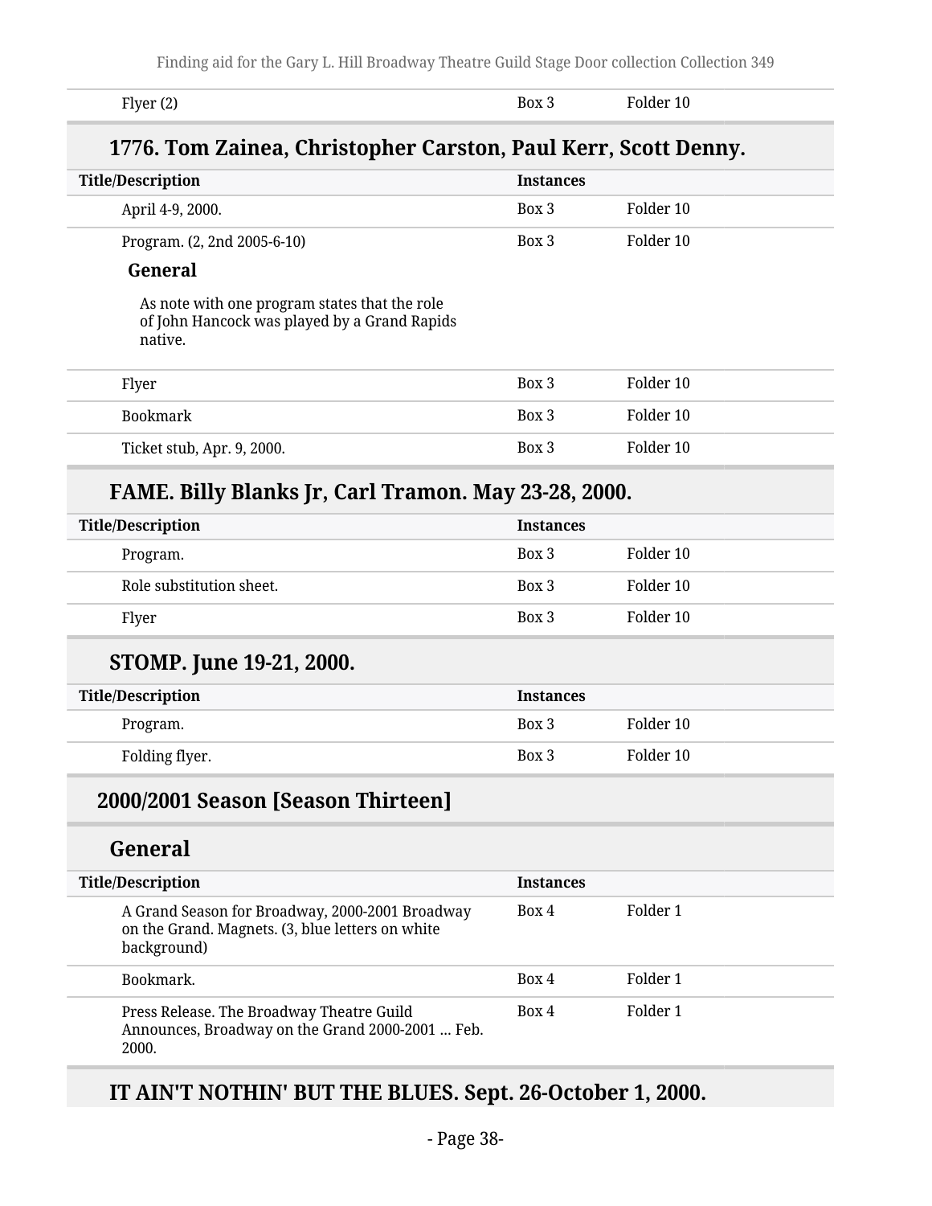| Title/Description | Instances | |
|---|---|---|
| Flyer (2) | Box 3 | Folder 10 |

## 1776. Tom Zainea, Christopher Carston, Paul Kerr, Scott Denny.

| Title/Description | Instances | |
|---|---|---|
| April 4-9, 2000. | Box 3 | Folder 10 |
| Program. (2, 2nd 2005-6-10) | Box 3 | Folder 10 |

**General**

As note with one program states that the role of John Hancock was played by a Grand Rapids native.

| Title/Description | Instances | |
|---|---|---|
| Flyer | Box 3 | Folder 10 |
| Bookmark | Box 3 | Folder 10 |
| Ticket stub, Apr. 9, 2000. | Box 3 | Folder 10 |

## FAME. Billy Blanks Jr, Carl Tramon. May 23-28, 2000.

| Title/Description | Instances | |
|---|---|---|
| Program. | Box 3 | Folder 10 |
| Role substitution sheet. | Box 3 | Folder 10 |
| Flyer | Box 3 | Folder 10 |

## STOMP. June 19-21, 2000.

| Title/Description | Instances | |
|---|---|---|
| Program. | Box 3 | Folder 10 |
| Folding flyer. | Box 3 | Folder 10 |

# 2000/2001 Season [Season Thirteen]

## General

| Title/Description | Instances | |
|---|---|---|
| A Grand Season for Broadway, 2000-2001 Broadway on the Grand. Magnets. (3, blue letters on white background) | Box 4 | Folder 1 |
| Bookmark. | Box 4 | Folder 1 |
| Press Release. The Broadway Theatre Guild Announces, Broadway on the Grand 2000-2001 ... Feb. 2000. | Box 4 | Folder 1 |

## IT AIN'T NOTHIN' BUT THE BLUES. Sept. 26-October 1, 2000.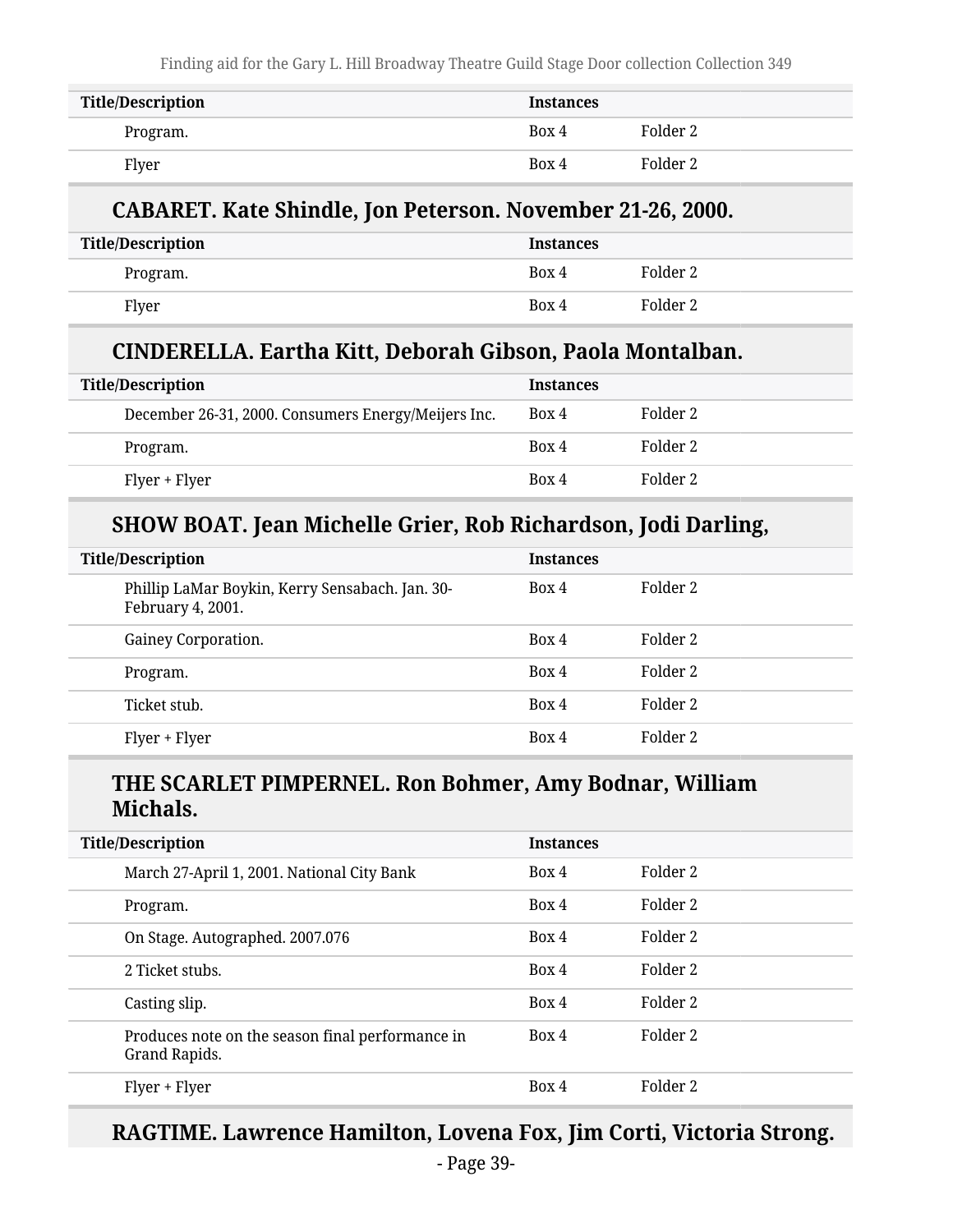| Title/Description | Instances | |
|---|---|---|
| Program. | Box 4 | Folder 2 |
| Flyer | Box 4 | Folder 2 |

### CABARET. Kate Shindle, Jon Peterson. November 21-26, 2000.

| Title/Description | Instances | |
|---|---|---|
| Program. | Box 4 | Folder 2 |
| Flyer | Box 4 | Folder 2 |

### CINDERELLA. Eartha Kitt, Deborah Gibson, Paola Montalban.

| Title/Description | Instances | |
|---|---|---|
| December 26-31, 2000. Consumers Energy/Meijers Inc. | Box 4 | Folder 2 |
| Program. | Box 4 | Folder 2 |
| Flyer + Flyer | Box 4 | Folder 2 |

### SHOW BOAT. Jean Michelle Grier, Rob Richardson, Jodi Darling,

| Title/Description | Instances | |
|---|---|---|
| Phillip LaMar Boykin, Kerry Sensabach. Jan. 30-February 4, 2001. | Box 4 | Folder 2 |
| Gainey Corporation. | Box 4 | Folder 2 |
| Program. | Box 4 | Folder 2 |
| Ticket stub. | Box 4 | Folder 2 |
| Flyer + Flyer | Box 4 | Folder 2 |

### THE SCARLET PIMPERNEL. Ron Bohmer, Amy Bodnar, William Michals.

| Title/Description | Instances | |
|---|---|---|
| March 27-April 1, 2001. National City Bank | Box 4 | Folder 2 |
| Program. | Box 4 | Folder 2 |
| On Stage. Autographed. 2007.076 | Box 4 | Folder 2 |
| 2 Ticket stubs. | Box 4 | Folder 2 |
| Casting slip. | Box 4 | Folder 2 |
| Produces note on the season final performance in Grand Rapids. | Box 4 | Folder 2 |
| Flyer + Flyer | Box 4 | Folder 2 |

### RAGTIME. Lawrence Hamilton, Lovena Fox, Jim Corti, Victoria Strong.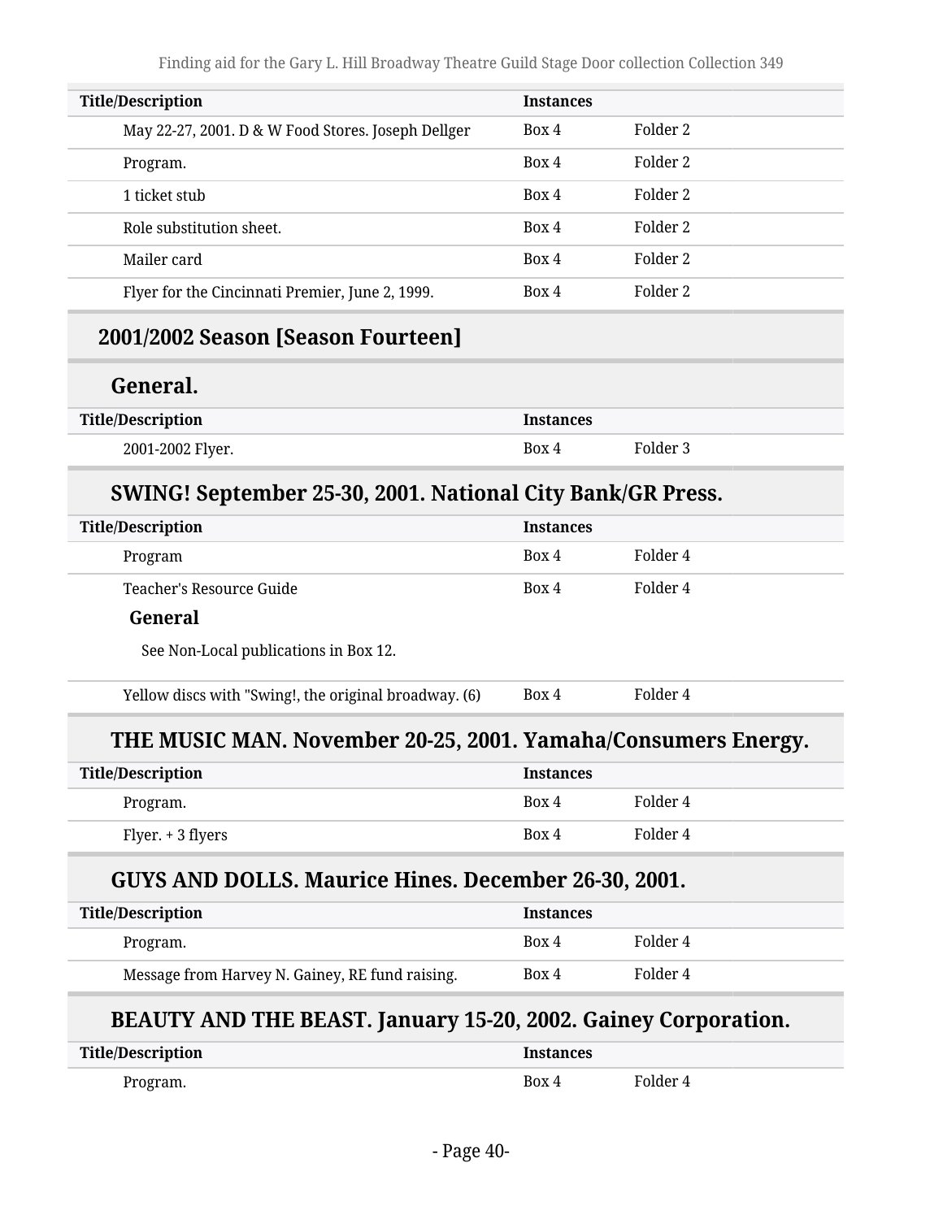| Title/Description | Instances | |
|---|---|---|
| May 22-27, 2001. D & W Food Stores. Joseph Dellger | Box 4 | Folder 2 |
| Program. | Box 4 | Folder 2 |
| 1 ticket stub | Box 4 | Folder 2 |
| Role substitution sheet. | Box 4 | Folder 2 |
| Mailer card | Box 4 | Folder 2 |
| Flyer for the Cincinnati Premier, June 2, 1999. | Box 4 | Folder 2 |

## 2001/2002 Season [Season Fourteen]

### General.

| Title/Description | Instances | |
|---|---|---|
| 2001-2002 Flyer. | Box 4 | Folder 3 |

### SWING! September 25-30, 2001. National City Bank/GR Press.

| Title/Description | Instances | |
|---|---|---|
| Program | Box 4 | Folder 4 |
| Teacher's Resource Guide<br>**General**<br>See Non-Local publications in Box 12. | Box 4 | Folder 4 |
| Yellow discs with "Swing!, the original broadway. (6) | Box 4 | Folder 4 |

### THE MUSIC MAN. November 20-25, 2001. Yamaha/Consumers Energy.

| Title/Description | Instances | |
|---|---|---|
| Program. | Box 4 | Folder 4 |
| Flyer. + 3 flyers | Box 4 | Folder 4 |

### GUYS AND DOLLS. Maurice Hines. December 26-30, 2001.

| Title/Description | Instances | |
|---|---|---|
| Program. | Box 4 | Folder 4 |
| Message from Harvey N. Gainey, RE fund raising. | Box 4 | Folder 4 |

### BEAUTY AND THE BEAST. January 15-20, 2002. Gainey Corporation.

| Title/Description | Instances | |
|---|---|---|
| Program. | Box 4 | Folder 4 |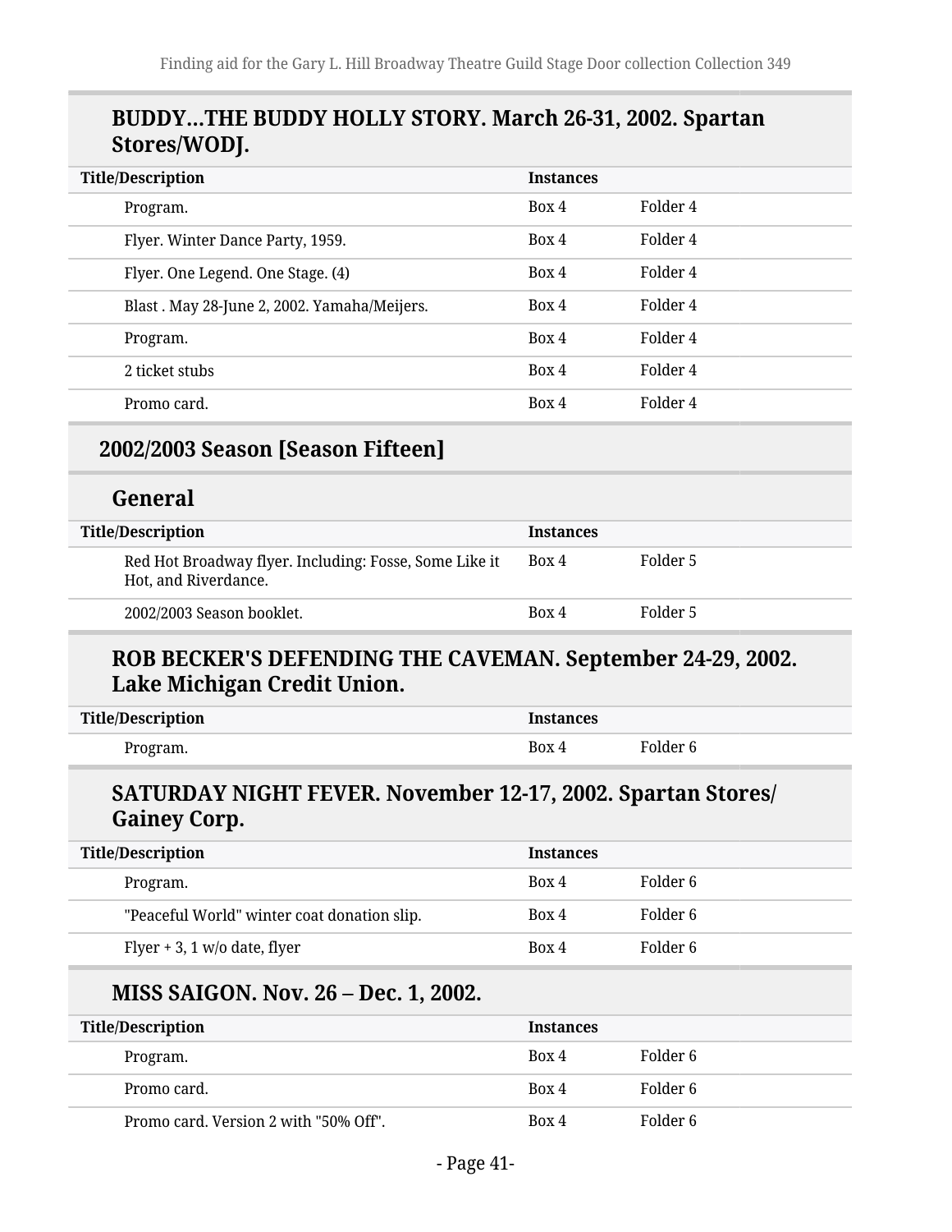### BUDDY…THE BUDDY HOLLY STORY. March 26-31, 2002. Spartan Stores/WODJ.

| Title/Description | Instances | |
|---|---|---|
| Program. | Box 4 | Folder 4 |
| Flyer. Winter Dance Party, 1959. | Box 4 | Folder 4 |
| Flyer. One Legend. One Stage. (4) | Box 4 | Folder 4 |
| Blast . May 28-June 2, 2002. Yamaha/Meijers. | Box 4 | Folder 4 |
| Program. | Box 4 | Folder 4 |
| 2 ticket stubs | Box 4 | Folder 4 |
| Promo card. | Box 4 | Folder 4 |

## 2002/2003 Season [Season Fifteen]

### General

| Title/Description | Instances | |
|---|---|---|
| Red Hot Broadway flyer. Including: Fosse, Some Like it Hot, and Riverdance. | Box 4 | Folder 5 |
| 2002/2003 Season booklet. | Box 4 | Folder 5 |

### ROB BECKER'S DEFENDING THE CAVEMAN. September 24-29, 2002. Lake Michigan Credit Union.

| Title/Description | Instances | |
|---|---|---|
| Program. | Box 4 | Folder 6 |

### SATURDAY NIGHT FEVER. November 12-17, 2002. Spartan Stores/ Gainey Corp.

| Title/Description | Instances | |
|---|---|---|
| Program. | Box 4 | Folder 6 |
| "Peaceful World" winter coat donation slip. | Box 4 | Folder 6 |
| Flyer + 3, 1 w/o date, flyer | Box 4 | Folder 6 |

### MISS SAIGON. Nov. 26 – Dec. 1, 2002.

| Title/Description | Instances | |
|---|---|---|
| Program. | Box 4 | Folder 6 |
| Promo card. | Box 4 | Folder 6 |
| Promo card. Version 2 with "50% Off". | Box 4 | Folder 6 |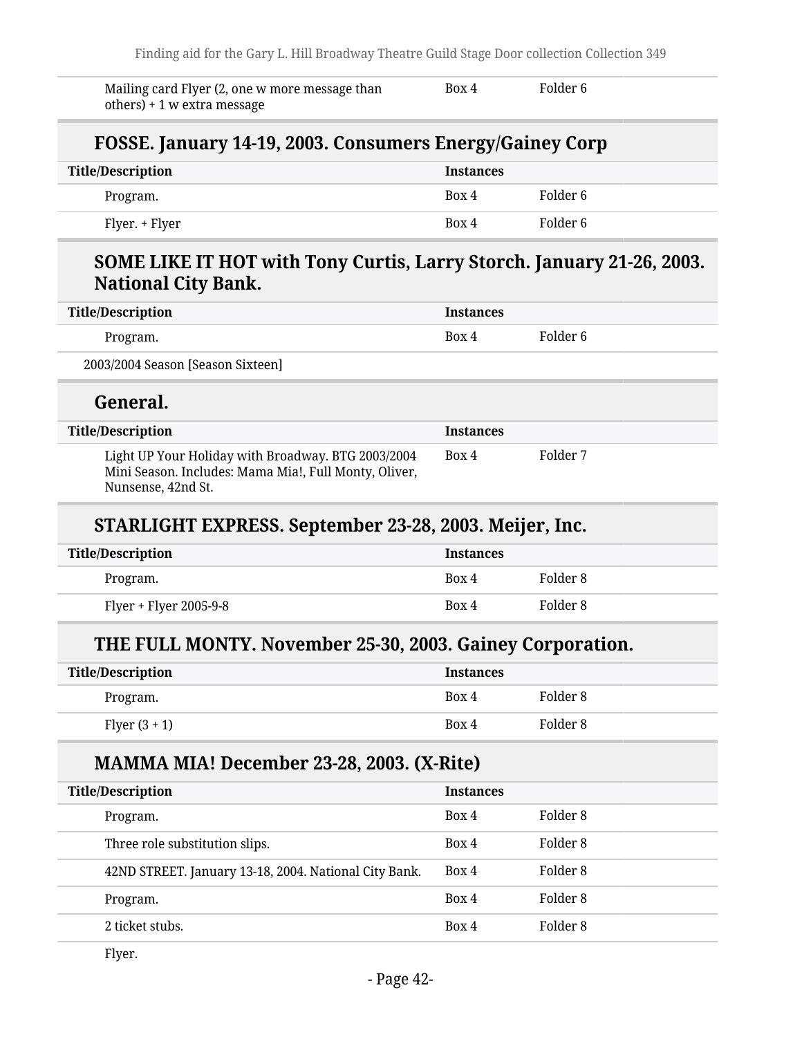| | | |
|---|---|---|
| Mailing card Flyer (2, one w more message than others) + 1 w extra message | Box 4 | Folder 6 |

### FOSSE. January 14-19, 2003. Consumers Energy/Gainey Corp

| Title/Description | Instances | |
|---|---|---|
| Program. | Box 4 | Folder 6 |
| Flyer. + Flyer | Box 4 | Folder 6 |

### SOME LIKE IT HOT with Tony Curtis, Larry Storch. January 21-26, 2003. National City Bank.

| Title/Description | Instances | |
|---|---|---|
| Program. | Box 4 | Folder 6 |

2003/2004 Season [Season Sixteen]

### General.

| Title/Description | Instances | |
|---|---|---|
| Light UP Your Holiday with Broadway. BTG 2003/2004 Mini Season. Includes: Mama Mia!, Full Monty, Oliver, Nunsense, 42nd St. | Box 4 | Folder 7 |

### STARLIGHT EXPRESS. September 23-28, 2003. Meijer, Inc.

| Title/Description | Instances | |
|---|---|---|
| Program. | Box 4 | Folder 8 |
| Flyer + Flyer 2005-9-8 | Box 4 | Folder 8 |

### THE FULL MONTY. November 25-30, 2003. Gainey Corporation.

| Title/Description | Instances | |
|---|---|---|
| Program. | Box 4 | Folder 8 |
| Flyer (3 + 1) | Box 4 | Folder 8 |

### MAMMA MIA! December 23-28, 2003. (X-Rite)

| Title/Description | Instances | |
|---|---|---|
| Program. | Box 4 | Folder 8 |
| Three role substitution slips. | Box 4 | Folder 8 |
| 42ND STREET. January 13-18, 2004. National City Bank. | Box 4 | Folder 8 |
| Program. | Box 4 | Folder 8 |
| 2 ticket stubs. | Box 4 | Folder 8 |
| Flyer. | | |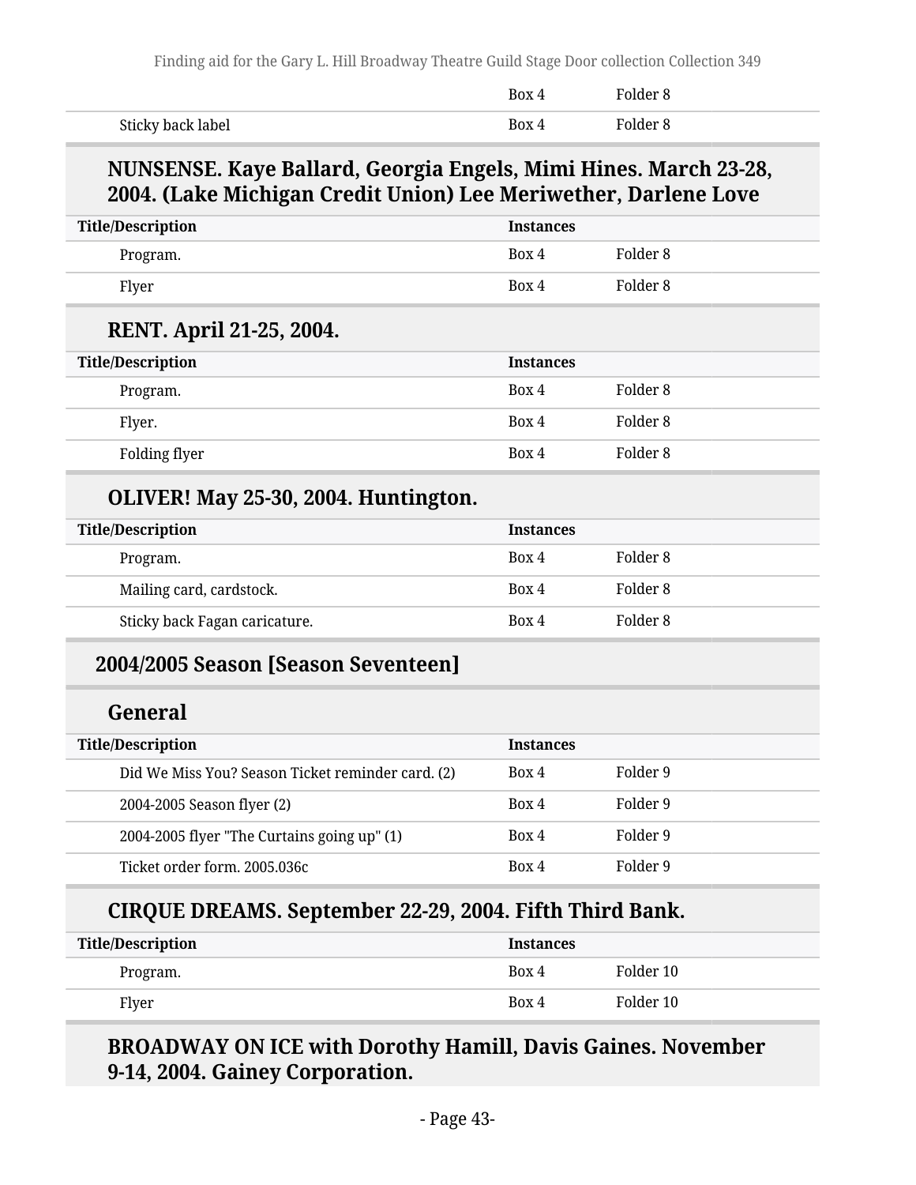| | Box 4 | Folder 8 |
|---|---|---|
| Sticky back label | Box 4 | Folder 8 |

### NUNSENSE. Kaye Ballard, Georgia Engels, Mimi Hines. March 23-28, 2004. (Lake Michigan Credit Union) Lee Meriwether, Darlene Love

| Title/Description | Instances | |
|---|---|---|
| Program. | Box 4 | Folder 8 |
| Flyer | Box 4 | Folder 8 |

### RENT. April 21-25, 2004.

| Title/Description | Instances | |
|---|---|---|
| Program. | Box 4 | Folder 8 |
| Flyer. | Box 4 | Folder 8 |
| Folding flyer | Box 4 | Folder 8 |

### OLIVER! May 25-30, 2004. Huntington.

| Title/Description | Instances | |
|---|---|---|
| Program. | Box 4 | Folder 8 |
| Mailing card, cardstock. | Box 4 | Folder 8 |
| Sticky back Fagan caricature. | Box 4 | Folder 8 |

## 2004/2005 Season [Season Seventeen]

### General

| Title/Description | Instances | |
|---|---|---|
| Did We Miss You? Season Ticket reminder card. (2) | Box 4 | Folder 9 |
| 2004-2005 Season flyer (2) | Box 4 | Folder 9 |
| 2004-2005 flyer "The Curtains going up" (1) | Box 4 | Folder 9 |
| Ticket order form. 2005.036c | Box 4 | Folder 9 |

### CIRQUE DREAMS. September 22-29, 2004. Fifth Third Bank.

| Title/Description | Instances | |
|---|---|---|
| Program. | Box 4 | Folder 10 |
| Flyer | Box 4 | Folder 10 |

### BROADWAY ON ICE with Dorothy Hamill, Davis Gaines. November 9-14, 2004. Gainey Corporation.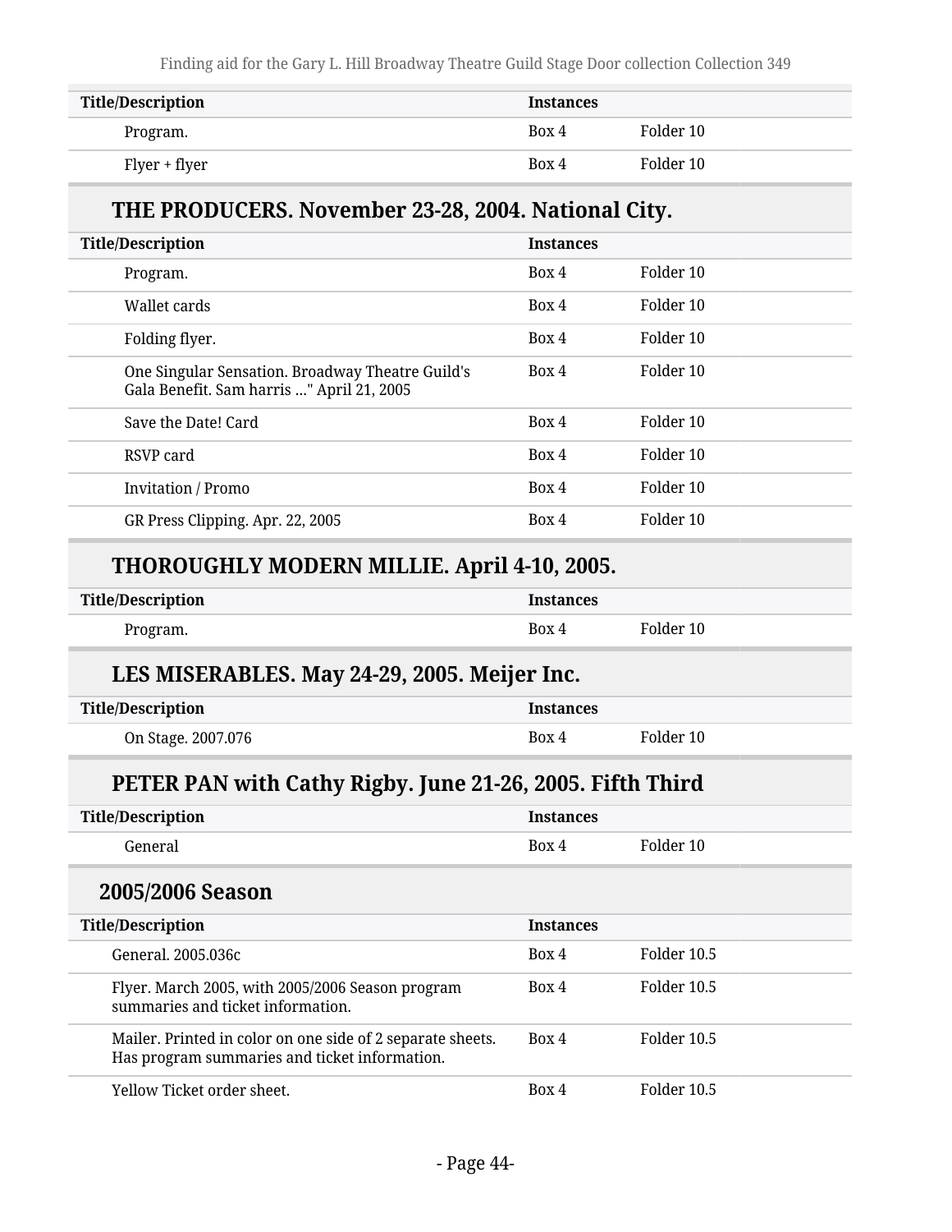| Title/Description | Instances | |
|---|---|---|
| Program. | Box 4 | Folder 10 |
| Flyer + flyer | Box 4 | Folder 10 |

### THE PRODUCERS. November 23-28, 2004. National City.

| Title/Description | Instances | |
|---|---|---|
| Program. | Box 4 | Folder 10 |
| Wallet cards | Box 4 | Folder 10 |
| Folding flyer. | Box 4 | Folder 10 |
| One Singular Sensation. Broadway Theatre Guild's Gala Benefit. Sam harris ..." April 21, 2005 | Box 4 | Folder 10 |
| Save the Date! Card | Box 4 | Folder 10 |
| RSVP card | Box 4 | Folder 10 |
| Invitation / Promo | Box 4 | Folder 10 |
| GR Press Clipping. Apr. 22, 2005 | Box 4 | Folder 10 |

### THOROUGHLY MODERN MILLIE. April 4-10, 2005.

| Title/Description | Instances | |
|---|---|---|
| Program. | Box 4 | Folder 10 |

### LES MISERABLES. May 24-29, 2005. Meijer Inc.

| Title/Description | Instances | |
|---|---|---|
| On Stage. 2007.076 | Box 4 | Folder 10 |

### PETER PAN with Cathy Rigby. June 21-26, 2005. Fifth Third

| Title/Description | Instances | |
|---|---|---|
| General | Box 4 | Folder 10 |

## 2005/2006 Season

| Title/Description | Instances | |
|---|---|---|
| General. 2005.036c | Box 4 | Folder 10.5 |
| Flyer. March 2005, with 2005/2006 Season program summaries and ticket information. | Box 4 | Folder 10.5 |
| Mailer. Printed in color on one side of 2 separate sheets. Has program summaries and ticket information. | Box 4 | Folder 10.5 |
| Yellow Ticket order sheet. | Box 4 | Folder 10.5 |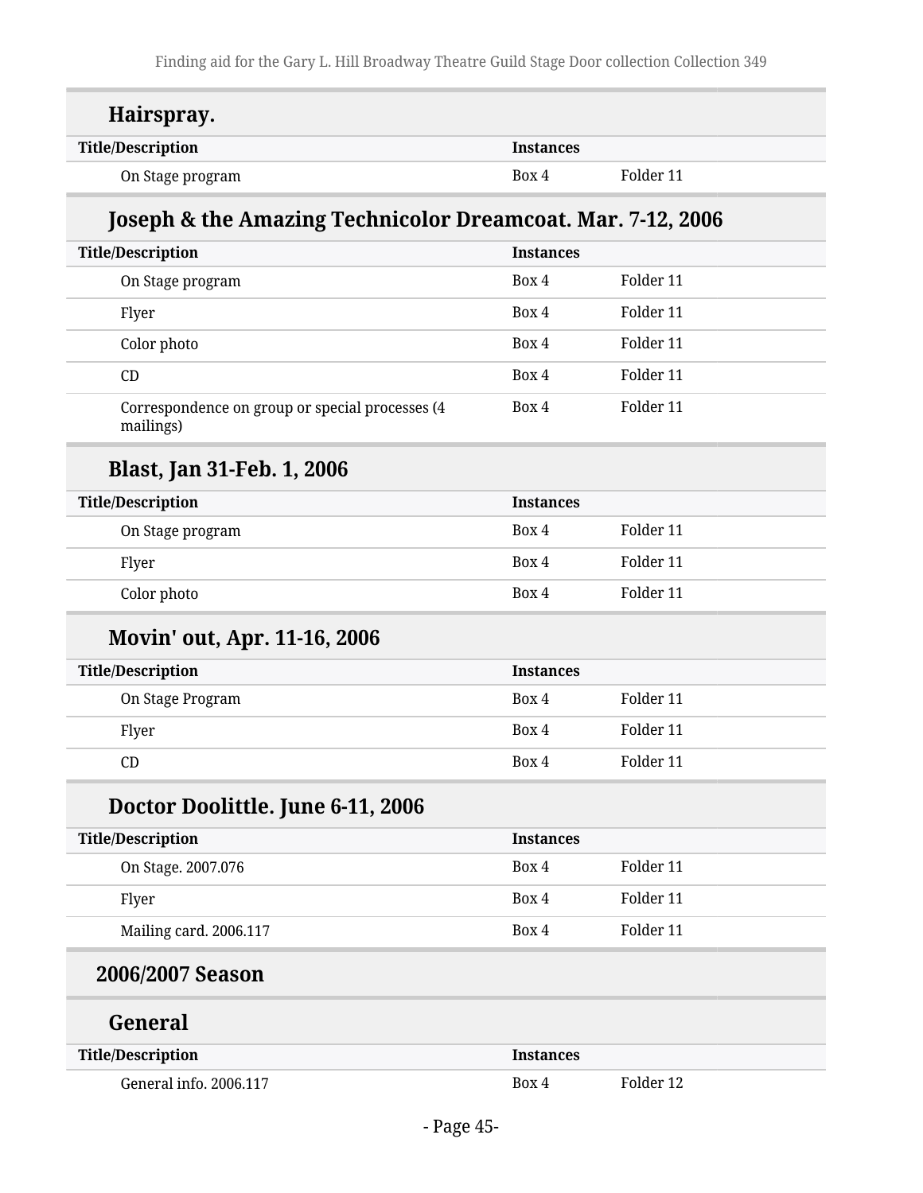### Hairspray.

| Title/Description | Instances | |
| --- | --- | --- |
| On Stage program | Box 4 | Folder 11 |

### Joseph & the Amazing Technicolor Dreamcoat. Mar. 7-12, 2006

| Title/Description | Instances | |
| --- | --- | --- |
| On Stage program | Box 4 | Folder 11 |
| Flyer | Box 4 | Folder 11 |
| Color photo | Box 4 | Folder 11 |
| CD | Box 4 | Folder 11 |
| Correspondence on group or special processes (4 mailings) | Box 4 | Folder 11 |

### Blast, Jan 31-Feb. 1, 2006

| Title/Description | Instances | |
| --- | --- | --- |
| On Stage program | Box 4 | Folder 11 |
| Flyer | Box 4 | Folder 11 |
| Color photo | Box 4 | Folder 11 |

### Movin' out, Apr. 11-16, 2006

| Title/Description | Instances | |
| --- | --- | --- |
| On Stage Program | Box 4 | Folder 11 |
| Flyer | Box 4 | Folder 11 |
| CD | Box 4 | Folder 11 |

### Doctor Doolittle. June 6-11, 2006

| Title/Description | Instances | |
| --- | --- | --- |
| On Stage. 2007.076 | Box 4 | Folder 11 |
| Flyer | Box 4 | Folder 11 |
| Mailing card. 2006.117 | Box 4 | Folder 11 |

## 2006/2007 Season

### General

| Title/Description | Instances | |
| --- | --- | --- |
| General info. 2006.117 | Box 4 | Folder 12 |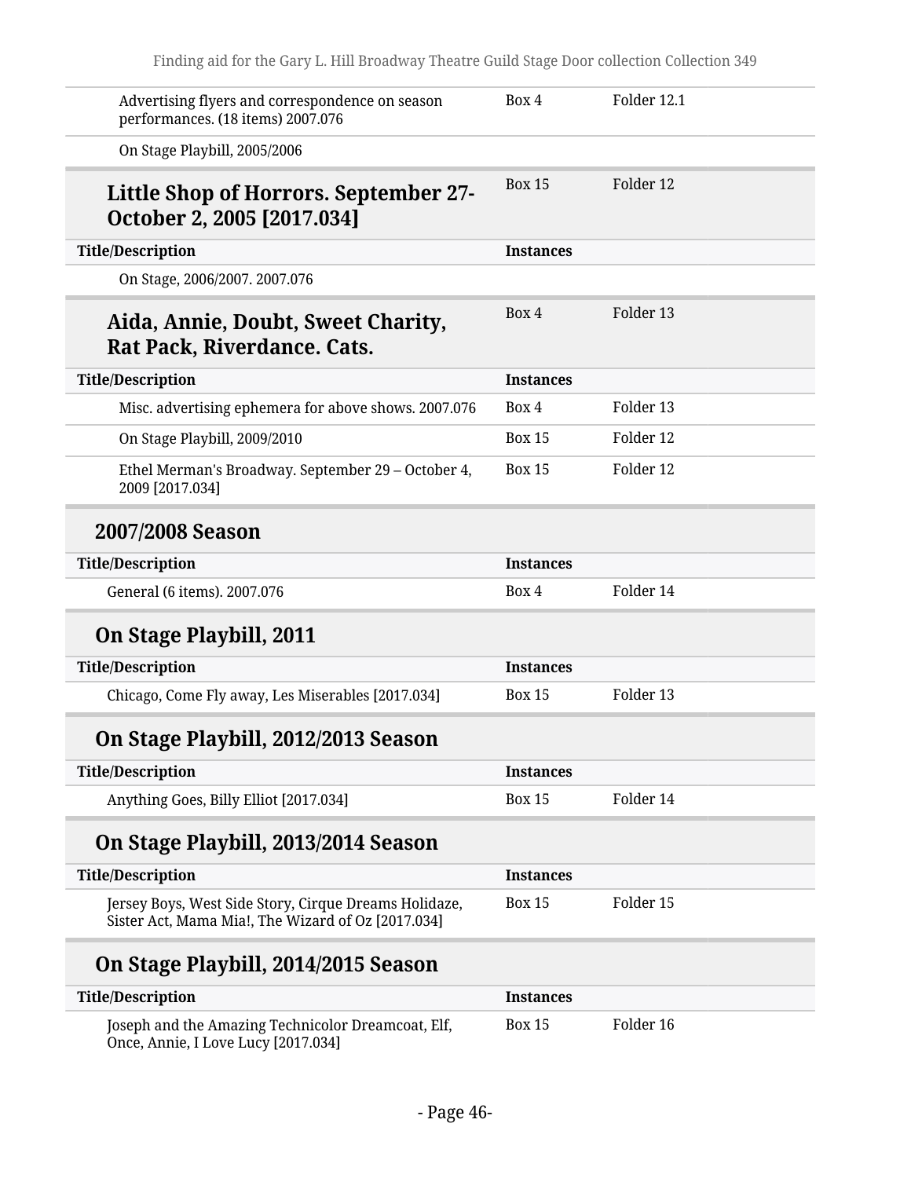| | | |
|---|---|---|
| Advertising flyers and correspondence on season performances. (18 items) 2007.076 | Box 4 | Folder 12.1 |
| On Stage Playbill, 2005/2006 | | |

### Little Shop of Horrors. September 27-October 2, 2005 [2017.034]

Box 15 Folder 12

| Title/Description | Instances | |
|---|---|---|
| On Stage, 2006/2007. 2007.076 | | |

### Aida, Annie, Doubt, Sweet Charity, Rat Pack, Riverdance. Cats.

Box 4 Folder 13

| Title/Description | Instances | |
|---|---|---|
| Misc. advertising ephemera for above shows. 2007.076 | Box 4 | Folder 13 |
| On Stage Playbill, 2009/2010 | Box 15 | Folder 12 |
| Ethel Merman's Broadway. September 29 – October 4, 2009 [2017.034] | Box 15 | Folder 12 |

## 2007/2008 Season

| Title/Description | Instances | |
|---|---|---|
| General (6 items). 2007.076 | Box 4 | Folder 14 |

## On Stage Playbill, 2011

| Title/Description | Instances | |
|---|---|---|
| Chicago, Come Fly away, Les Miserables [2017.034] | Box 15 | Folder 13 |

## On Stage Playbill, 2012/2013 Season

| Title/Description | Instances | |
|---|---|---|
| Anything Goes, Billy Elliot [2017.034] | Box 15 | Folder 14 |

## On Stage Playbill, 2013/2014 Season

| Title/Description | Instances | |
|---|---|---|
| Jersey Boys, West Side Story, Cirque Dreams Holidaze, Sister Act, Mama Mia!, The Wizard of Oz [2017.034] | Box 15 | Folder 15 |

## On Stage Playbill, 2014/2015 Season

| Title/Description | Instances | |
|---|---|---|
| Joseph and the Amazing Technicolor Dreamcoat, Elf, Once, Annie, I Love Lucy [2017.034] | Box 15 | Folder 16 |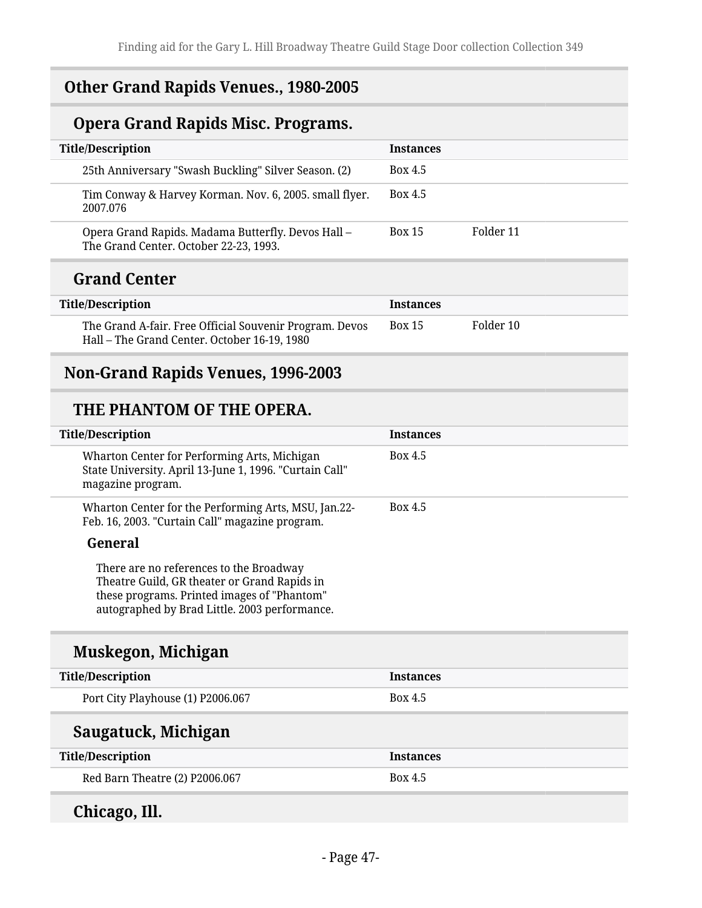## Other Grand Rapids Venues., 1980-2005

### Opera Grand Rapids Misc. Programs.

| Title/Description | Instances | |
|---|---|---|
| 25th Anniversary "Swash Buckling" Silver Season. (2) | Box 4.5 | |
| Tim Conway & Harvey Korman. Nov. 6, 2005. small flyer. 2007.076 | Box 4.5 | |
| Opera Grand Rapids. Madama Butterfly. Devos Hall – The Grand Center. October 22-23, 1993. | Box 15 | Folder 11 |

### Grand Center

| Title/Description | Instances | |
|---|---|---|
| The Grand A-fair. Free Official Souvenir Program. Devos Hall – The Grand Center. October 16-19, 1980 | Box 15 | Folder 10 |

## Non-Grand Rapids Venues, 1996-2003

### THE PHANTOM OF THE OPERA.

| Title/Description | Instances |
|---|---|
| Wharton Center for Performing Arts, Michigan State University. April 13-June 1, 1996. "Curtain Call" magazine program. | Box 4.5 |
| Wharton Center for the Performing Arts, MSU, Jan.22-Feb. 16, 2003. "Curtain Call" magazine program. | Box 4.5 |

**General**

There are no references to the Broadway Theatre Guild, GR theater or Grand Rapids in these programs. Printed images of "Phantom" autographed by Brad Little. 2003 performance.

### Muskegon, Michigan

| Title/Description | Instances |
|---|---|
| Port City Playhouse (1) P2006.067 | Box 4.5 |

### Saugatuck, Michigan

| Title/Description | Instances |
|---|---|
| Red Barn Theatre (2) P2006.067 | Box 4.5 |

### Chicago, Ill.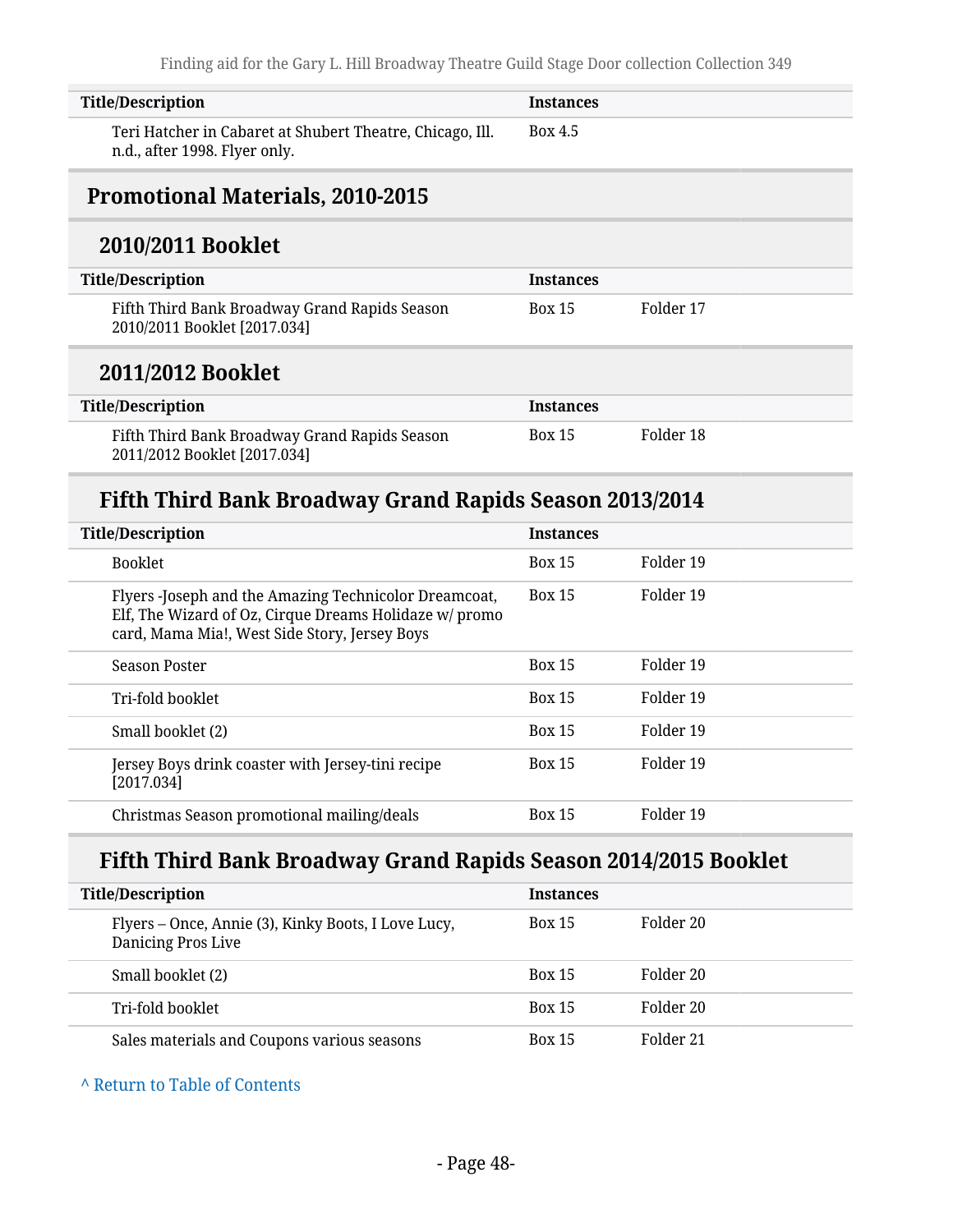| Title/Description | Instances | |
|---|---|---|
| Teri Hatcher in Cabaret at Shubert Theatre, Chicago, Ill. n.d., after 1998. Flyer only. | Box 4.5 | |

## Promotional Materials, 2010-2015

### 2010/2011 Booklet

| Title/Description | Instances | |
|---|---|---|
| Fifth Third Bank Broadway Grand Rapids Season 2010/2011 Booklet [2017.034] | Box 15 | Folder 17 |

### 2011/2012 Booklet

| Title/Description | Instances | |
|---|---|---|
| Fifth Third Bank Broadway Grand Rapids Season 2011/2012 Booklet [2017.034] | Box 15 | Folder 18 |

### Fifth Third Bank Broadway Grand Rapids Season 2013/2014

| Title/Description | Instances | |
|---|---|---|
| Booklet | Box 15 | Folder 19 |
| Flyers -Joseph and the Amazing Technicolor Dreamcoat, Elf, The Wizard of Oz, Cirque Dreams Holidaze w/ promo card, Mama Mia!, West Side Story, Jersey Boys | Box 15 | Folder 19 |
| Season Poster | Box 15 | Folder 19 |
| Tri-fold booklet | Box 15 | Folder 19 |
| Small booklet (2) | Box 15 | Folder 19 |
| Jersey Boys drink coaster with Jersey-tini recipe [2017.034] | Box 15 | Folder 19 |
| Christmas Season promotional mailing/deals | Box 15 | Folder 19 |

### Fifth Third Bank Broadway Grand Rapids Season 2014/2015 Booklet

| Title/Description | Instances | |
|---|---|---|
| Flyers – Once, Annie (3), Kinky Boots, I Love Lucy, Danicing Pros Live | Box 15 | Folder 20 |
| Small booklet (2) | Box 15 | Folder 20 |
| Tri-fold booklet | Box 15 | Folder 20 |
| Sales materials and Coupons various seasons | Box 15 | Folder 21 |

^ Return to Table of Contents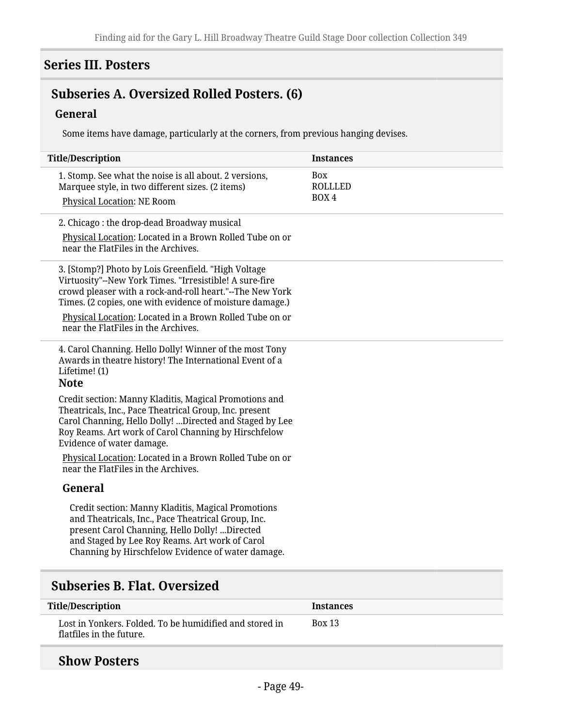## Series III. Posters

### Subseries A. Oversized Rolled Posters. (6)

#### General

Some items have damage, particularly at the corners, from previous hanging devises.

| Title/Description | Instances |
|---|---|
| 1. Stomp. See what the noise is all about. 2 versions, Marquee style, in two different sizes. (2 items)<br>Physical Location: NE Room | Box ROLLLED BOX 4 |
| 2. Chicago : the drop-dead Broadway musical<br>Physical Location: Located in a Brown Rolled Tube on or near the FlatFiles in the Archives. | |
| 3. [Stomp?] Photo by Lois Greenfield. "High Voltage Virtuosity"--New York Times. "Irresistible! A sure-fire crowd pleaser with a rock-and-roll heart."--The New York Times. (2 copies, one with evidence of moisture damage.)<br>Physical Location: Located in a Brown Rolled Tube on or near the FlatFiles in the Archives. | |
| 4. Carol Channing. Hello Dolly! Winner of the most Tony Awards in theatre history! The International Event of a Lifetime! (1)<br>**Note**<br>Credit section: Manny Kladitis, Magical Promotions and Theatricals, Inc., Pace Theatrical Group, Inc. present Carol Channing, Hello Dolly! ...Directed and Staged by Lee Roy Reams. Art work of Carol Channing by Hirschfelow Evidence of water damage.<br>Physical Location: Located in a Brown Rolled Tube on or near the FlatFiles in the Archives.<br>**General**<br>Credit section: Manny Kladitis, Magical Promotions and Theatricals, Inc., Pace Theatrical Group, Inc. present Carol Channing, Hello Dolly! ...Directed and Staged by Lee Roy Reams. Art work of Carol Channing by Hirschfelow Evidence of water damage. | |

### Subseries B. Flat. Oversized

| Title/Description | Instances |
|---|---|
| Lost in Yonkers. Folded. To be humidified and stored in flatfiles in the future. | Box 13 |

#### Show Posters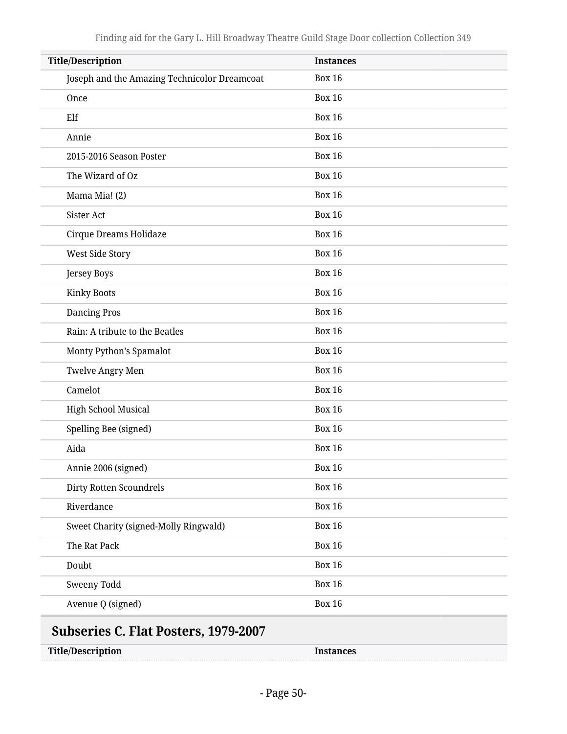| Title/Description | Instances |
| --- | --- |
| Joseph and the Amazing Technicolor Dreamcoat | Box 16 |
| Once | Box 16 |
| Elf | Box 16 |
| Annie | Box 16 |
| 2015-2016 Season Poster | Box 16 |
| The Wizard of Oz | Box 16 |
| Mama Mia! (2) | Box 16 |
| Sister Act | Box 16 |
| Cirque Dreams Holidaze | Box 16 |
| West Side Story | Box 16 |
| Jersey Boys | Box 16 |
| Kinky Boots | Box 16 |
| Dancing Pros | Box 16 |
| Rain: A tribute to the Beatles | Box 16 |
| Monty Python's Spamalot | Box 16 |
| Twelve Angry Men | Box 16 |
| Camelot | Box 16 |
| High School Musical | Box 16 |
| Spelling Bee (signed) | Box 16 |
| Aida | Box 16 |
| Annie 2006 (signed) | Box 16 |
| Dirty Rotten Scoundrels | Box 16 |
| Riverdance | Box 16 |
| Sweet Charity (signed-Molly Ringwald) | Box 16 |
| The Rat Pack | Box 16 |
| Doubt | Box 16 |
| Sweeny Todd | Box 16 |
| Avenue Q (signed) | Box 16 |

## Subseries C. Flat Posters, 1979-2007

| Title/Description | Instances |
| --- | --- |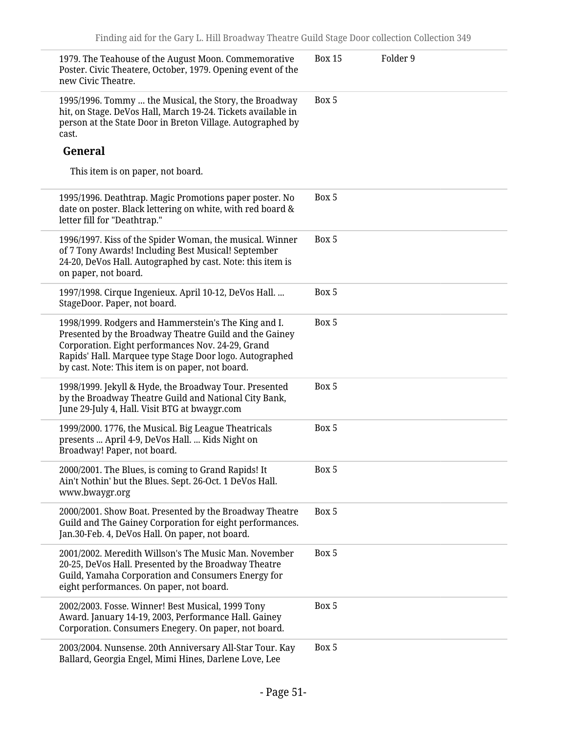| | | |
|---|---|---|
| 1979. The Teahouse of the August Moon. Commemorative Poster. Civic Theatere, October, 1979. Opening event of the new Civic Theatre. | Box 15 | Folder 9 |
| 1995/1996. Tommy ... the Musical, the Story, the Broadway hit, on Stage. DeVos Hall, March 19-24. Tickets available in person at the State Door in Breton Village. Autographed by cast. | Box 5 | |

**General**

This item is on paper, not board.

| | | |
|---|---|---|
| 1995/1996. Deathtrap. Magic Promotions paper poster. No date on poster. Black lettering on white, with red board & letter fill for "Deathtrap." | Box 5 | |
| 1996/1997. Kiss of the Spider Woman, the musical. Winner of 7 Tony Awards! Including Best Musical! September 24-20, DeVos Hall. Autographed by cast. Note: this item is on paper, not board. | Box 5 | |
| 1997/1998. Cirque Ingenieux. April 10-12, DeVos Hall. ... StageDoor. Paper, not board. | Box 5 | |
| 1998/1999. Rodgers and Hammerstein's The King and I. Presented by the Broadway Theatre Guild and the Gainey Corporation. Eight performances Nov. 24-29, Grand Rapids' Hall. Marquee type Stage Door logo. Autographed by cast. Note: This item is on paper, not board. | Box 5 | |
| 1998/1999. Jekyll & Hyde, the Broadway Tour. Presented by the Broadway Theatre Guild and National City Bank, June 29-July 4, Hall. Visit BTG at bwaygr.com | Box 5 | |
| 1999/2000. 1776, the Musical. Big League Theatricals presents ... April 4-9, DeVos Hall. ... Kids Night on Broadway! Paper, not board. | Box 5 | |
| 2000/2001. The Blues, is coming to Grand Rapids! It Ain't Nothin' but the Blues. Sept. 26-Oct. 1 DeVos Hall. www.bwaygr.org | Box 5 | |
| 2000/2001. Show Boat. Presented by the Broadway Theatre Guild and The Gainey Corporation for eight performances. Jan.30-Feb. 4, DeVos Hall. On paper, not board. | Box 5 | |
| 2001/2002. Meredith Willson's The Music Man. November 20-25, DeVos Hall. Presented by the Broadway Theatre Guild, Yamaha Corporation and Consumers Energy for eight performances. On paper, not board. | Box 5 | |
| 2002/2003. Fosse. Winner! Best Musical, 1999 Tony Award. January 14-19, 2003, Performance Hall. Gainey Corporation. Consumers Enegery. On paper, not board. | Box 5 | |
| 2003/2004. Nunsense. 20th Anniversary All-Star Tour. Kay Ballard, Georgia Engel, Mimi Hines, Darlene Love, Lee | Box 5 | |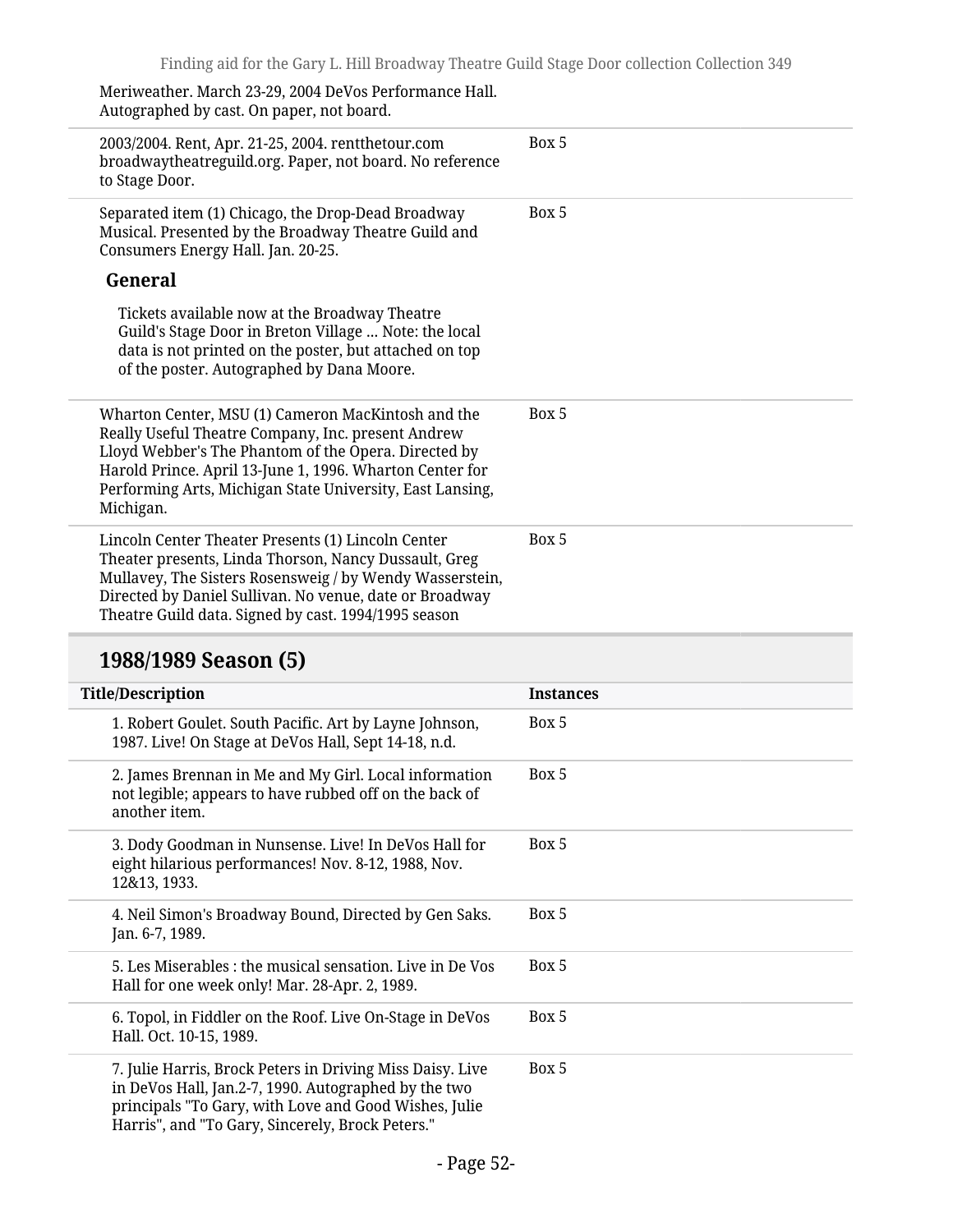Meriweather. March 23-29, 2004 DeVos Performance Hall. Autographed by cast. On paper, not board.

| | |
|---|---|
| 2003/2004. Rent, Apr. 21-25, 2004. rentthetour.com broadwaytheatreguild.org. Paper, not board. No reference to Stage Door. | Box 5 |
| Separated item (1) Chicago, the Drop-Dead Broadway Musical. Presented by the Broadway Theatre Guild and Consumers Energy Hall. Jan. 20-25.<br><br>**General**<br><br>Tickets available now at the Broadway Theatre Guild's Stage Door in Breton Village … Note: the local data is not printed on the poster, but attached on top of the poster. Autographed by Dana Moore. | Box 5 |
| Wharton Center, MSU (1) Cameron MacKintosh and the Really Useful Theatre Company, Inc. present Andrew Lloyd Webber's The Phantom of the Opera. Directed by Harold Prince. April 13-June 1, 1996. Wharton Center for Performing Arts, Michigan State University, East Lansing, Michigan. | Box 5 |
| Lincoln Center Theater Presents (1) Lincoln Center Theater presents, Linda Thorson, Nancy Dussault, Greg Mullavey, The Sisters Rosensweig / by Wendy Wasserstein, Directed by Daniel Sullivan. No venue, date or Broadway Theatre Guild data. Signed by cast. 1994/1995 season | Box 5 |

## 1988/1989 Season (5)

| Title/Description | Instances |
|---|---|
| 1. Robert Goulet. South Pacific. Art by Layne Johnson, 1987. Live! On Stage at DeVos Hall, Sept 14-18, n.d. | Box 5 |
| 2. James Brennan in Me and My Girl. Local information not legible; appears to have rubbed off on the back of another item. | Box 5 |
| 3. Dody Goodman in Nunsense. Live! In DeVos Hall for eight hilarious performances! Nov. 8-12, 1988, Nov. 12&13, 1933. | Box 5 |
| 4. Neil Simon's Broadway Bound, Directed by Gen Saks. Jan. 6-7, 1989. | Box 5 |
| 5. Les Miserables : the musical sensation. Live in De Vos Hall for one week only! Mar. 28-Apr. 2, 1989. | Box 5 |
| 6. Topol, in Fiddler on the Roof. Live On-Stage in DeVos Hall. Oct. 10-15, 1989. | Box 5 |
| 7. Julie Harris, Brock Peters in Driving Miss Daisy. Live in DeVos Hall, Jan.2-7, 1990. Autographed by the two principals "To Gary, with Love and Good Wishes, Julie Harris", and "To Gary, Sincerely, Brock Peters." | Box 5 |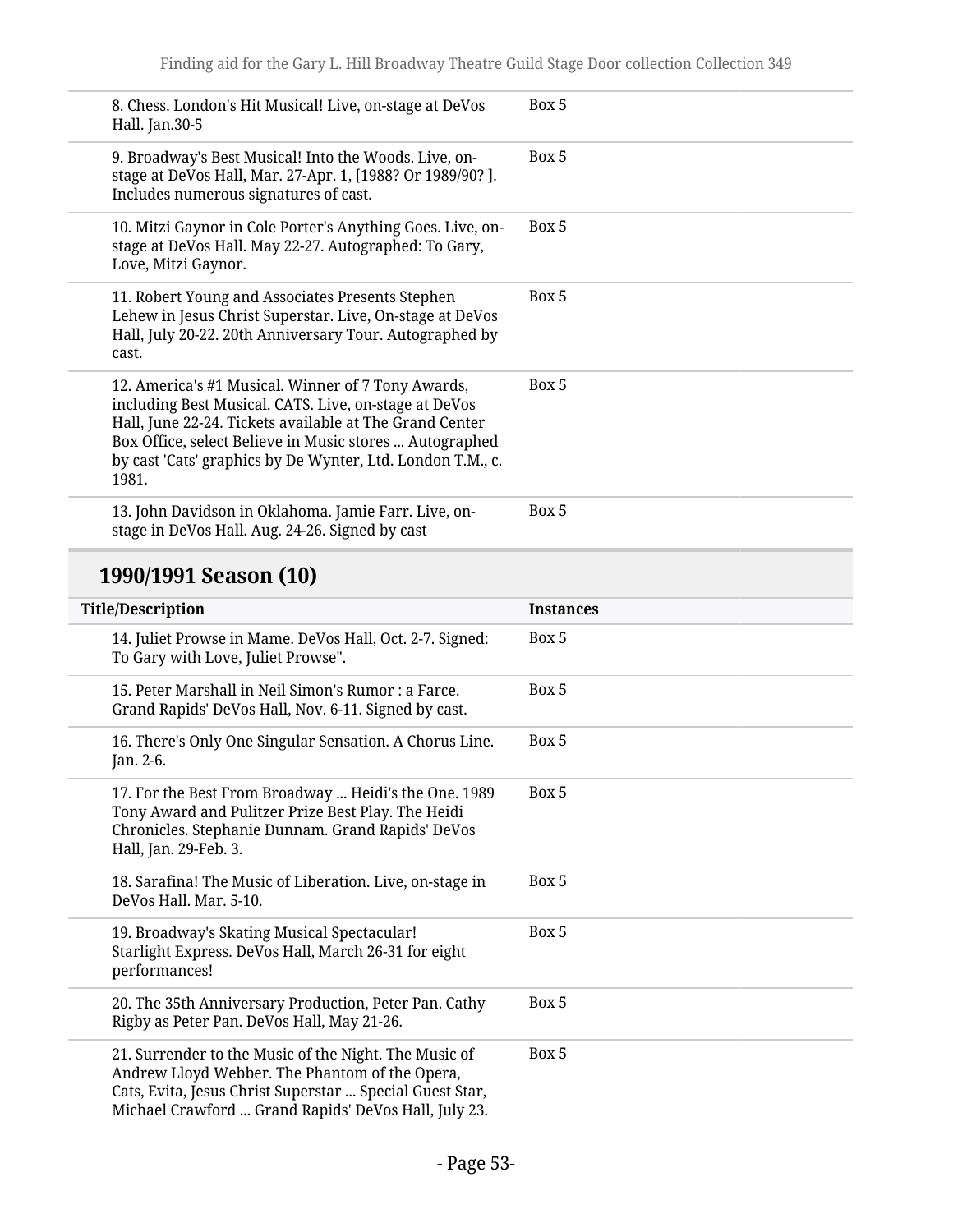| | |
|---|---|
| 8. Chess. London's Hit Musical! Live, on-stage at DeVos Hall. Jan.30-5 | Box 5 |
| 9. Broadway's Best Musical! Into the Woods. Live, on-stage at DeVos Hall, Mar. 27-Apr. 1, [1988? Or 1989/90? ]. Includes numerous signatures of cast. | Box 5 |
| 10. Mitzi Gaynor in Cole Porter's Anything Goes. Live, on-stage at DeVos Hall. May 22-27. Autographed: To Gary, Love, Mitzi Gaynor. | Box 5 |
| 11. Robert Young and Associates Presents Stephen Lehew in Jesus Christ Superstar. Live, On-stage at DeVos Hall, July 20-22. 20th Anniversary Tour. Autographed by cast. | Box 5 |
| 12. America's #1 Musical. Winner of 7 Tony Awards, including Best Musical. CATS. Live, on-stage at DeVos Hall, June 22-24. Tickets available at The Grand Center Box Office, select Believe in Music stores ... Autographed by cast 'Cats' graphics by De Wynter, Ltd. London T.M., c. 1981. | Box 5 |
| 13. John Davidson in Oklahoma. Jamie Farr. Live, on-stage in DeVos Hall. Aug. 24-26. Signed by cast | Box 5 |

## 1990/1991 Season (10)

| Title/Description | Instances |
|---|---|
| 14. Juliet Prowse in Mame. DeVos Hall, Oct. 2-7. Signed: To Gary with Love, Juliet Prowse". | Box 5 |
| 15. Peter Marshall in Neil Simon's Rumor : a Farce. Grand Rapids' DeVos Hall, Nov. 6-11. Signed by cast. | Box 5 |
| 16. There's Only One Singular Sensation. A Chorus Line. Jan. 2-6. | Box 5 |
| 17. For the Best From Broadway ... Heidi's the One. 1989 Tony Award and Pulitzer Prize Best Play. The Heidi Chronicles. Stephanie Dunnam. Grand Rapids' DeVos Hall, Jan. 29-Feb. 3. | Box 5 |
| 18. Sarafina! The Music of Liberation. Live, on-stage in DeVos Hall. Mar. 5-10. | Box 5 |
| 19. Broadway's Skating Musical Spectacular! Starlight Express. DeVos Hall, March 26-31 for eight performances! | Box 5 |
| 20. The 35th Anniversary Production, Peter Pan. Cathy Rigby as Peter Pan. DeVos Hall, May 21-26. | Box 5 |
| 21. Surrender to the Music of the Night. The Music of Andrew Lloyd Webber. The Phantom of the Opera, Cats, Evita, Jesus Christ Superstar ... Special Guest Star, Michael Crawford ... Grand Rapids' DeVos Hall, July 23. | Box 5 |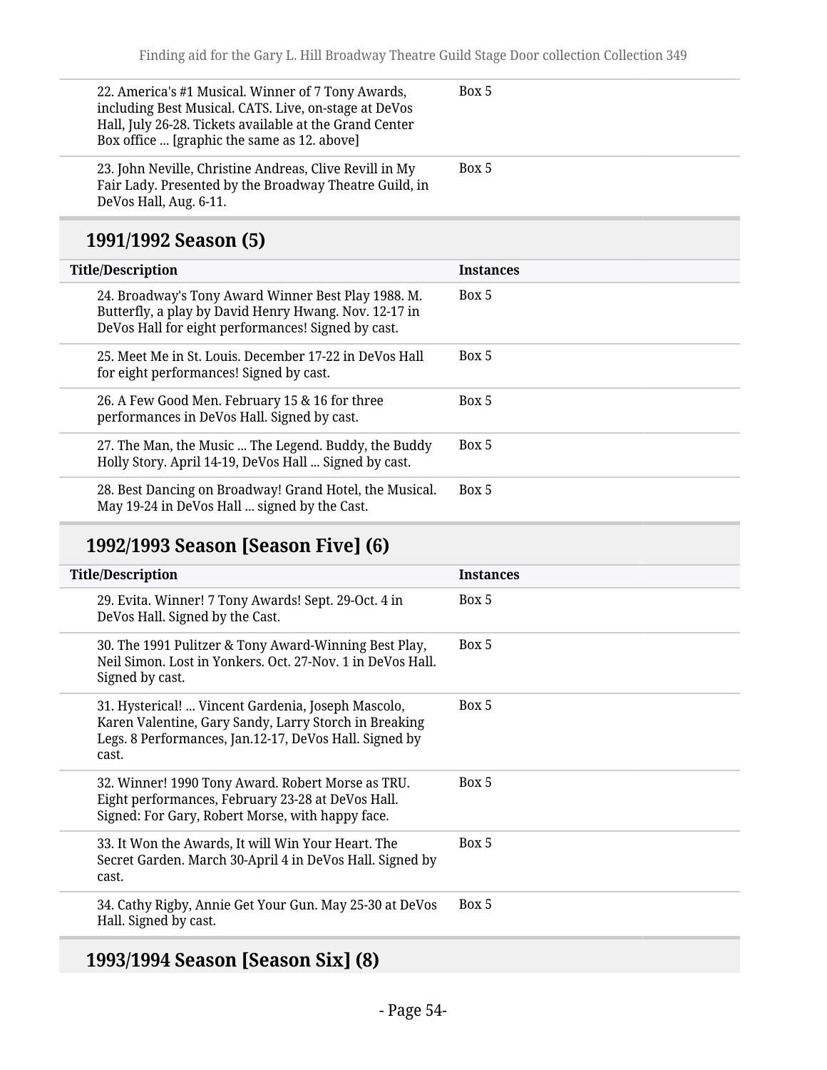| Title/Description | Instances |
| --- | --- |
| 22. America's #1 Musical. Winner of 7 Tony Awards, including Best Musical. CATS. Live, on-stage at DeVos Hall, July 26-28. Tickets available at the Grand Center Box office ... [graphic the same as 12. above] | Box 5 |
| 23. John Neville, Christine Andreas, Clive Revill in My Fair Lady. Presented by the Broadway Theatre Guild, in DeVos Hall, Aug. 6-11. | Box 5 |

## 1991/1992 Season (5)

| Title/Description | Instances |
| --- | --- |
| 24. Broadway's Tony Award Winner Best Play 1988. M. Butterfly, a play by David Henry Hwang. Nov. 12-17 in DeVos Hall for eight performances! Signed by cast. | Box 5 |
| 25. Meet Me in St. Louis. December 17-22 in DeVos Hall for eight performances! Signed by cast. | Box 5 |
| 26. A Few Good Men. February 15 & 16 for three performances in DeVos Hall. Signed by cast. | Box 5 |
| 27. The Man, the Music ... The Legend. Buddy, the Buddy Holly Story. April 14-19, DeVos Hall ... Signed by cast. | Box 5 |
| 28. Best Dancing on Broadway! Grand Hotel, the Musical. May 19-24 in DeVos Hall ... signed by the Cast. | Box 5 |

## 1992/1993 Season [Season Five] (6)

| Title/Description | Instances |
| --- | --- |
| 29. Evita. Winner! 7 Tony Awards! Sept. 29-Oct. 4 in DeVos Hall. Signed by the Cast. | Box 5 |
| 30. The 1991 Pulitzer & Tony Award-Winning Best Play, Neil Simon. Lost in Yonkers. Oct. 27-Nov. 1 in DeVos Hall. Signed by cast. | Box 5 |
| 31. Hysterical! ... Vincent Gardenia, Joseph Mascolo, Karen Valentine, Gary Sandy, Larry Storch in Breaking Legs. 8 Performances, Jan.12-17, DeVos Hall. Signed by cast. | Box 5 |
| 32. Winner! 1990 Tony Award. Robert Morse as TRU. Eight performances, February 23-28 at DeVos Hall. Signed: For Gary, Robert Morse, with happy face. | Box 5 |
| 33. It Won the Awards, It will Win Your Heart. The Secret Garden. March 30-April 4 in DeVos Hall. Signed by cast. | Box 5 |
| 34. Cathy Rigby, Annie Get Your Gun. May 25-30 at DeVos Hall. Signed by cast. | Box 5 |

## 1993/1994 Season [Season Six] (8)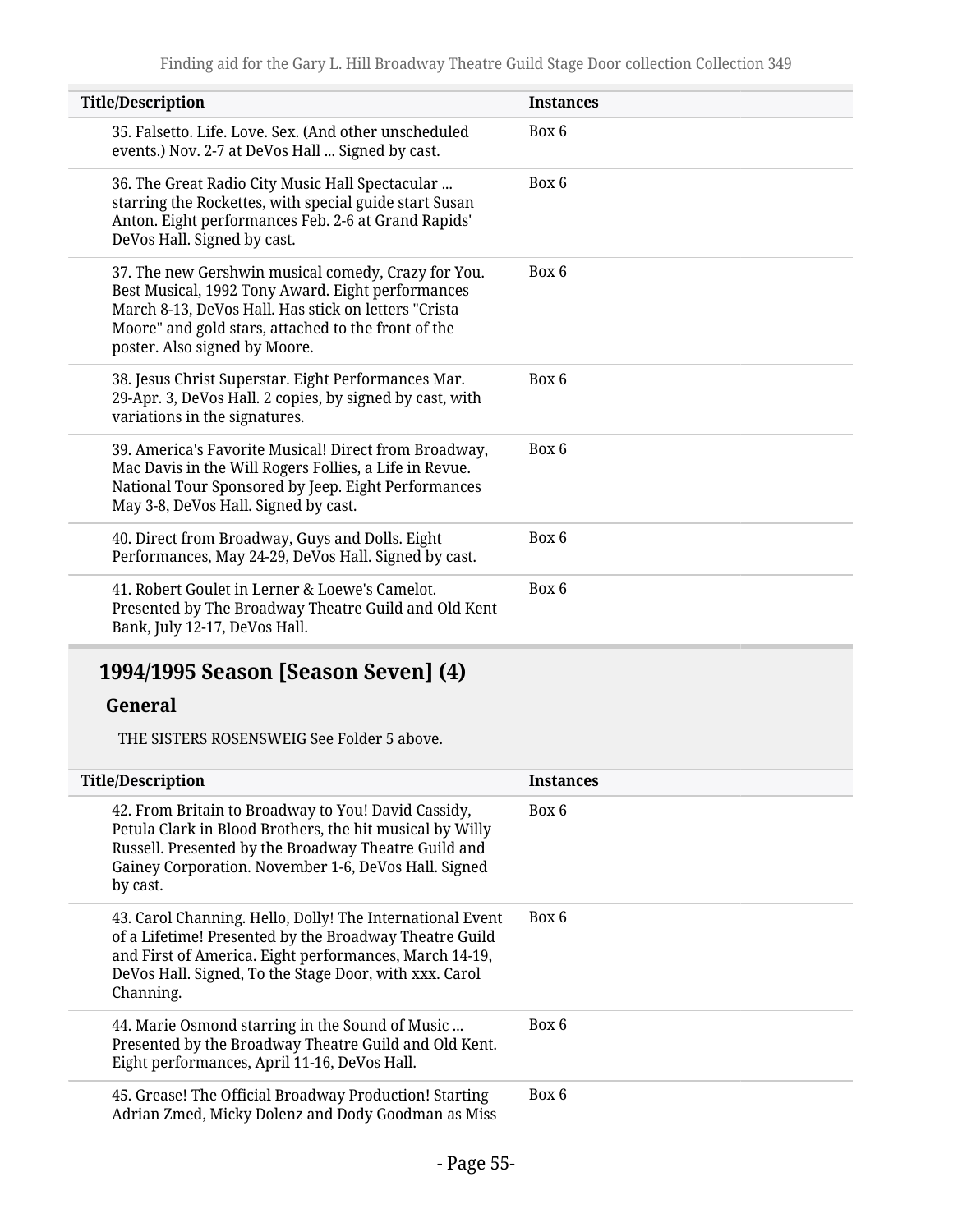| Title/Description | Instances |
|---|---|
| 35. Falsetto. Life. Love. Sex. (And other unscheduled events.) Nov. 2-7 at DeVos Hall ... Signed by cast. | Box 6 |
| 36. The Great Radio City Music Hall Spectacular ... starring the Rockettes, with special guide start Susan Anton. Eight performances Feb. 2-6 at Grand Rapids' DeVos Hall. Signed by cast. | Box 6 |
| 37. The new Gershwin musical comedy, Crazy for You. Best Musical, 1992 Tony Award. Eight performances March 8-13, DeVos Hall. Has stick on letters "Crista Moore" and gold stars, attached to the front of the poster. Also signed by Moore. | Box 6 |
| 38. Jesus Christ Superstar. Eight Performances Mar. 29-Apr. 3, DeVos Hall. 2 copies, by signed by cast, with variations in the signatures. | Box 6 |
| 39. America's Favorite Musical! Direct from Broadway, Mac Davis in the Will Rogers Follies, a Life in Revue. National Tour Sponsored by Jeep. Eight Performances May 3-8, DeVos Hall. Signed by cast. | Box 6 |
| 40. Direct from Broadway, Guys and Dolls. Eight Performances, May 24-29, DeVos Hall. Signed by cast. | Box 6 |
| 41. Robert Goulet in Lerner & Loewe's Camelot. Presented by The Broadway Theatre Guild and Old Kent Bank, July 12-17, DeVos Hall. | Box 6 |

## 1994/1995 Season [Season Seven] (4)

### General

THE SISTERS ROSENSWEIG See Folder 5 above.

| Title/Description | Instances |
|---|---|
| 42. From Britain to Broadway to You! David Cassidy, Petula Clark in Blood Brothers, the hit musical by Willy Russell. Presented by the Broadway Theatre Guild and Gainey Corporation. November 1-6, DeVos Hall. Signed by cast. | Box 6 |
| 43. Carol Channing. Hello, Dolly! The International Event of a Lifetime! Presented by the Broadway Theatre Guild and First of America. Eight performances, March 14-19, DeVos Hall. Signed, To the Stage Door, with xxx. Carol Channing. | Box 6 |
| 44. Marie Osmond starring in the Sound of Music ... Presented by the Broadway Theatre Guild and Old Kent. Eight performances, April 11-16, DeVos Hall. | Box 6 |
| 45. Grease! The Official Broadway Production! Starting Adrian Zmed, Micky Dolenz and Dody Goodman as Miss | Box 6 |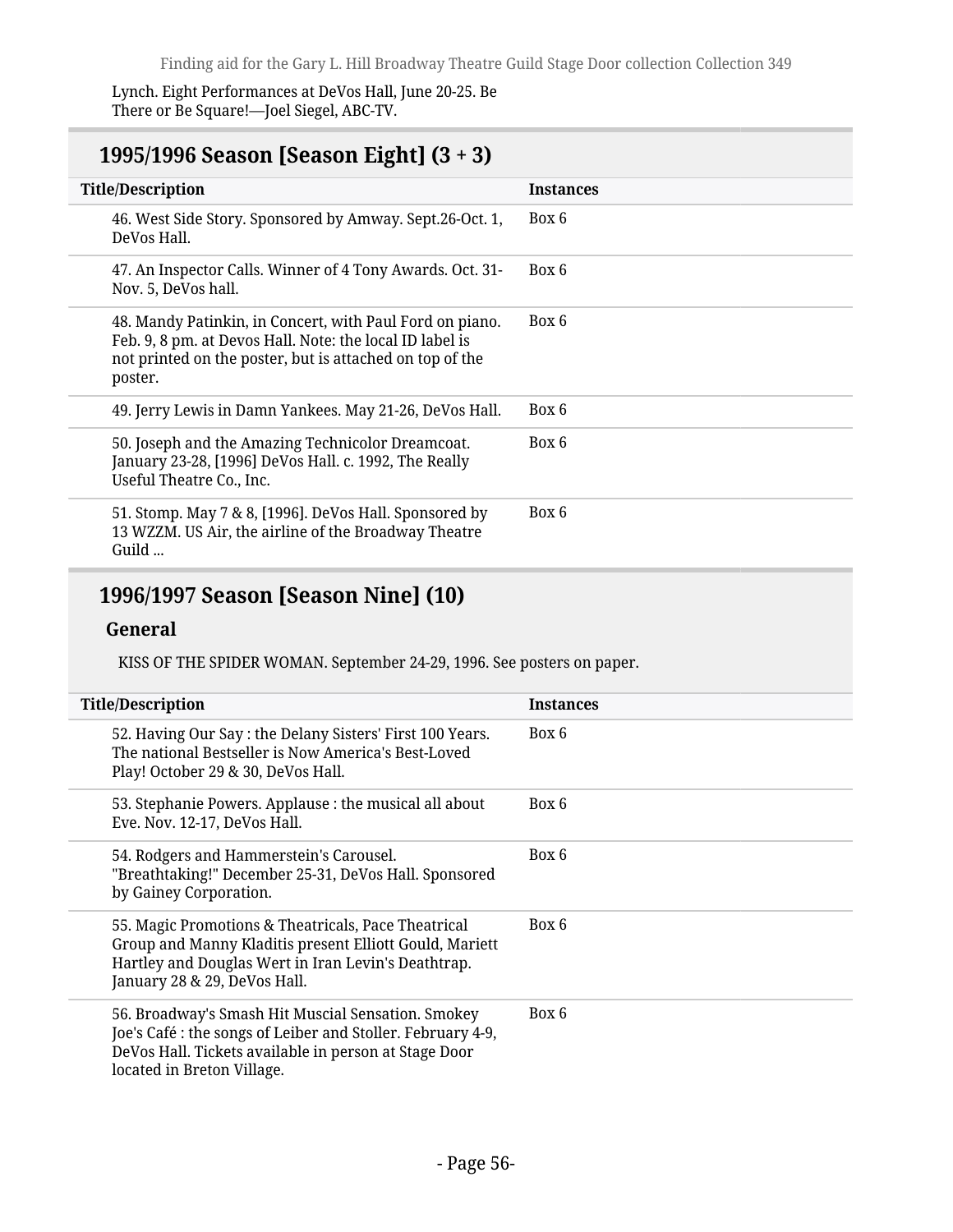Lynch. Eight Performances at DeVos Hall, June 20-25. Be There or Be Square!—Joel Siegel, ABC-TV.

## 1995/1996 Season [Season Eight] (3 + 3)

| Title/Description | Instances |
| --- | --- |
| 46. West Side Story. Sponsored by Amway. Sept.26-Oct. 1, DeVos Hall. | Box 6 |
| 47. An Inspector Calls. Winner of 4 Tony Awards. Oct. 31-Nov. 5, DeVos hall. | Box 6 |
| 48. Mandy Patinkin, in Concert, with Paul Ford on piano. Feb. 9, 8 pm. at Devos Hall. Note: the local ID label is not printed on the poster, but is attached on top of the poster. | Box 6 |
| 49. Jerry Lewis in Damn Yankees. May 21-26, DeVos Hall. | Box 6 |
| 50. Joseph and the Amazing Technicolor Dreamcoat. January 23-28, [1996] DeVos Hall. c. 1992, The Really Useful Theatre Co., Inc. | Box 6 |
| 51. Stomp. May 7 & 8, [1996]. DeVos Hall. Sponsored by 13 WZZM. US Air, the airline of the Broadway Theatre Guild ... | Box 6 |

## 1996/1997 Season [Season Nine] (10)

### General

KISS OF THE SPIDER WOMAN. September 24-29, 1996. See posters on paper.

| Title/Description | Instances |
| --- | --- |
| 52. Having Our Say : the Delany Sisters' First 100 Years. The national Bestseller is Now America's Best-Loved Play! October 29 & 30, DeVos Hall. | Box 6 |
| 53. Stephanie Powers. Applause : the musical all about Eve. Nov. 12-17, DeVos Hall. | Box 6 |
| 54. Rodgers and Hammerstein's Carousel. "Breathtaking!" December 25-31, DeVos Hall. Sponsored by Gainey Corporation. | Box 6 |
| 55. Magic Promotions & Theatricals, Pace Theatrical Group and Manny Kladitis present Elliott Gould, Mariett Hartley and Douglas Wert in Iran Levin's Deathtrap. January 28 & 29, DeVos Hall. | Box 6 |
| 56. Broadway's Smash Hit Muscial Sensation. Smokey Joe's Café : the songs of Leiber and Stoller. February 4-9, DeVos Hall. Tickets available in person at Stage Door located in Breton Village. | Box 6 |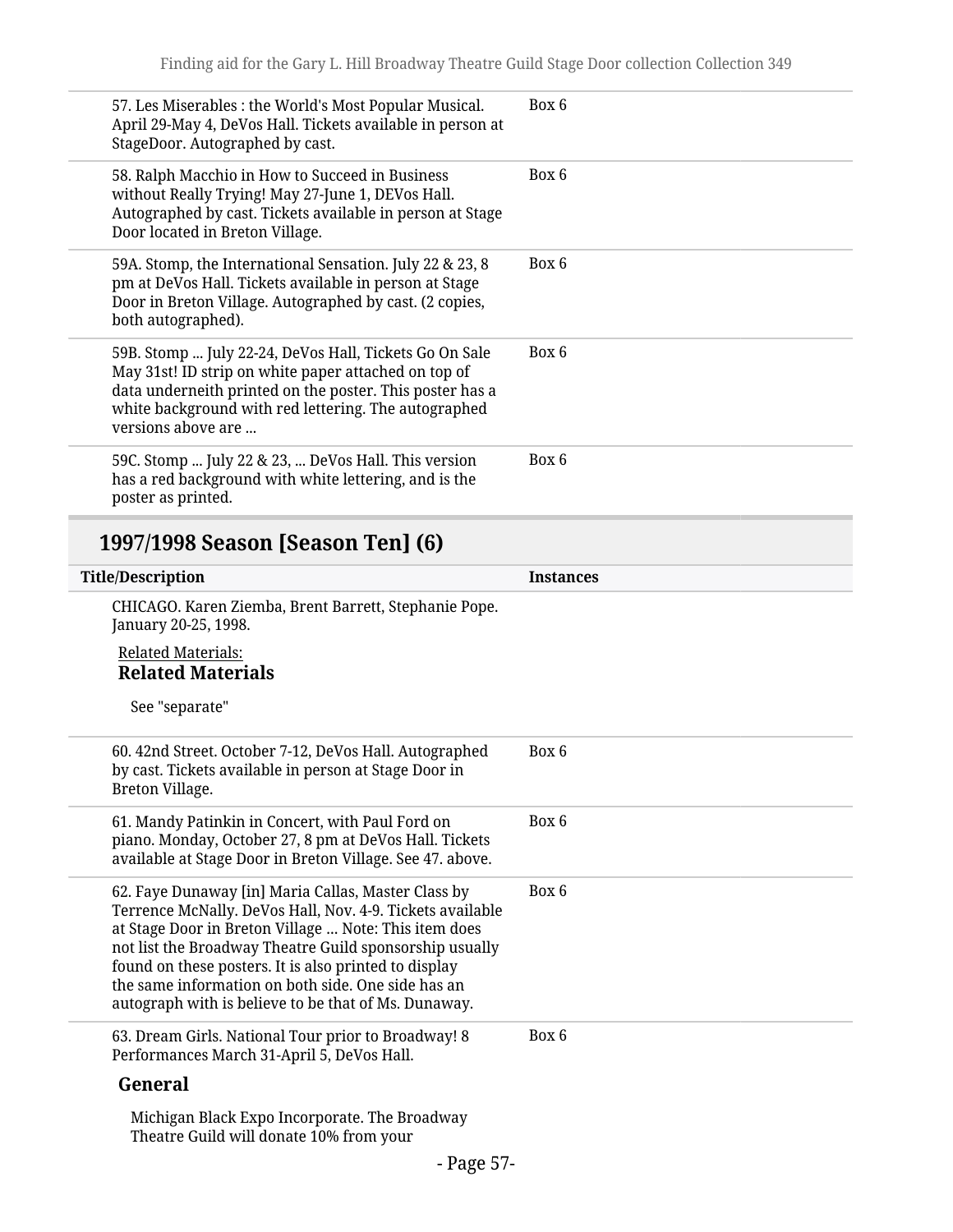| | |
|---|---|
| 57. Les Miserables : the World's Most Popular Musical. April 29-May 4, DeVos Hall. Tickets available in person at StageDoor. Autographed by cast. | Box 6 |
| 58. Ralph Macchio in How to Succeed in Business without Really Trying! May 27-June 1, DEVos Hall. Autographed by cast. Tickets available in person at Stage Door located in Breton Village. | Box 6 |
| 59A. Stomp, the International Sensation. July 22 & 23, 8 pm at DeVos Hall. Tickets available in person at Stage Door in Breton Village. Autographed by cast. (2 copies, both autographed). | Box 6 |
| 59B. Stomp ... July 22-24, DeVos Hall, Tickets Go On Sale May 31st! ID strip on white paper attached on top of data underneith printed on the poster. This poster has a white background with red lettering. The autographed versions above are ... | Box 6 |
| 59C. Stomp ... July 22 & 23, ... DeVos Hall. This version has a red background with white lettering, and is the poster as printed. | Box 6 |

## 1997/1998 Season [Season Ten] (6)

| Title/Description | Instances |
|---|---|
| CHICAGO. Karen Ziemba, Brent Barrett, Stephanie Pope. January 20-25, 1998.<br><br>Related Materials:<br>**Related Materials**<br><br>See "separate" | |
| 60. 42nd Street. October 7-12, DeVos Hall. Autographed by cast. Tickets available in person at Stage Door in Breton Village. | Box 6 |
| 61. Mandy Patinkin in Concert, with Paul Ford on piano. Monday, October 27, 8 pm at DeVos Hall. Tickets available at Stage Door in Breton Village. See 47. above. | Box 6 |
| 62. Faye Dunaway [in] Maria Callas, Master Class by Terrence McNally. DeVos Hall, Nov. 4-9. Tickets available at Stage Door in Breton Village ... Note: This item does not list the Broadway Theatre Guild sponsorship usually found on these posters. It is also printed to display the same information on both side. One side has an autograph with is believe to be that of Ms. Dunaway. | Box 6 |
| 63. Dream Girls. National Tour prior to Broadway! 8 Performances March 31-April 5, DeVos Hall.<br><br>**General**<br><br>Michigan Black Expo Incorporate. The Broadway Theatre Guild will donate 10% from your | Box 6 |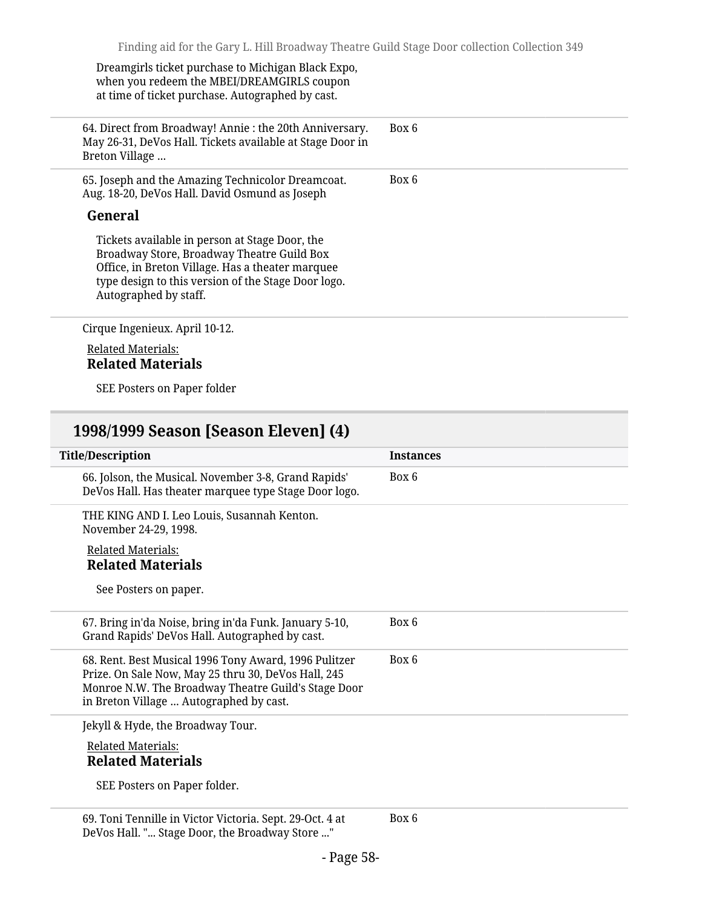Dreamgirls ticket purchase to Michigan Black Expo, when you redeem the MBEI/DREAMGIRLS coupon at time of ticket purchase. Autographed by cast.

| Title/Description | Instances |
| --- | --- |
| 64. Direct from Broadway! Annie : the 20th Anniversary. May 26-31, DeVos Hall. Tickets available at Stage Door in Breton Village ... | Box 6 |
| 65. Joseph and the Amazing Technicolor Dreamcoat. Aug. 18-20, DeVos Hall. David Osmund as Joseph | Box 6 |

**General**

Tickets available in person at Stage Door, the Broadway Store, Broadway Theatre Guild Box Office, in Breton Village. Has a theater marquee type design to this version of the Stage Door logo. Autographed by staff.

Cirque Ingenieux. April 10-12.

Related Materials:
**Related Materials**

SEE Posters on Paper folder

## 1998/1999 Season [Season Eleven] (4)

| Title/Description | Instances |
| --- | --- |
| 66. Jolson, the Musical. November 3-8, Grand Rapids' DeVos Hall. Has theater marquee type Stage Door logo. | Box 6 |

THE KING AND I. Leo Louis, Susannah Kenton. November 24-29, 1998.

Related Materials:
**Related Materials**

See Posters on paper.

| Title/Description | Instances |
| --- | --- |
| 67. Bring in'da Noise, bring in'da Funk. January 5-10, Grand Rapids' DeVos Hall. Autographed by cast. | Box 6 |
| 68. Rent. Best Musical 1996 Tony Award, 1996 Pulitzer Prize. On Sale Now, May 25 thru 30, DeVos Hall, 245 Monroe N.W. The Broadway Theatre Guild's Stage Door in Breton Village ... Autographed by cast. | Box 6 |

Jekyll & Hyde, the Broadway Tour.

Related Materials:
**Related Materials**

SEE Posters on Paper folder.

| Title/Description | Instances |
| --- | --- |
| 69. Toni Tennille in Victor Victoria. Sept. 29-Oct. 4 at DeVos Hall. "... Stage Door, the Broadway Store ..." | Box 6 |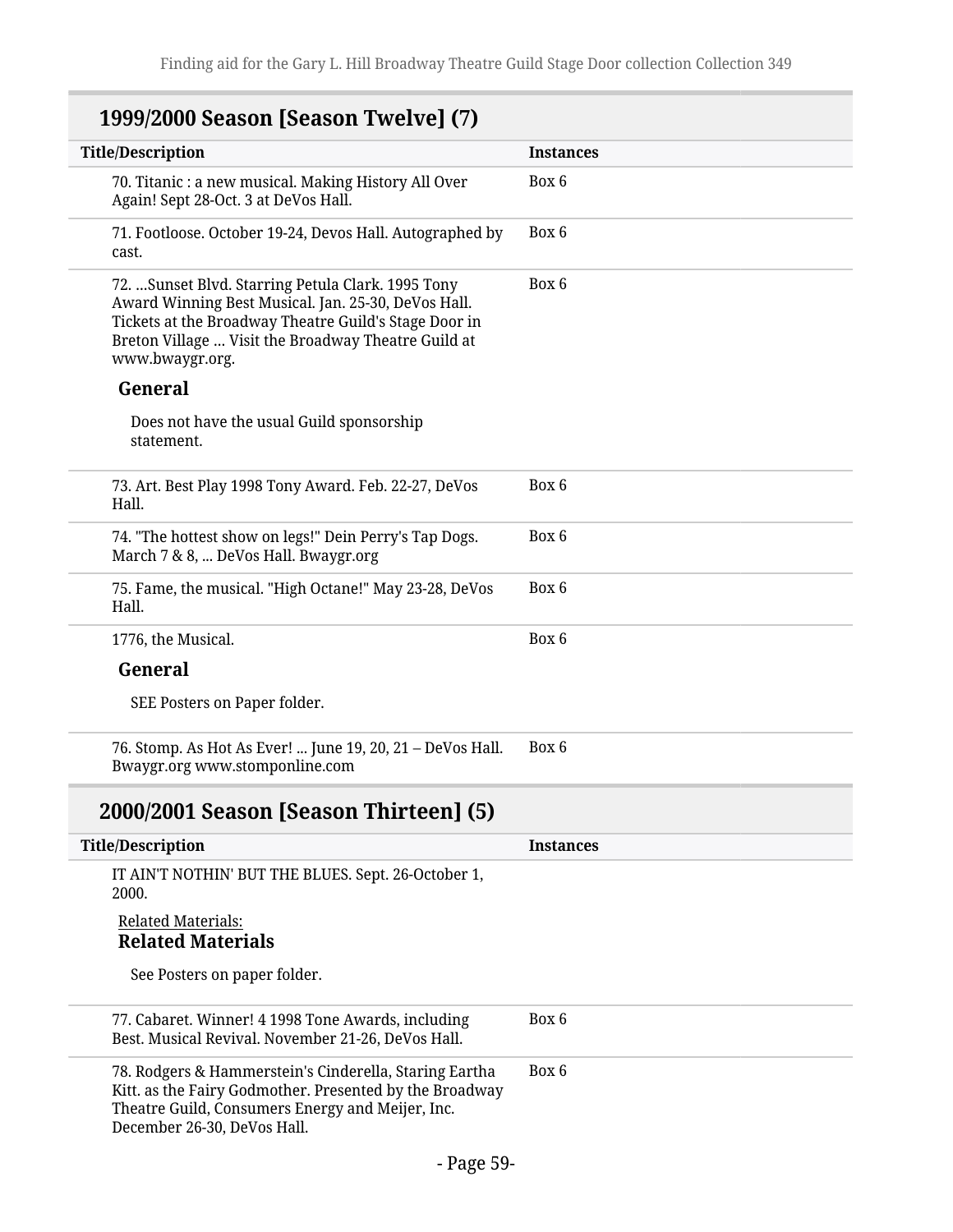## 1999/2000 Season [Season Twelve] (7)

| Title/Description | Instances |
| --- | --- |
| 70. Titanic : a new musical. Making History All Over Again! Sept 28-Oct. 3 at DeVos Hall. | Box 6 |
| 71. Footloose. October 19-24, Devos Hall. Autographed by cast. | Box 6 |
| 72. ...Sunset Blvd. Starring Petula Clark. 1995 Tony Award Winning Best Musical. Jan. 25-30, DeVos Hall. Tickets at the Broadway Theatre Guild's Stage Door in Breton Village ... Visit the Broadway Theatre Guild at www.bwaygr.org.<br>**General**<br>Does not have the usual Guild sponsorship statement. | Box 6 |
| 73. Art. Best Play 1998 Tony Award. Feb. 22-27, DeVos Hall. | Box 6 |
| 74. "The hottest show on legs!" Dein Perry's Tap Dogs. March 7 & 8, ... DeVos Hall. Bwaygr.org | Box 6 |
| 75. Fame, the musical. "High Octane!" May 23-28, DeVos Hall. | Box 6 |
| 1776, the Musical.<br>**General**<br>SEE Posters on Paper folder. | Box 6 |
| 76. Stomp. As Hot As Ever! ... June 19, 20, 21 – DeVos Hall. Bwaygr.org www.stomponline.com | Box 6 |

## 2000/2001 Season [Season Thirteen] (5)

| Title/Description | Instances |
| --- | --- |
| IT AIN'T NOTHIN' BUT THE BLUES. Sept. 26-October 1, 2000.<br>Related Materials:<br>**Related Materials**<br>See Posters on paper folder. | |
| 77. Cabaret. Winner! 4 1998 Tone Awards, including Best. Musical Revival. November 21-26, DeVos Hall. | Box 6 |
| 78. Rodgers & Hammerstein's Cinderella, Staring Eartha Kitt. as the Fairy Godmother. Presented by the Broadway Theatre Guild, Consumers Energy and Meijer, Inc. December 26-30, DeVos Hall. | Box 6 |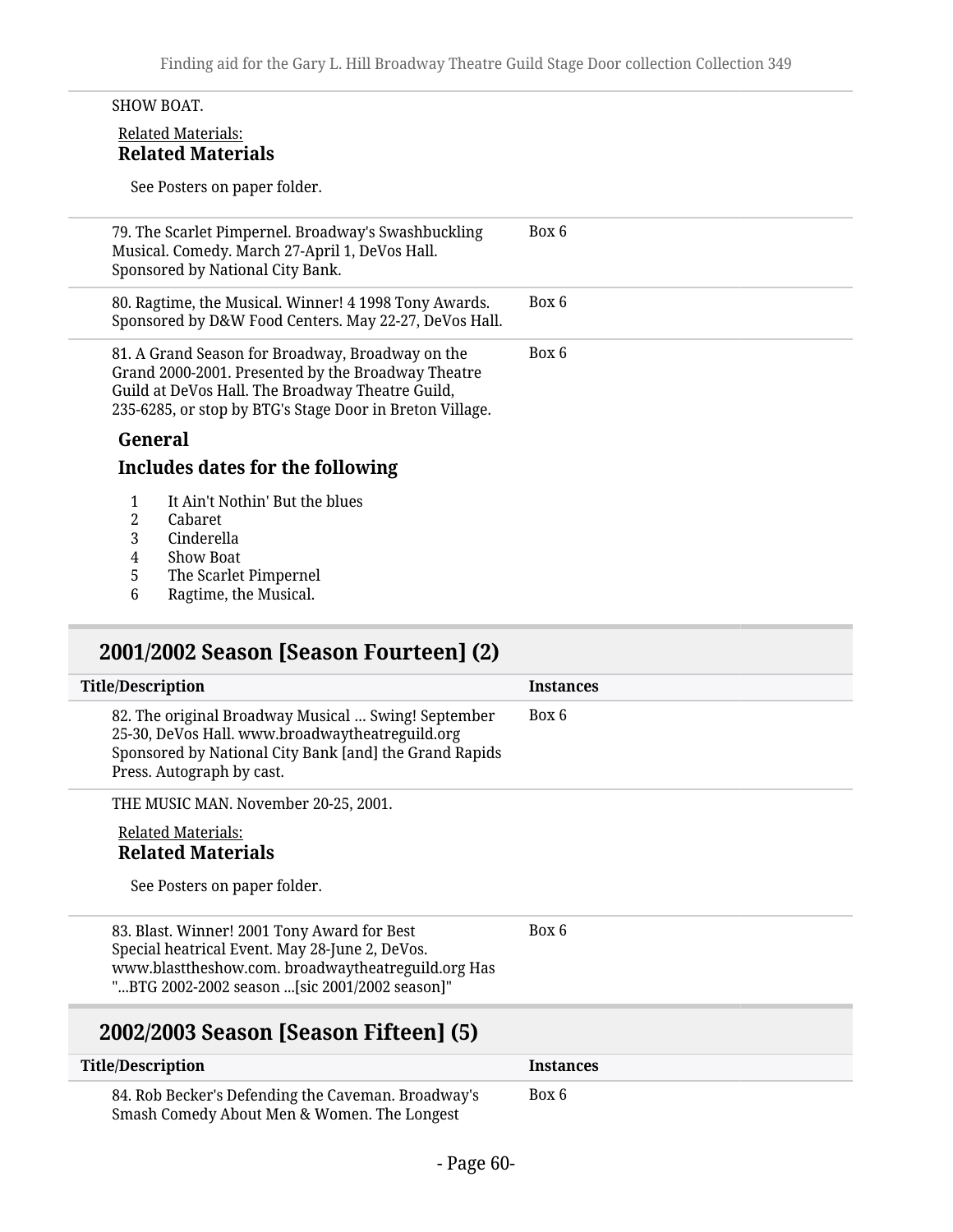SHOW BOAT.

Related Materials:
**Related Materials**

See Posters on paper folder.

| Title/Description | Instances |
| --- | --- |
| 79. The Scarlet Pimpernel. Broadway's Swashbuckling Musical. Comedy. March 27-April 1, DeVos Hall. Sponsored by National City Bank. | Box 6 |
| 80. Ragtime, the Musical. Winner! 4 1998 Tony Awards. Sponsored by D&W Food Centers. May 22-27, DeVos Hall. | Box 6 |
| 81. A Grand Season for Broadway, Broadway on the Grand 2000-2001. Presented by the Broadway Theatre Guild at DeVos Hall. The Broadway Theatre Guild, 235-6285, or stop by BTG's Stage Door in Breton Village. | Box 6 |

**General**

**Includes dates for the following**

1. It Ain't Nothin' But the blues
2. Cabaret
3. Cinderella
4. Show Boat
5. The Scarlet Pimpernel
6. Ragtime, the Musical.

## 2001/2002 Season [Season Fourteen] (2)

| Title/Description | Instances |
| --- | --- |
| 82. The original Broadway Musical ... Swing! September 25-30, DeVos Hall. www.broadwaytheatreguild.org Sponsored by National City Bank [and] the Grand Rapids Press. Autograph by cast. | Box 6 |

THE MUSIC MAN. November 20-25, 2001.

Related Materials:
**Related Materials**

See Posters on paper folder.

| Title/Description | Instances |
| --- | --- |
| 83. Blast. Winner! 2001 Tony Award for Best Special heatrical Event. May 28-June 2, DeVos. www.blasttheshow.com. broadwaytheatreguild.org Has "...BTG 2002-2002 season ...[sic 2001/2002 season]" | Box 6 |

## 2002/2003 Season [Season Fifteen] (5)

| Title/Description | Instances |
| --- | --- |
| 84. Rob Becker's Defending the Caveman. Broadway's Smash Comedy About Men & Women. The Longest | Box 6 |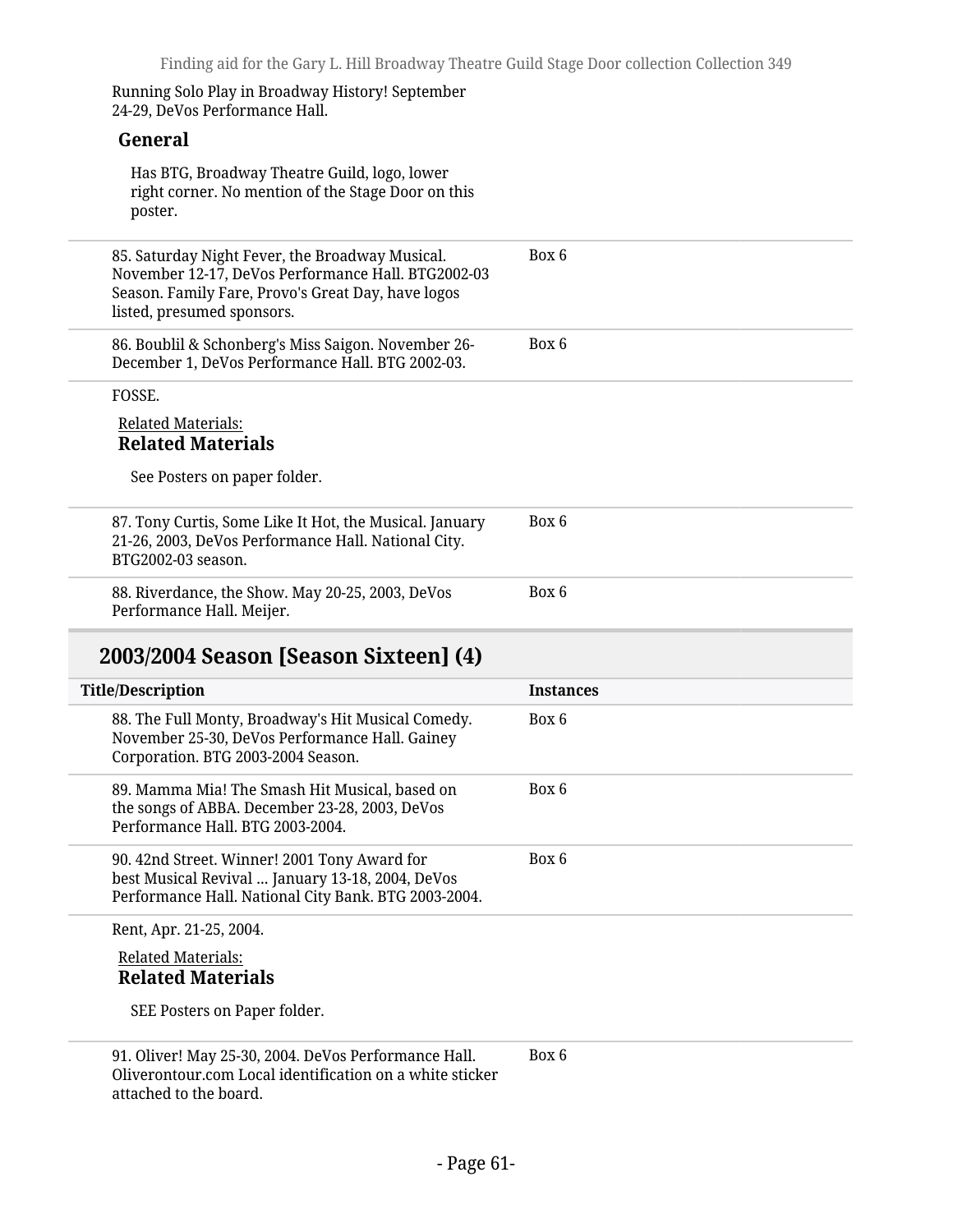Running Solo Play in Broadway History! September 24-29, DeVos Performance Hall.

**General**

Has BTG, Broadway Theatre Guild, logo, lower right corner. No mention of the Stage Door on this poster.

| Title/Description | Instances |
| --- | --- |
| 85. Saturday Night Fever, the Broadway Musical. November 12-17, DeVos Performance Hall. BTG2002-03 Season. Family Fare, Provo's Great Day, have logos listed, presumed sponsors. | Box 6 |
| 86. Boublil & Schonberg's Miss Saigon. November 26-December 1, DeVos Performance Hall. BTG 2002-03. | Box 6 |

FOSSE.

Related Materials:
**Related Materials**

See Posters on paper folder.

| Title/Description | Instances |
| --- | --- |
| 87. Tony Curtis, Some Like It Hot, the Musical. January 21-26, 2003, DeVos Performance Hall. National City. BTG2002-03 season. | Box 6 |
| 88. Riverdance, the Show. May 20-25, 2003, DeVos Performance Hall. Meijer. | Box 6 |

## 2003/2004 Season [Season Sixteen] (4)

| Title/Description | Instances |
| --- | --- |
| 88. The Full Monty, Broadway's Hit Musical Comedy. November 25-30, DeVos Performance Hall. Gainey Corporation. BTG 2003-2004 Season. | Box 6 |
| 89. Mamma Mia! The Smash Hit Musical, based on the songs of ABBA. December 23-28, 2003, DeVos Performance Hall. BTG 2003-2004. | Box 6 |
| 90. 42nd Street. Winner! 2001 Tony Award for best Musical Revival ... January 13-18, 2004, DeVos Performance Hall. National City Bank. BTG 2003-2004. | Box 6 |

Rent, Apr. 21-25, 2004.

Related Materials:
**Related Materials**

SEE Posters on Paper folder.

| Title/Description | Instances |
| --- | --- |
| 91. Oliver! May 25-30, 2004. DeVos Performance Hall. Oliverontour.com Local identification on a white sticker attached to the board. | Box 6 |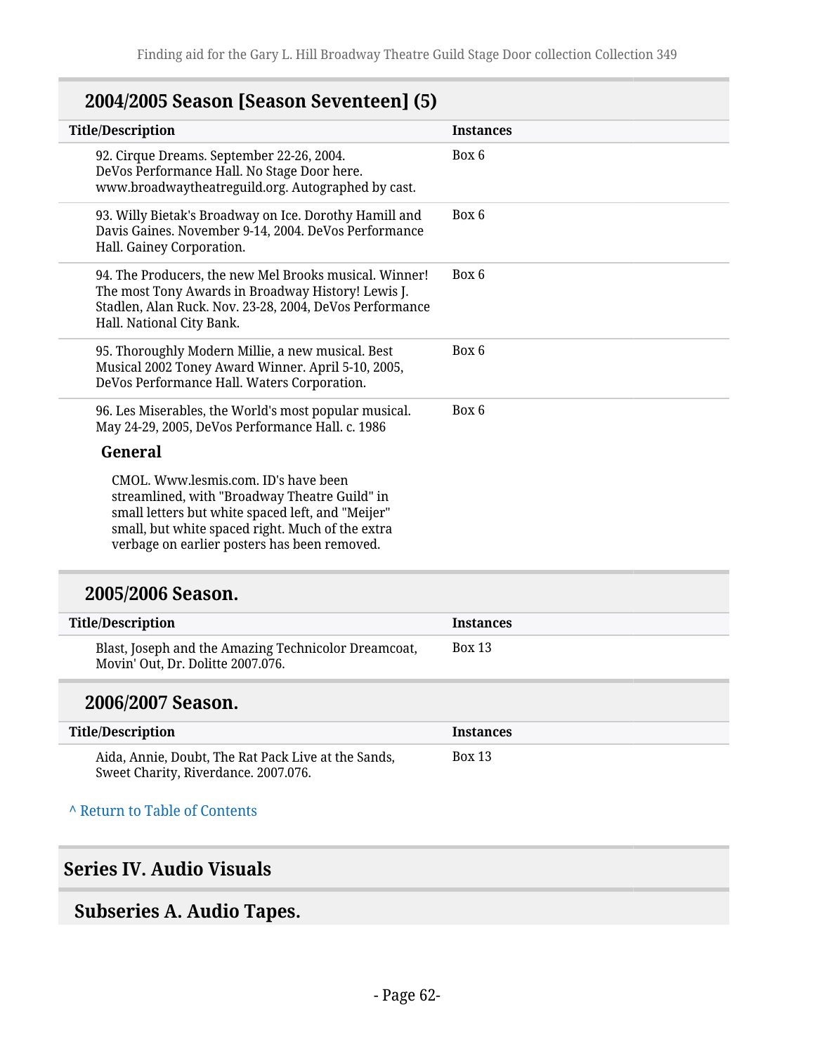## 2004/2005 Season [Season Seventeen] (5)

| Title/Description | Instances |
| --- | --- |
| 92. Cirque Dreams. September 22-26, 2004. DeVos Performance Hall. No Stage Door here. www.broadwaytheatreguild.org. Autographed by cast. | Box 6 |
| 93. Willy Bietak's Broadway on Ice. Dorothy Hamill and Davis Gaines. November 9-14, 2004. DeVos Performance Hall. Gainey Corporation. | Box 6 |
| 94. The Producers, the new Mel Brooks musical. Winner! The most Tony Awards in Broadway History! Lewis J. Stadlen, Alan Ruck. Nov. 23-28, 2004, DeVos Performance Hall. National City Bank. | Box 6 |
| 95. Thoroughly Modern Millie, a new musical. Best Musical 2002 Toney Award Winner. April 5-10, 2005, DeVos Performance Hall. Waters Corporation. | Box 6 |
| 96. Les Miserables, the World's most popular musical. May 24-29, 2005, DeVos Performance Hall. c. 1986 | Box 6 |

**General**

CMOL. Www.lesmis.com. ID's have been streamlined, with "Broadway Theatre Guild" in small letters but white spaced left, and "Meijer" small, but white spaced right. Much of the extra verbage on earlier posters has been removed.

## 2005/2006 Season.

| Title/Description | Instances |
| --- | --- |
| Blast, Joseph and the Amazing Technicolor Dreamcoat, Movin' Out, Dr. Dolitte 2007.076. | Box 13 |

## 2006/2007 Season.

| Title/Description | Instances |
| --- | --- |
| Aida, Annie, Doubt, The Rat Pack Live at the Sands, Sweet Charity, Riverdance. 2007.076. | Box 13 |

^ Return to Table of Contents

# Series IV. Audio Visuals

## Subseries A. Audio Tapes.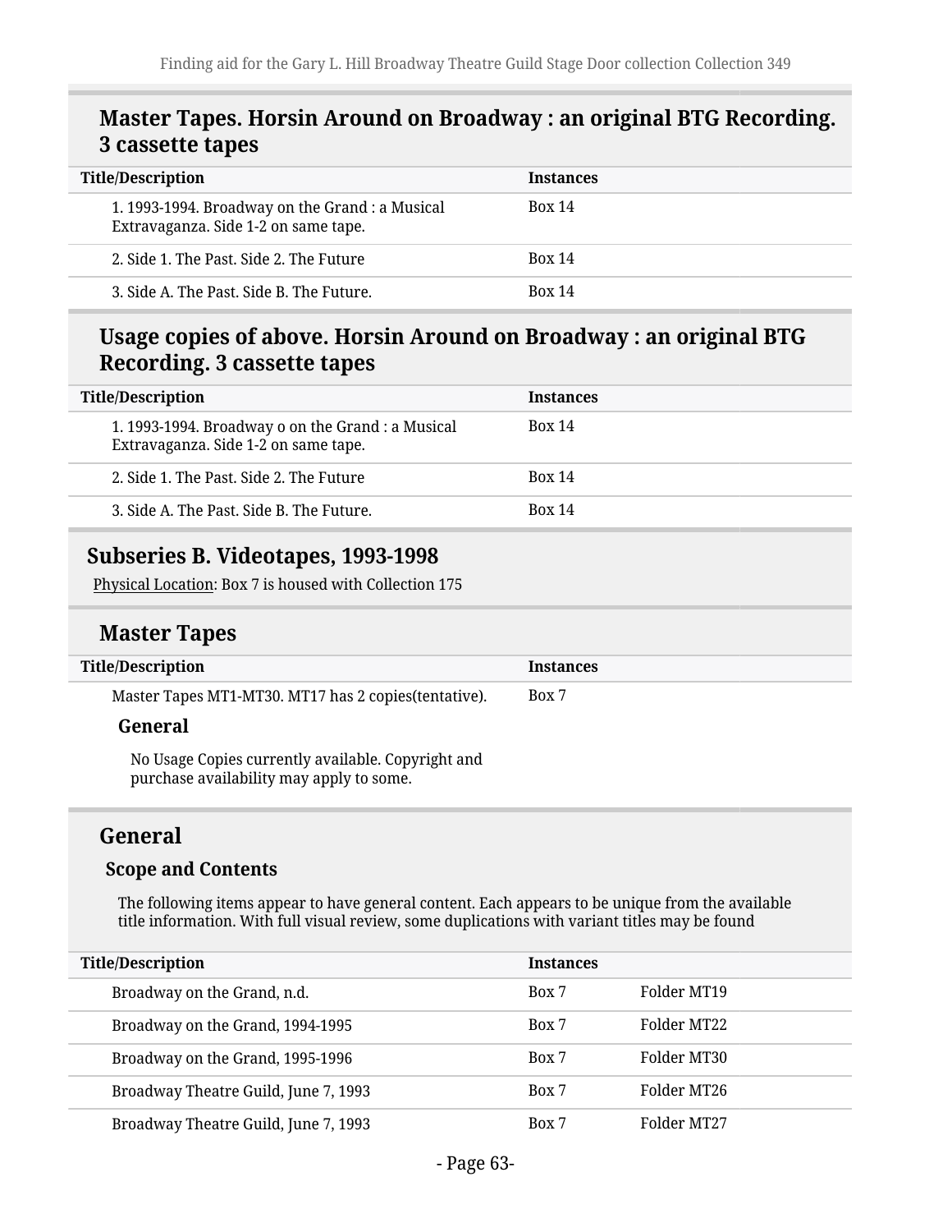### Master Tapes. Horsin Around on Broadway : an original BTG Recording. 3 cassette tapes

| Title/Description | Instances |
| --- | --- |
| 1. 1993-1994. Broadway on the Grand : a Musical Extravaganza. Side 1-2 on same tape. | Box 14 |
| 2. Side 1. The Past. Side 2. The Future | Box 14 |
| 3. Side A. The Past. Side B. The Future. | Box 14 |

### Usage copies of above. Horsin Around on Broadway : an original BTG Recording. 3 cassette tapes

| Title/Description | Instances |
| --- | --- |
| 1. 1993-1994. Broadway o on the Grand : a Musical Extravaganza. Side 1-2 on same tape. | Box 14 |
| 2. Side 1. The Past. Side 2. The Future | Box 14 |
| 3. Side A. The Past. Side B. The Future. | Box 14 |

## Subseries B. Videotapes, 1993-1998

Physical Location: Box 7 is housed with Collection 175

### Master Tapes

| Title/Description | Instances |
| --- | --- |
| Master Tapes MT1-MT30. MT17 has 2 copies(tentative). | Box 7 |

**General**

No Usage Copies currently available. Copyright and purchase availability may apply to some.

### General

**Scope and Contents**

The following items appear to have general content. Each appears to be unique from the available title information. With full visual review, some duplications with variant titles may be found

| Title/Description | Instances | |
| --- | --- | --- |
| Broadway on the Grand, n.d. | Box 7 | Folder MT19 |
| Broadway on the Grand, 1994-1995 | Box 7 | Folder MT22 |
| Broadway on the Grand, 1995-1996 | Box 7 | Folder MT30 |
| Broadway Theatre Guild, June 7, 1993 | Box 7 | Folder MT26 |
| Broadway Theatre Guild, June 7, 1993 | Box 7 | Folder MT27 |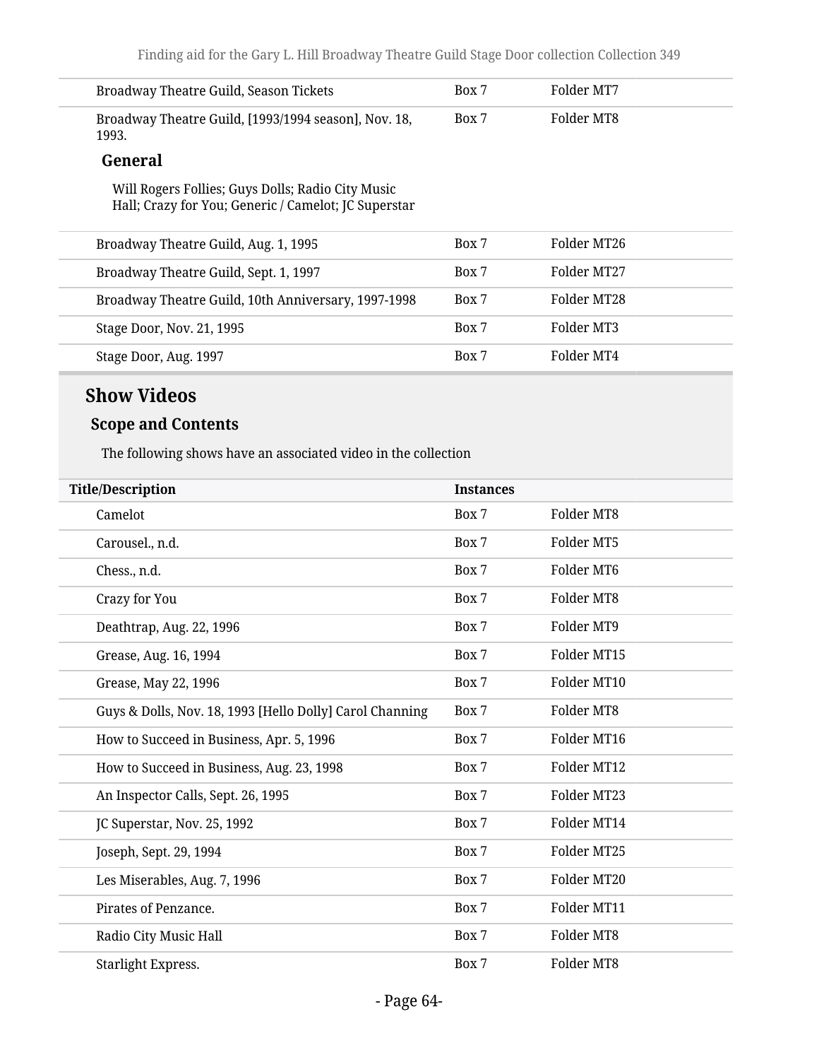| | | |
|---|---|---|
| Broadway Theatre Guild, Season Tickets | Box 7 | Folder MT7 |
| Broadway Theatre Guild, [1993/1994 season], Nov. 18, 1993.<br><br>**General**<br><br>Will Rogers Follies; Guys Dolls; Radio City Music Hall; Crazy for You; Generic / Camelot; JC Superstar | Box 7 | Folder MT8 |
| Broadway Theatre Guild, Aug. 1, 1995 | Box 7 | Folder MT26 |
| Broadway Theatre Guild, Sept. 1, 1997 | Box 7 | Folder MT27 |
| Broadway Theatre Guild, 10th Anniversary, 1997-1998 | Box 7 | Folder MT28 |
| Stage Door, Nov. 21, 1995 | Box 7 | Folder MT3 |
| Stage Door, Aug. 1997 | Box 7 | Folder MT4 |

## Show Videos

### Scope and Contents

The following shows have an associated video in the collection

| Title/Description | Instances | |
|---|---|---|
| Camelot | Box 7 | Folder MT8 |
| Carousel., n.d. | Box 7 | Folder MT5 |
| Chess., n.d. | Box 7 | Folder MT6 |
| Crazy for You | Box 7 | Folder MT8 |
| Deathtrap, Aug. 22, 1996 | Box 7 | Folder MT9 |
| Grease, Aug. 16, 1994 | Box 7 | Folder MT15 |
| Grease, May 22, 1996 | Box 7 | Folder MT10 |
| Guys & Dolls, Nov. 18, 1993 [Hello Dolly] Carol Channing | Box 7 | Folder MT8 |
| How to Succeed in Business, Apr. 5, 1996 | Box 7 | Folder MT16 |
| How to Succeed in Business, Aug. 23, 1998 | Box 7 | Folder MT12 |
| An Inspector Calls, Sept. 26, 1995 | Box 7 | Folder MT23 |
| JC Superstar, Nov. 25, 1992 | Box 7 | Folder MT14 |
| Joseph, Sept. 29, 1994 | Box 7 | Folder MT25 |
| Les Miserables, Aug. 7, 1996 | Box 7 | Folder MT20 |
| Pirates of Penzance. | Box 7 | Folder MT11 |
| Radio City Music Hall | Box 7 | Folder MT8 |
| Starlight Express. | Box 7 | Folder MT8 |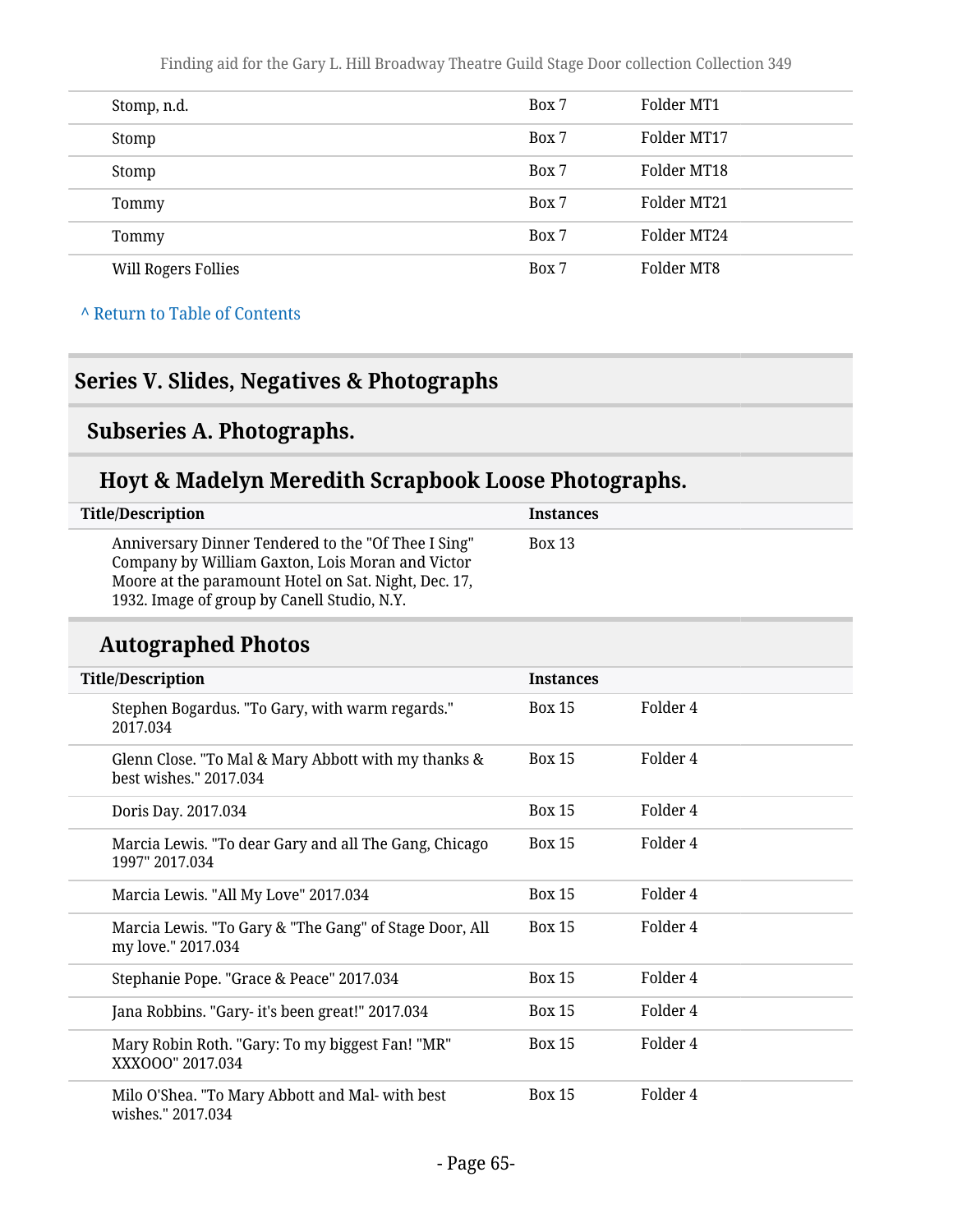| | | |
|---|---|---|
| Stomp, n.d. | Box 7 | Folder MT1 |
| Stomp | Box 7 | Folder MT17 |
| Stomp | Box 7 | Folder MT18 |
| Tommy | Box 7 | Folder MT21 |
| Tommy | Box 7 | Folder MT24 |
| Will Rogers Follies | Box 7 | Folder MT8 |

^ Return to Table of Contents

## Series V. Slides, Negatives & Photographs

### Subseries A. Photographs.

#### Hoyt & Madelyn Meredith Scrapbook Loose Photographs.

| Title/Description | Instances |
|---|---|
| Anniversary Dinner Tendered to the "Of Thee I Sing" Company by William Gaxton, Lois Moran and Victor Moore at the paramount Hotel on Sat. Night, Dec. 17, 1932. Image of group by Canell Studio, N.Y. | Box 13 |

#### Autographed Photos

| Title/Description | Instances | |
|---|---|---|
| Stephen Bogardus. "To Gary, with warm regards." 2017.034 | Box 15 | Folder 4 |
| Glenn Close. "To Mal & Mary Abbott with my thanks & best wishes." 2017.034 | Box 15 | Folder 4 |
| Doris Day. 2017.034 | Box 15 | Folder 4 |
| Marcia Lewis. "To dear Gary and all The Gang, Chicago 1997" 2017.034 | Box 15 | Folder 4 |
| Marcia Lewis. "All My Love" 2017.034 | Box 15 | Folder 4 |
| Marcia Lewis. "To Gary & "The Gang" of Stage Door, All my love." 2017.034 | Box 15 | Folder 4 |
| Stephanie Pope. "Grace & Peace" 2017.034 | Box 15 | Folder 4 |
| Jana Robbins. "Gary- it's been great!" 2017.034 | Box 15 | Folder 4 |
| Mary Robin Roth. "Gary: To my biggest Fan! "MR" XXXOOO" 2017.034 | Box 15 | Folder 4 |
| Milo O'Shea. "To Mary Abbott and Mal- with best wishes." 2017.034 | Box 15 | Folder 4 |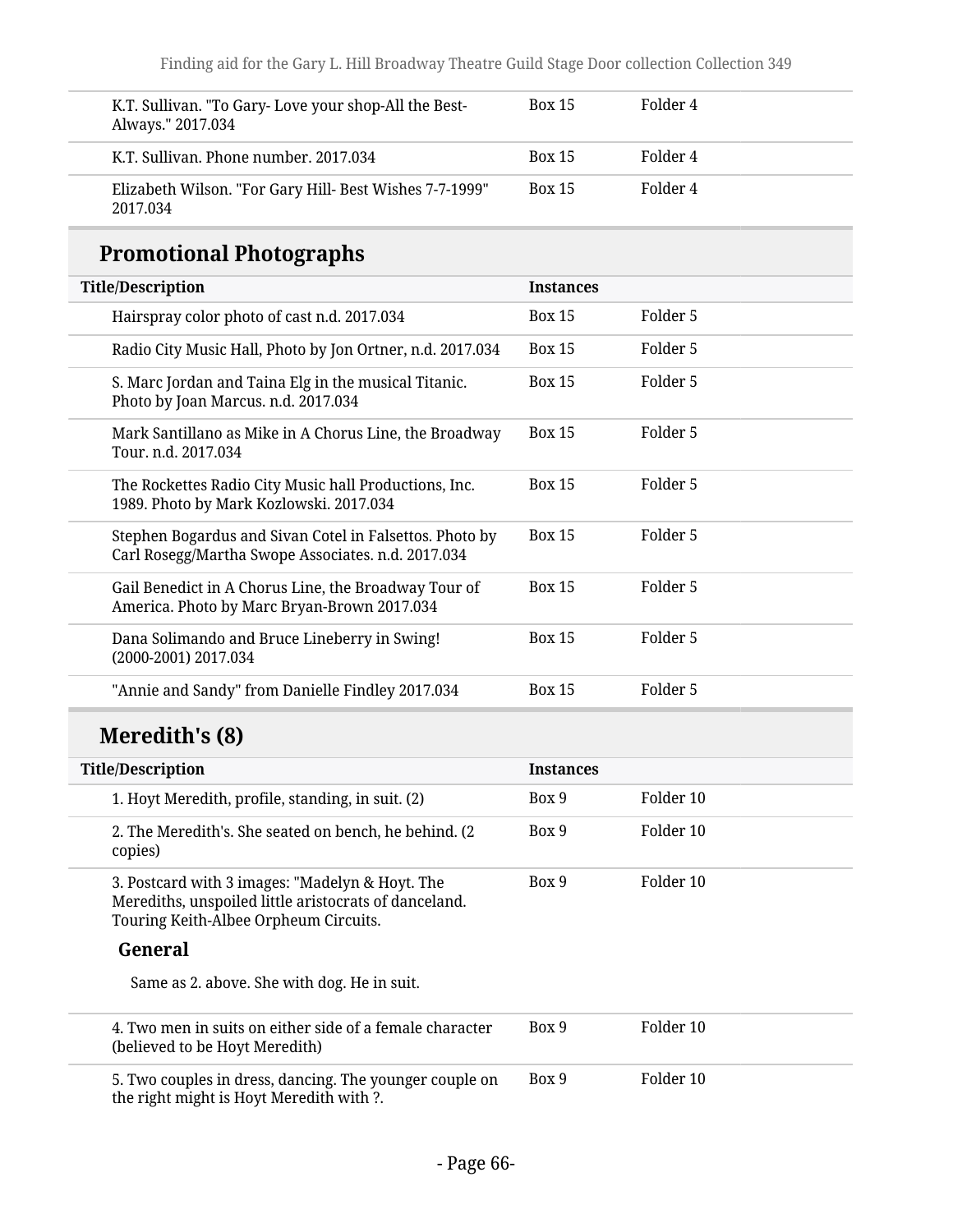| | | |
|---|---|---|
| K.T. Sullivan. "To Gary- Love your shop-All the Best-Always." 2017.034 | Box 15 | Folder 4 |
| K.T. Sullivan. Phone number. 2017.034 | Box 15 | Folder 4 |
| Elizabeth Wilson. "For Gary Hill- Best Wishes 7-7-1999" 2017.034 | Box 15 | Folder 4 |

## Promotional Photographs

| Title/Description | Instances | |
|---|---|---|
| Hairspray color photo of cast n.d. 2017.034 | Box 15 | Folder 5 |
| Radio City Music Hall, Photo by Jon Ortner, n.d. 2017.034 | Box 15 | Folder 5 |
| S. Marc Jordan and Taina Elg in the musical Titanic. Photo by Joan Marcus. n.d. 2017.034 | Box 15 | Folder 5 |
| Mark Santillano as Mike in A Chorus Line, the Broadway Tour. n.d. 2017.034 | Box 15 | Folder 5 |
| The Rockettes Radio City Music hall Productions, Inc. 1989. Photo by Mark Kozlowski. 2017.034 | Box 15 | Folder 5 |
| Stephen Bogardus and Sivan Cotel in Falsettos. Photo by Carl Rosegg/Martha Swope Associates. n.d. 2017.034 | Box 15 | Folder 5 |
| Gail Benedict in A Chorus Line, the Broadway Tour of America. Photo by Marc Bryan-Brown 2017.034 | Box 15 | Folder 5 |
| Dana Solimando and Bruce Lineberry in Swing! (2000-2001) 2017.034 | Box 15 | Folder 5 |
| "Annie and Sandy" from Danielle Findley 2017.034 | Box 15 | Folder 5 |

## Meredith's (8)

| Title/Description | Instances | |
|---|---|---|
| 1. Hoyt Meredith, profile, standing, in suit. (2) | Box 9 | Folder 10 |
| 2. The Meredith's. She seated on bench, he behind. (2 copies) | Box 9 | Folder 10 |
| 3. Postcard with 3 images: "Madelyn & Hoyt. The Merediths, unspoiled little aristocrats of danceland. Touring Keith-Albee Orpheum Circuits. **General** Same as 2. above. She with dog. He in suit. | Box 9 | Folder 10 |
| 4. Two men in suits on either side of a female character (believed to be Hoyt Meredith) | Box 9 | Folder 10 |
| 5. Two couples in dress, dancing. The younger couple on the right might is Hoyt Meredith with ?. | Box 9 | Folder 10 |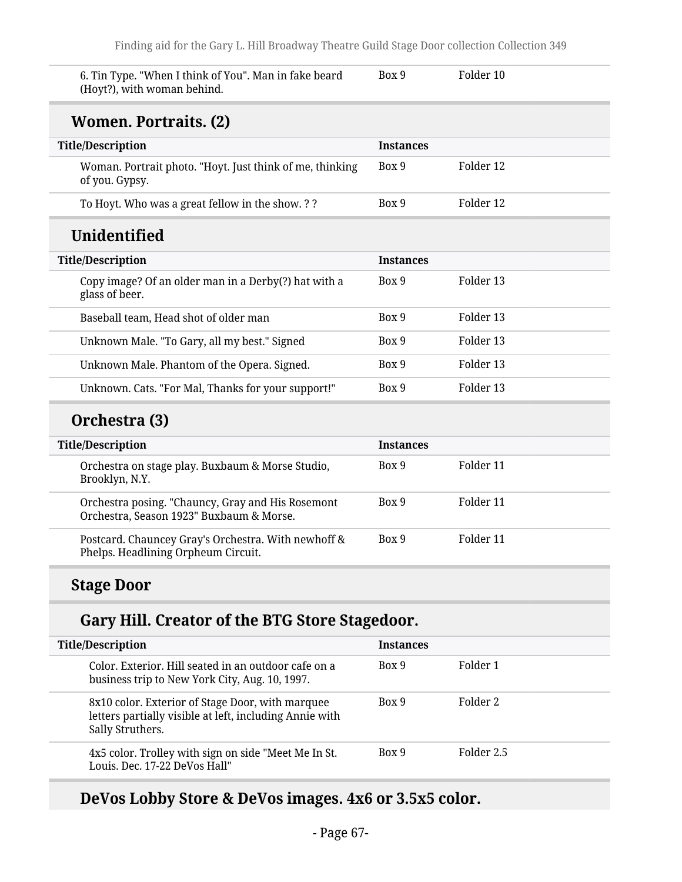| Title/Description | Instances | |
|---|---|---|
| 6. Tin Type. "When I think of You". Man in fake beard (Hoyt?), with woman behind. | Box 9 | Folder 10 |

### Women. Portraits. (2)

| Title/Description | Instances | |
|---|---|---|
| Woman. Portrait photo. "Hoyt. Just think of me, thinking of you. Gypsy. | Box 9 | Folder 12 |
| To Hoyt. Who was a great fellow in the show. ? ? | Box 9 | Folder 12 |

### Unidentified

| Title/Description | Instances | |
|---|---|---|
| Copy image? Of an older man in a Derby(?) hat with a glass of beer. | Box 9 | Folder 13 |
| Baseball team, Head shot of older man | Box 9 | Folder 13 |
| Unknown Male. "To Gary, all my best." Signed | Box 9 | Folder 13 |
| Unknown Male. Phantom of the Opera. Signed. | Box 9 | Folder 13 |
| Unknown. Cats. "For Mal, Thanks for your support!" | Box 9 | Folder 13 |

### Orchestra (3)

| Title/Description | Instances | |
|---|---|---|
| Orchestra on stage play. Buxbaum & Morse Studio, Brooklyn, N.Y. | Box 9 | Folder 11 |
| Orchestra posing. "Chauncy, Gray and His Rosemont Orchestra, Season 1923" Buxbaum & Morse. | Box 9 | Folder 11 |
| Postcard. Chauncey Gray's Orchestra. With newhoff & Phelps. Headlining Orpheum Circuit. | Box 9 | Folder 11 |

### Stage Door

#### Gary Hill. Creator of the BTG Store Stagedoor.

| Title/Description | Instances | |
|---|---|---|
| Color. Exterior. Hill seated in an outdoor cafe on a business trip to New York City, Aug. 10, 1997. | Box 9 | Folder 1 |
| 8x10 color. Exterior of Stage Door, with marquee letters partially visible at left, including Annie with Sally Struthers. | Box 9 | Folder 2 |
| 4x5 color. Trolley with sign on side "Meet Me In St. Louis. Dec. 17-22 DeVos Hall" | Box 9 | Folder 2.5 |

#### DeVos Lobby Store & DeVos images. 4x6 or 3.5x5 color.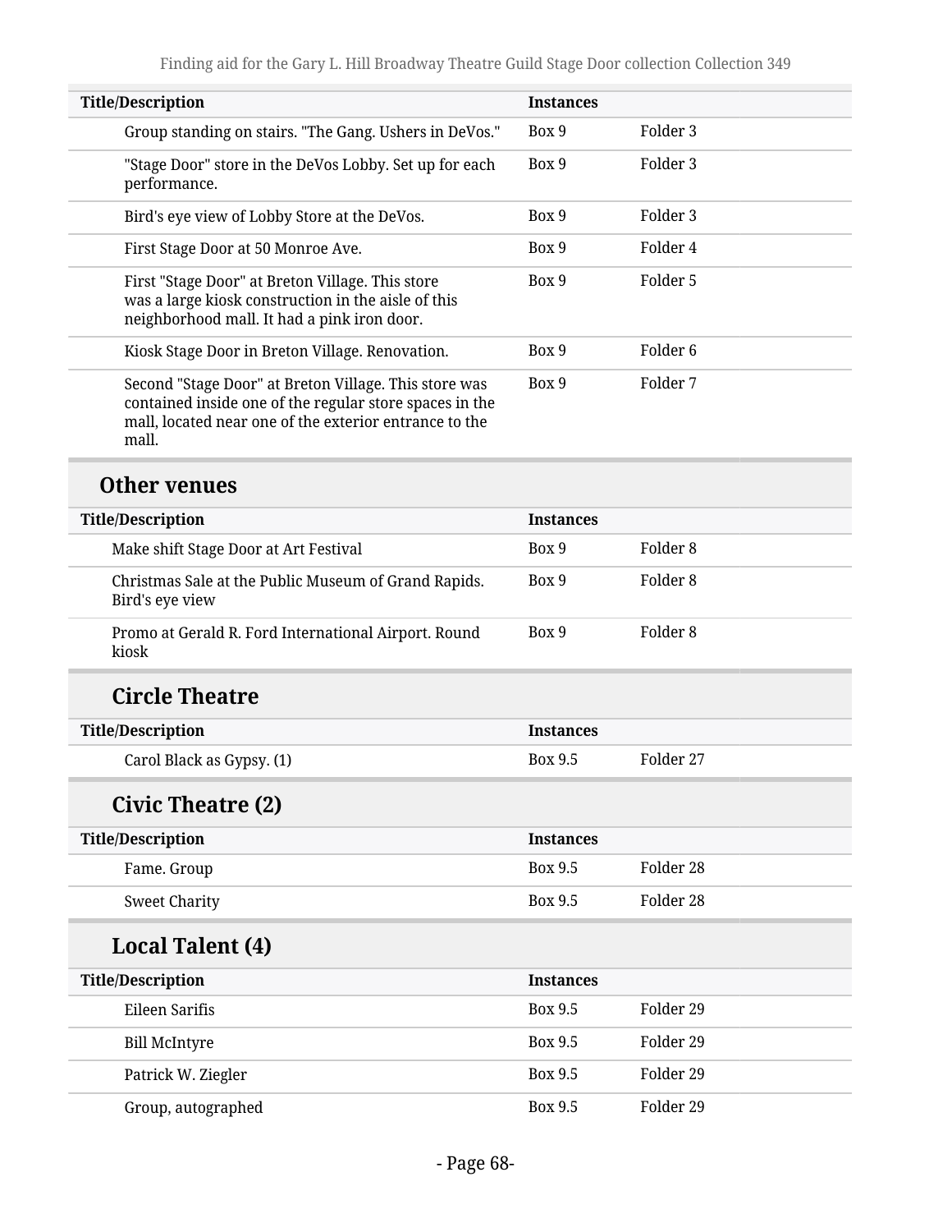| Title/Description | Instances | |
|---|---|---|
| Group standing on stairs. "The Gang. Ushers in DeVos." | Box 9 | Folder 3 |
| "Stage Door" store in the DeVos Lobby. Set up for each performance. | Box 9 | Folder 3 |
| Bird's eye view of Lobby Store at the DeVos. | Box 9 | Folder 3 |
| First Stage Door at 50 Monroe Ave. | Box 9 | Folder 4 |
| First "Stage Door" at Breton Village. This store was a large kiosk construction in the aisle of this neighborhood mall. It had a pink iron door. | Box 9 | Folder 5 |
| Kiosk Stage Door in Breton Village. Renovation. | Box 9 | Folder 6 |
| Second "Stage Door" at Breton Village. This store was contained inside one of the regular store spaces in the mall, located near one of the exterior entrance to the mall. | Box 9 | Folder 7 |

## Other venues

| Title/Description | Instances | |
|---|---|---|
| Make shift Stage Door at Art Festival | Box 9 | Folder 8 |
| Christmas Sale at the Public Museum of Grand Rapids. Bird's eye view | Box 9 | Folder 8 |
| Promo at Gerald R. Ford International Airport. Round kiosk | Box 9 | Folder 8 |

### Circle Theatre

| Title/Description | Instances | |
|---|---|---|
| Carol Black as Gypsy. (1) | Box 9.5 | Folder 27 |

### Civic Theatre (2)

| Title/Description | Instances | |
|---|---|---|
| Fame. Group | Box 9.5 | Folder 28 |
| Sweet Charity | Box 9.5 | Folder 28 |

### Local Talent (4)

| Title/Description | Instances | |
|---|---|---|
| Eileen Sarifis | Box 9.5 | Folder 29 |
| Bill McIntyre | Box 9.5 | Folder 29 |
| Patrick W. Ziegler | Box 9.5 | Folder 29 |
| Group, autographed | Box 9.5 | Folder 29 |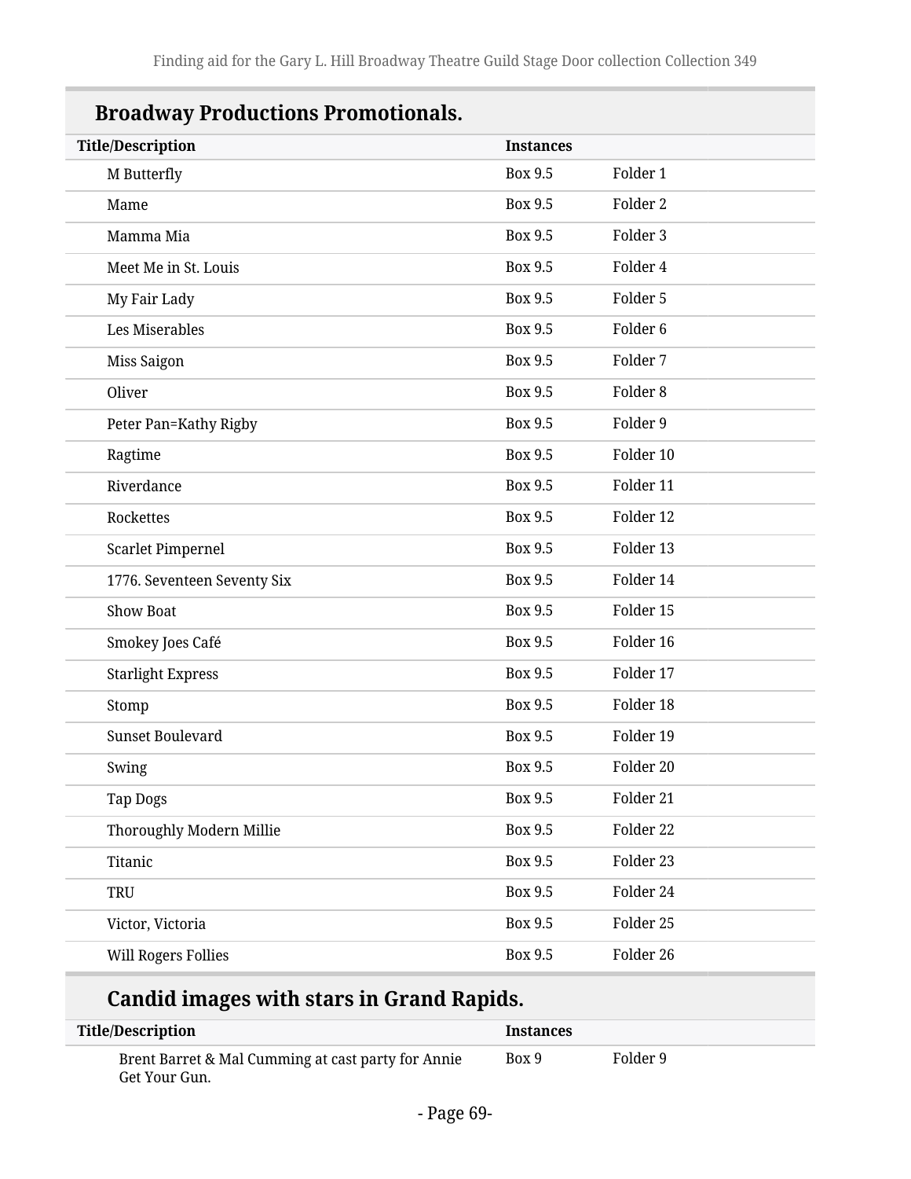## Broadway Productions Promotionals.

| Title/Description | Instances | |
| --- | --- | --- |
| M Butterfly | Box 9.5 | Folder 1 |
| Mame | Box 9.5 | Folder 2 |
| Mamma Mia | Box 9.5 | Folder 3 |
| Meet Me in St. Louis | Box 9.5 | Folder 4 |
| My Fair Lady | Box 9.5 | Folder 5 |
| Les Miserables | Box 9.5 | Folder 6 |
| Miss Saigon | Box 9.5 | Folder 7 |
| Oliver | Box 9.5 | Folder 8 |
| Peter Pan=Kathy Rigby | Box 9.5 | Folder 9 |
| Ragtime | Box 9.5 | Folder 10 |
| Riverdance | Box 9.5 | Folder 11 |
| Rockettes | Box 9.5 | Folder 12 |
| Scarlet Pimpernel | Box 9.5 | Folder 13 |
| 1776. Seventeen Seventy Six | Box 9.5 | Folder 14 |
| Show Boat | Box 9.5 | Folder 15 |
| Smokey Joes Café | Box 9.5 | Folder 16 |
| Starlight Express | Box 9.5 | Folder 17 |
| Stomp | Box 9.5 | Folder 18 |
| Sunset Boulevard | Box 9.5 | Folder 19 |
| Swing | Box 9.5 | Folder 20 |
| Tap Dogs | Box 9.5 | Folder 21 |
| Thoroughly Modern Millie | Box 9.5 | Folder 22 |
| Titanic | Box 9.5 | Folder 23 |
| TRU | Box 9.5 | Folder 24 |
| Victor, Victoria | Box 9.5 | Folder 25 |
| Will Rogers Follies | Box 9.5 | Folder 26 |

### Candid images with stars in Grand Rapids.

| Title/Description | Instances | |
| --- | --- | --- |
| Brent Barret & Mal Cumming at cast party for Annie Get Your Gun. | Box 9 | Folder 9 |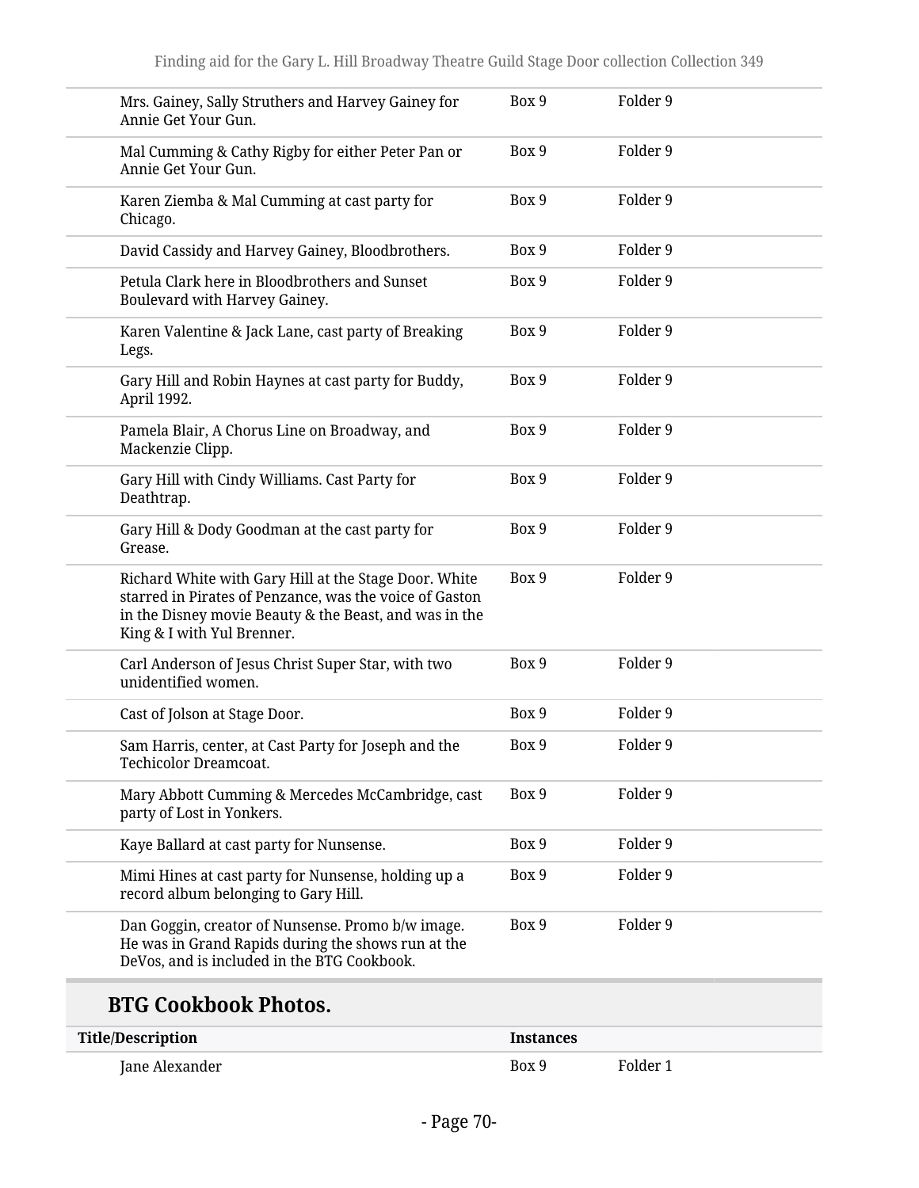| | | |
|---|---|---|
| Mrs. Gainey, Sally Struthers and Harvey Gainey for Annie Get Your Gun. | Box 9 | Folder 9 |
| Mal Cumming & Cathy Rigby for either Peter Pan or Annie Get Your Gun. | Box 9 | Folder 9 |
| Karen Ziemba & Mal Cumming at cast party for Chicago. | Box 9 | Folder 9 |
| David Cassidy and Harvey Gainey, Bloodbrothers. | Box 9 | Folder 9 |
| Petula Clark here in Bloodbrothers and Sunset Boulevard with Harvey Gainey. | Box 9 | Folder 9 |
| Karen Valentine & Jack Lane, cast party of Breaking Legs. | Box 9 | Folder 9 |
| Gary Hill and Robin Haynes at cast party for Buddy, April 1992. | Box 9 | Folder 9 |
| Pamela Blair, A Chorus Line on Broadway, and Mackenzie Clipp. | Box 9 | Folder 9 |
| Gary Hill with Cindy Williams. Cast Party for Deathtrap. | Box 9 | Folder 9 |
| Gary Hill & Dody Goodman at the cast party for Grease. | Box 9 | Folder 9 |
| Richard White with Gary Hill at the Stage Door. White starred in Pirates of Penzance, was the voice of Gaston in the Disney movie Beauty & the Beast, and was in the King & I with Yul Brenner. | Box 9 | Folder 9 |
| Carl Anderson of Jesus Christ Super Star, with two unidentified women. | Box 9 | Folder 9 |
| Cast of Jolson at Stage Door. | Box 9 | Folder 9 |
| Sam Harris, center, at Cast Party for Joseph and the Techicolor Dreamcoat. | Box 9 | Folder 9 |
| Mary Abbott Cumming & Mercedes McCambridge, cast party of Lost in Yonkers. | Box 9 | Folder 9 |
| Kaye Ballard at cast party for Nunsense. | Box 9 | Folder 9 |
| Mimi Hines at cast party for Nunsense, holding up a record album belonging to Gary Hill. | Box 9 | Folder 9 |
| Dan Goggin, creator of Nunsense. Promo b/w image. He was in Grand Rapids during the shows run at the DeVos, and is included in the BTG Cookbook. | Box 9 | Folder 9 |

## BTG Cookbook Photos.

| Title/Description | Instances | |
|---|---|---|
| Jane Alexander | Box 9 | Folder 1 |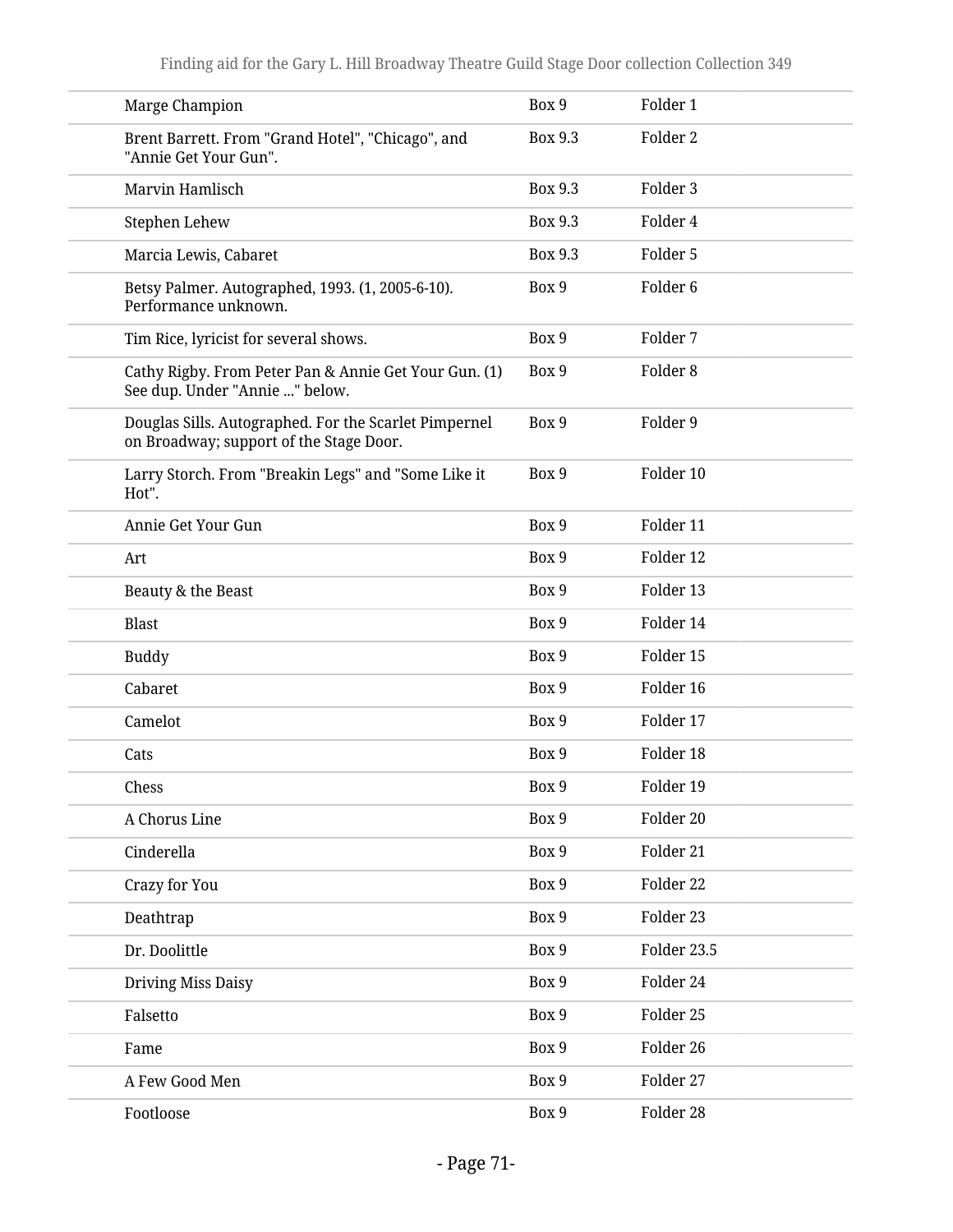| | | |
|---|---|---|
| Marge Champion | Box 9 | Folder 1 |
| Brent Barrett. From "Grand Hotel", "Chicago", and "Annie Get Your Gun". | Box 9.3 | Folder 2 |
| Marvin Hamlisch | Box 9.3 | Folder 3 |
| Stephen Lehew | Box 9.3 | Folder 4 |
| Marcia Lewis, Cabaret | Box 9.3 | Folder 5 |
| Betsy Palmer. Autographed, 1993. (1, 2005-6-10). Performance unknown. | Box 9 | Folder 6 |
| Tim Rice, lyricist for several shows. | Box 9 | Folder 7 |
| Cathy Rigby. From Peter Pan & Annie Get Your Gun. (1) See dup. Under "Annie ..." below. | Box 9 | Folder 8 |
| Douglas Sills. Autographed. For the Scarlet Pimpernel on Broadway; support of the Stage Door. | Box 9 | Folder 9 |
| Larry Storch. From "Breakin Legs" and "Some Like it Hot". | Box 9 | Folder 10 |
| Annie Get Your Gun | Box 9 | Folder 11 |
| Art | Box 9 | Folder 12 |
| Beauty & the Beast | Box 9 | Folder 13 |
| Blast | Box 9 | Folder 14 |
| Buddy | Box 9 | Folder 15 |
| Cabaret | Box 9 | Folder 16 |
| Camelot | Box 9 | Folder 17 |
| Cats | Box 9 | Folder 18 |
| Chess | Box 9 | Folder 19 |
| A Chorus Line | Box 9 | Folder 20 |
| Cinderella | Box 9 | Folder 21 |
| Crazy for You | Box 9 | Folder 22 |
| Deathtrap | Box 9 | Folder 23 |
| Dr. Doolittle | Box 9 | Folder 23.5 |
| Driving Miss Daisy | Box 9 | Folder 24 |
| Falsetto | Box 9 | Folder 25 |
| Fame | Box 9 | Folder 26 |
| A Few Good Men | Box 9 | Folder 27 |
| Footloose | Box 9 | Folder 28 |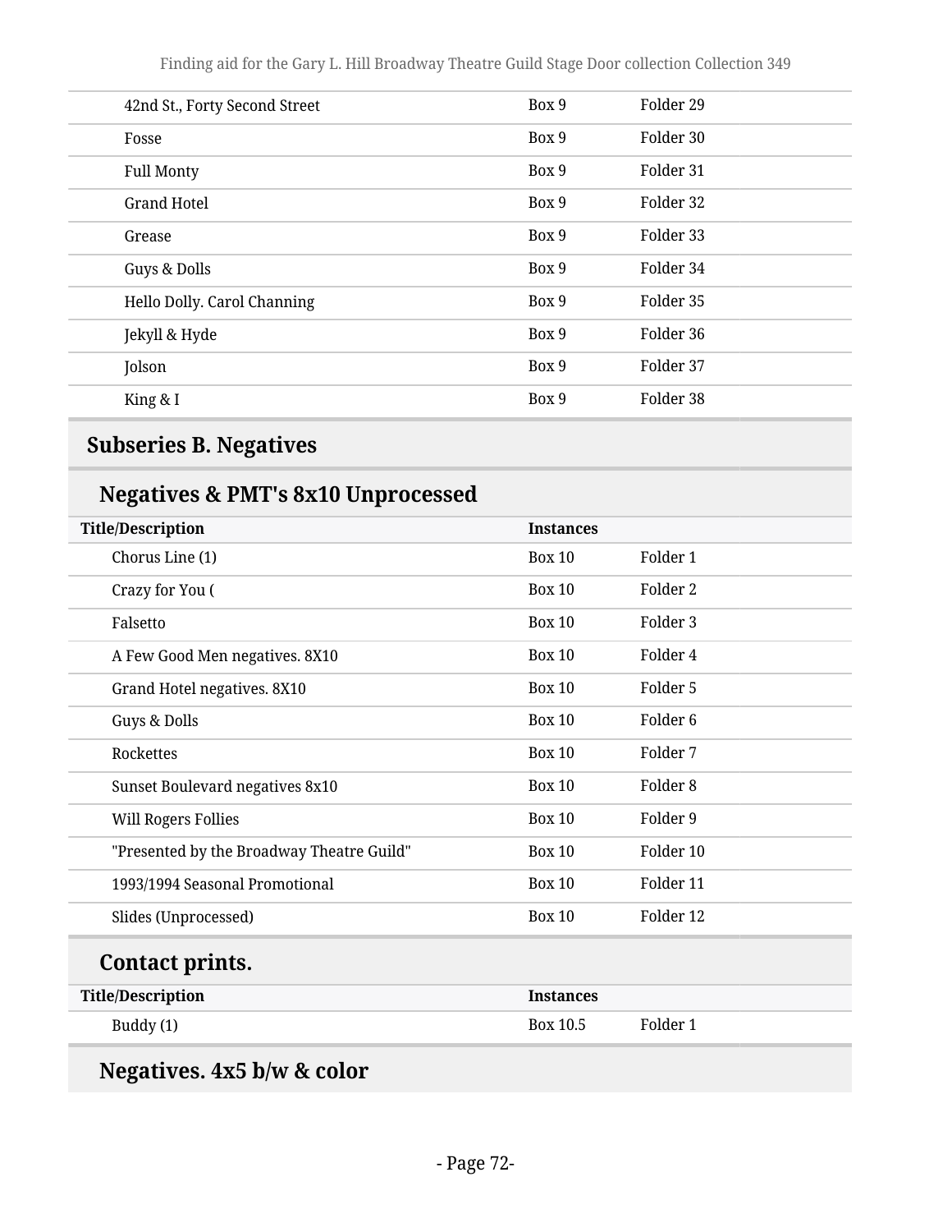| | | |
|---|---|---|
| 42nd St., Forty Second Street | Box 9 | Folder 29 |
| Fosse | Box 9 | Folder 30 |
| Full Monty | Box 9 | Folder 31 |
| Grand Hotel | Box 9 | Folder 32 |
| Grease | Box 9 | Folder 33 |
| Guys & Dolls | Box 9 | Folder 34 |
| Hello Dolly. Carol Channing | Box 9 | Folder 35 |
| Jekyll & Hyde | Box 9 | Folder 36 |
| Jolson | Box 9 | Folder 37 |
| King & I | Box 9 | Folder 38 |

## Subseries B. Negatives

### Negatives & PMT's 8x10 Unprocessed

| Title/Description | Instances | |
|---|---|---|
| Chorus Line (1) | Box 10 | Folder 1 |
| Crazy for You ( | Box 10 | Folder 2 |
| Falsetto | Box 10 | Folder 3 |
| A Few Good Men negatives. 8X10 | Box 10 | Folder 4 |
| Grand Hotel negatives. 8X10 | Box 10 | Folder 5 |
| Guys & Dolls | Box 10 | Folder 6 |
| Rockettes | Box 10 | Folder 7 |
| Sunset Boulevard negatives 8x10 | Box 10 | Folder 8 |
| Will Rogers Follies | Box 10 | Folder 9 |
| "Presented by the Broadway Theatre Guild" | Box 10 | Folder 10 |
| 1993/1994 Seasonal Promotional | Box 10 | Folder 11 |
| Slides (Unprocessed) | Box 10 | Folder 12 |

### Contact prints.

| Title/Description | Instances | |
|---|---|---|
| Buddy (1) | Box 10.5 | Folder 1 |

### Negatives. 4x5 b/w & color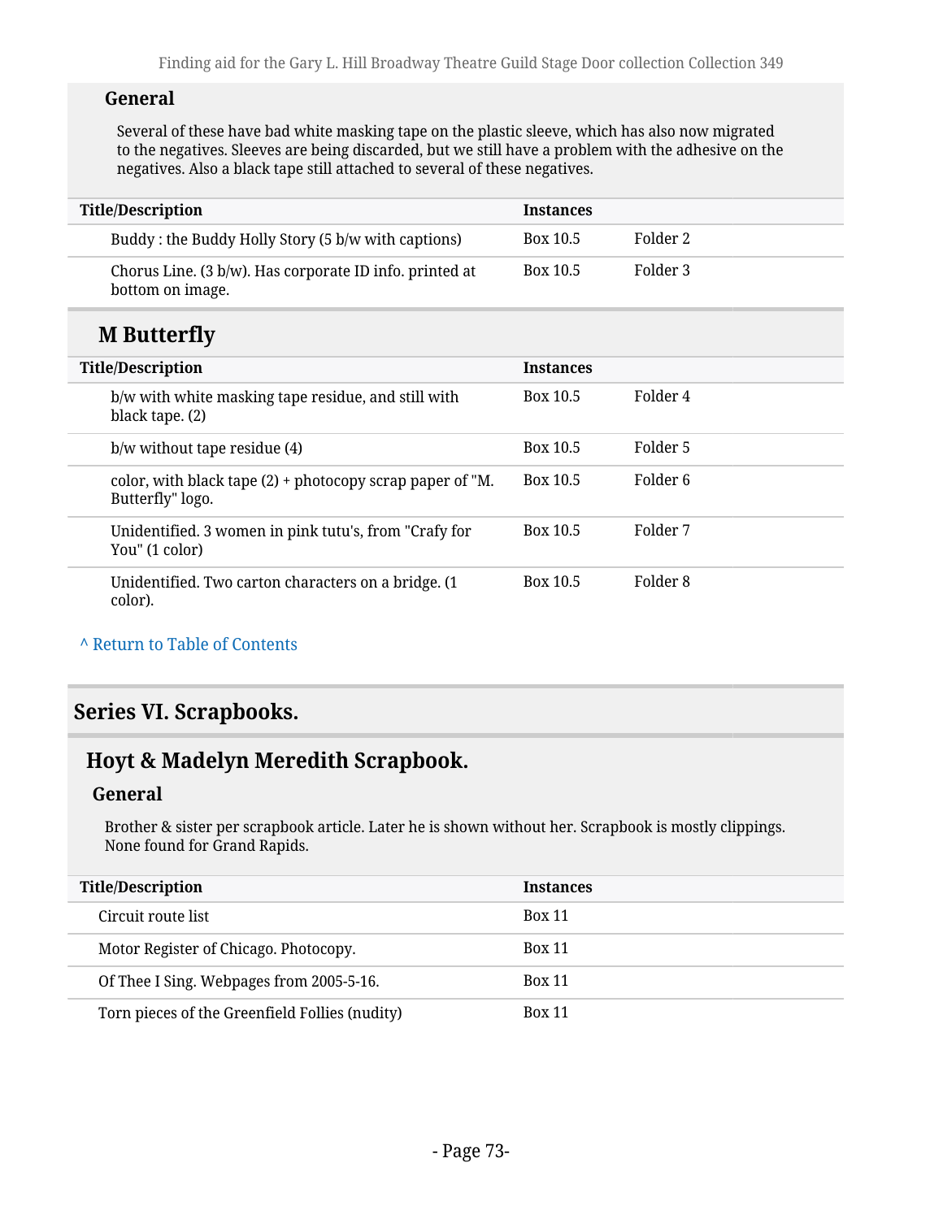### General

Several of these have bad white masking tape on the plastic sleeve, which has also now migrated to the negatives. Sleeves are being discarded, but we still have a problem with the adhesive on the negatives. Also a black tape still attached to several of these negatives.

| Title/Description | Instances | |
|---|---|---|
| Buddy : the Buddy Holly Story (5 b/w with captions) | Box 10.5 | Folder 2 |
| Chorus Line. (3 b/w). Has corporate ID info. printed at bottom on image. | Box 10.5 | Folder 3 |

## M Butterfly

| Title/Description | Instances | |
|---|---|---|
| b/w with white masking tape residue, and still with black tape. (2) | Box 10.5 | Folder 4 |
| b/w without tape residue (4) | Box 10.5 | Folder 5 |
| color, with black tape (2) + photocopy scrap paper of "M. Butterfly" logo. | Box 10.5 | Folder 6 |
| Unidentified. 3 women in pink tutu's, from "Crafy for You" (1 color) | Box 10.5 | Folder 7 |
| Unidentified. Two carton characters on a bridge. (1 color). | Box 10.5 | Folder 8 |

^ Return to Table of Contents

# Series VI. Scrapbooks.

## Hoyt & Madelyn Meredith Scrapbook.

### General

Brother & sister per scrapbook article. Later he is shown without her. Scrapbook is mostly clippings. None found for Grand Rapids.

| Title/Description | Instances |
|---|---|
| Circuit route list | Box 11 |
| Motor Register of Chicago. Photocopy. | Box 11 |
| Of Thee I Sing. Webpages from 2005-5-16. | Box 11 |
| Torn pieces of the Greenfield Follies (nudity) | Box 11 |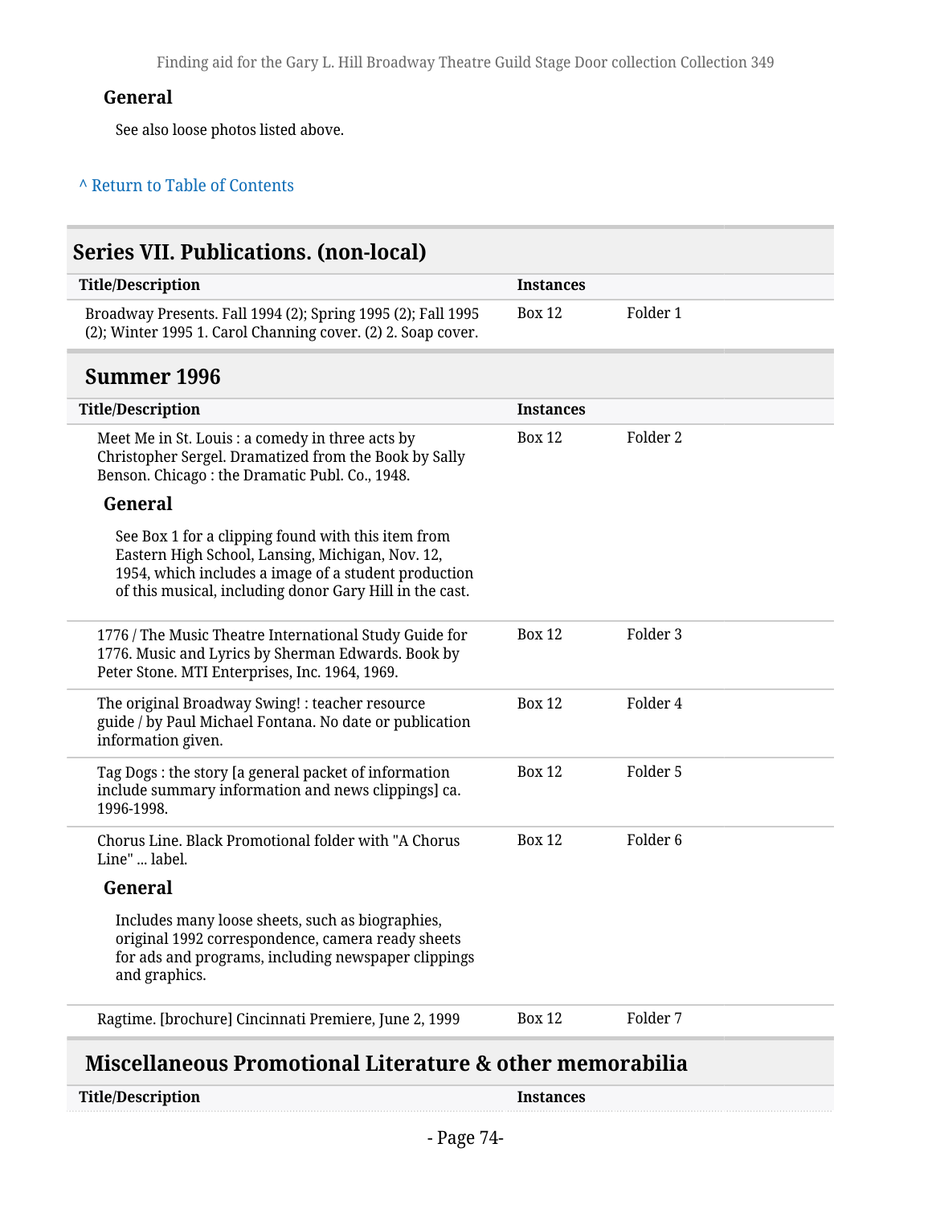#### General

See also loose photos listed above.

^ Return to Table of Contents

## Series VII. Publications. (non-local)

| Title/Description | Instances | |
|---|---|---|
| Broadway Presents. Fall 1994 (2); Spring 1995 (2); Fall 1995 (2); Winter 1995 1. Carol Channing cover. (2) 2. Soap cover. | Box 12 | Folder 1 |

### Summer 1996

| Title/Description | Instances | |
|---|---|---|
| Meet Me in St. Louis : a comedy in three acts by Christopher Sergel. Dramatized from the Book by Sally Benson. Chicago : the Dramatic Publ. Co., 1948.<br><br>**General**<br><br>See Box 1 for a clipping found with this item from Eastern High School, Lansing, Michigan, Nov. 12, 1954, which includes a image of a student production of this musical, including donor Gary Hill in the cast. | Box 12 | Folder 2 |
| 1776 / The Music Theatre International Study Guide for 1776. Music and Lyrics by Sherman Edwards. Book by Peter Stone. MTI Enterprises, Inc. 1964, 1969. | Box 12 | Folder 3 |
| The original Broadway Swing! : teacher resource guide / by Paul Michael Fontana. No date or publication information given. | Box 12 | Folder 4 |
| Tag Dogs : the story [a general packet of information include summary information and news clippings] ca. 1996-1998. | Box 12 | Folder 5 |
| Chorus Line. Black Promotional folder with "A Chorus Line" ... label.<br><br>**General**<br><br>Includes many loose sheets, such as biographies, original 1992 correspondence, camera ready sheets for ads and programs, including newspaper clippings and graphics. | Box 12 | Folder 6 |
| Ragtime. [brochure] Cincinnati Premiere, June 2, 1999 | Box 12 | Folder 7 |

### Miscellaneous Promotional Literature & other memorabilia

| Title/Description | Instances |
|---|---|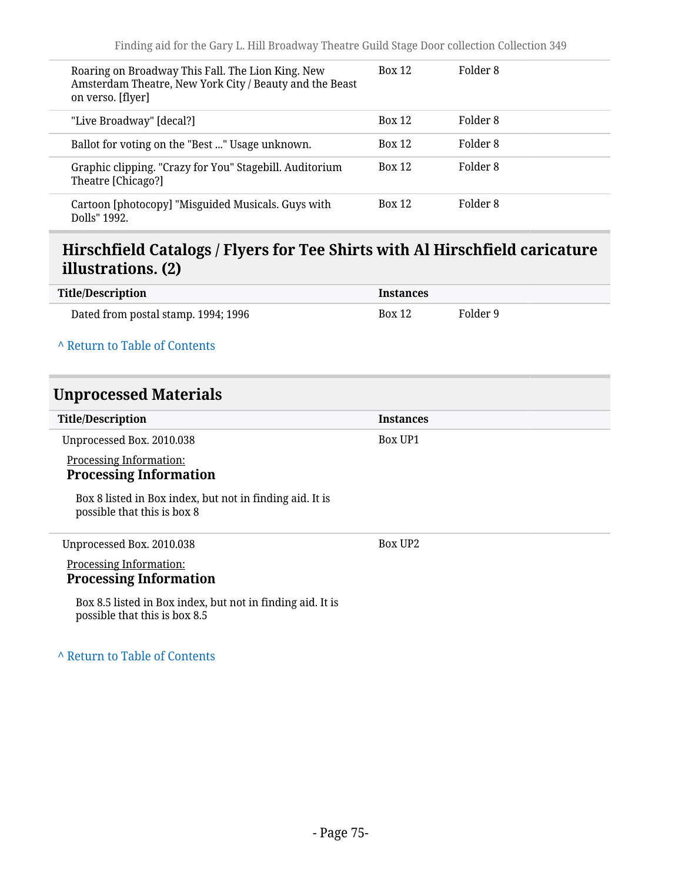| | | |
|---|---|---|
| Roaring on Broadway This Fall. The Lion King. New Amsterdam Theatre, New York City / Beauty and the Beast on verso. [flyer] | Box 12 | Folder 8 |
| "Live Broadway" [decal?] | Box 12 | Folder 8 |
| Ballot for voting on the "Best ..." Usage unknown. | Box 12 | Folder 8 |
| Graphic clipping. "Crazy for You" Stagebill. Auditorium Theatre [Chicago?] | Box 12 | Folder 8 |
| Cartoon [photocopy] "Misguided Musicals. Guys with Dolls" 1992. | Box 12 | Folder 8 |

### Hirschfield Catalogs / Flyers for Tee Shirts with Al Hirschfield caricature illustrations. (2)

| Title/Description | Instances | |
|---|---|---|
| Dated from postal stamp. 1994; 1996 | Box 12 | Folder 9 |

^ Return to Table of Contents

## Unprocessed Materials

| Title/Description | Instances |
|---|---|
| Unprocessed Box. 2010.038<br>Processing Information:<br>**Processing Information**<br>Box 8 listed in Box index, but not in finding aid. It is possible that this is box 8 | Box UP1 |
| Unprocessed Box. 2010.038<br>Processing Information:<br>**Processing Information**<br>Box 8.5 listed in Box index, but not in finding aid. It is possible that this is box 8.5 | Box UP2 |

^ Return to Table of Contents